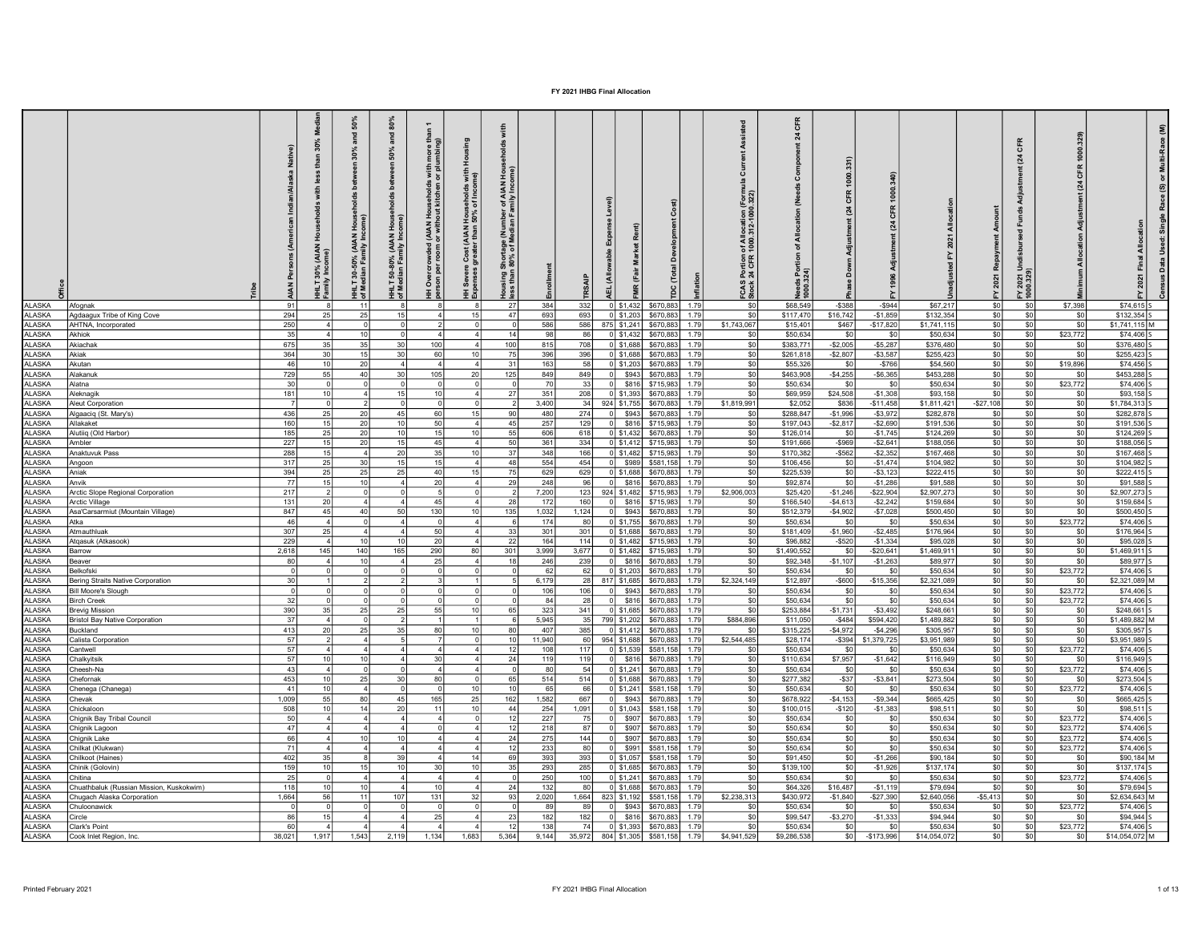# FY 2021 IHBG Final Allocation

| Office | Tribe | AIAN Persons (American Indian/Alaska Native) | HHLT 30% (AIAN Households with less than 30% Median Family Income) | HHLT 30-50% (AIAN Households between 30% and 50% of Median Family Income) | HHLT 50-80% (AIAN Households between 50% and 80% of Median Family Income) | HH Overcrowded (AIAN Households with more than 1 person per room or without kitchen or plumbing) | HH Severe Cost (AIAN Households with Housing Expenses greater than 50% of Income) | Housing Shortage (Number of AIAN Households with less than 80% of Median Family Income) | Enrollment | TRSAIP | AEL (Allowable Expense Level) | FMR (Fair Market Rent) | TDC (Total Development Cost) | Inflation | FCAS Portion of Allocation (Formula Current Assisted Stock 24 CFR 1000.312-1000.322) | Needs Portion of Allocation (Needs Component 24 CFR 1000.324) | Phase Down Adjustment (24 CFR 1000.331) | FY 1996 Adjustment (24 CFR 1000.340) | Unadjusted FY 2021 Allocation | FY 2021 Repayment Amount | FY 2021 Undisbursed Funds Adjustment (24 CFR 1000.329) | Minimum Allocation Adjustment (24 CFR 1000.329) | FY 2021 Final Allocation | Census Data Used: Single Race (S) or Multi-Race (M) |
|---|---|---|---|---|---|---|---|---|---|---|---|---|---|---|---|---|---|---|---|---|---|---|---|---|
| ALASKA | Afognak | 91 | 8 | 11 | 8 | 8 | 8 | 27 | 384 | 332 | 0 | $1,432 | $670,883 | 1.79 | $0 | $68,549 | -$388 | -$944 | $67,217 | $0 | $0 | $7,398 | $74,615 | S |
| ALASKA | Agdaagux Tribe of King Cove | 294 | 25 | 25 | 15 | 4 | 15 | 47 | 693 | 693 | 0 | $1,203 | $670,883 | 1.79 | $0 | $117,470 | $16,742 | -$1,859 | $132,354 | $0 | $0 | $0 | $132,354 | S |
| ALASKA | AHTNA, Incorporated | 250 | 4 | 0 | 0 | 2 | 0 | 0 | 586 | 586 | 875 | $1,241 | $670,883 | 1.79 | $1,743,067 | $15,401 | $467 | -$17,820 | $1,741,115 | $0 | $0 | $0 | $1,741,115 | M |
| ALASKA | Akhiok | 35 | 4 | 10 | 0 | 4 | 4 | 14 | 98 | 86 | 0 | $1,432 | $670,883 | 1.79 | $0 | $50,634 | $0 | $0 | $50,634 | $0 | $0 | $23,772 | $74,406 | S |
| ALASKA | Akiachak | 675 | 35 | 35 | 30 | 100 | 4 | 100 | 815 | 708 | 0 | $1,688 | $670,883 | 1.79 | $0 | $383,771 | -$2,005 | -$5,287 | $376,480 | $0 | $0 | $0 | $376,480 | S |
| ALASKA | Akiak | 364 | 30 | 15 | 30 | 60 | 10 | 75 | 396 | 396 | 0 | $1,688 | $670,883 | 1.79 | $0 | $261,818 | -$2,807 | -$3,587 | $255,423 | $0 | $0 | $0 | $255,423 | S |
| ALASKA | Akutan | 46 | 10 | 20 | 4 | 4 | 4 | 31 | 163 | 58 | 0 | $1,203 | $670,883 | 1.79 | $0 | $55,326 | $0 | -$766 | $54,560 | $0 | $0 | $19,896 | $74,456 | S |
| ALASKA | Alakanuk | 729 | 55 | 40 | 30 | 105 | 20 | 125 | 849 | 849 | 0 | $943 | $670,883 | 1.79 | $0 | $463,908 | -$4,255 | -$6,365 | $453,288 | $0 | $0 | $0 | $453,288 | S |
| ALASKA | Alatna | 30 | 0 | 0 | 0 | 0 | 0 | 0 | 70 | 33 | 0 | $816 | $715,983 | 1.79 | $0 | $50,634 | $0 | $0 | $50,634 | $0 | $0 | $23,772 | $74,406 | S |
| ALASKA | Aleknagik | 181 | 10 | 4 | 15 | 10 | 4 | 27 | 351 | 208 | 0 | $1,393 | $670,883 | 1.79 | $0 | $69,959 | $24,508 | -$1,308 | $93,158 | $0 | $0 | $0 | $93,158 | S |
| ALASKA | Aleut Corporation | 7 | 0 | 2 | 0 | 0 | 0 | 2 | 3,400 | 34 | 924 | $1,755 | $670,883 | 1.79 | $1,819,991 | $2,052 | $836 | -$11,458 | $1,811,421 | -$27,108 | $0 | $0 | $1,784,313 | S |
| ALASKA | Algaaciq (St. Mary's) | 436 | 25 | 20 | 45 | 60 | 15 | 90 | 480 | 274 | 0 | $943 | $670,883 | 1.79 | $0 | $288,847 | -$1,996 | -$3,972 | $282,878 | $0 | $0 | $0 | $282,878 | S |
| ALASKA | Allakaket | 160 | 15 | 20 | 10 | 50 | 4 | 45 | 257 | 129 | 0 | $816 | $715,983 | 1.79 | $0 | $197,043 | -$2,817 | -$2,690 | $191,536 | $0 | $0 | $0 | $191,536 | S |
| ALASKA | Alutiiq (Old Harbor) | 185 | 25 | 20 | 10 | 15 | 10 | 55 | 606 | 618 | 0 | $1,432 | $670,883 | 1.79 | $0 | $126,014 | $0 | -$1,745 | $124,269 | $0 | $0 | $0 | $124,269 | S |
| ALASKA | Ambler | 227 | 15 | 20 | 15 | 45 | 4 | 50 | 361 | 334 | 0 | $1,412 | $715,983 | 1.79 | $0 | $191,666 | -$969 | -$2,641 | $188,056 | $0 | $0 | $0 | $188,056 | S |
| ALASKA | Anaktuvuk Pass | 288 | 15 | 4 | 20 | 35 | 10 | 37 | 348 | 166 | 0 | $1,482 | $715,983 | 1.79 | $0 | $170,382 | -$562 | -$2,352 | $167,468 | $0 | $0 | $0 | $167,468 | S |
| ALASKA | Angoon | 317 | 25 | 30 | 15 | 15 | 4 | 48 | 554 | 454 | 0 | $989 | $581,158 | 1.79 | $0 | $106,456 | $0 | -$1,474 | $104,982 | $0 | $0 | $0 | $104,982 | S |
| ALASKA | Aniak | 394 | 25 | 25 | 25 | 40 | 15 | 75 | 629 | 629 | 0 | $1,688 | $670,883 | 1.79 | $0 | $225,539 | $0 | -$3,123 | $222,415 | $0 | $0 | $0 | $222,415 | S |
| ALASKA | Anvik | 77 | 15 | 10 | 4 | 20 | 4 | 29 | 248 | 96 | 0 | $816 | $670,883 | 1.79 | $0 | $92,874 | $0 | -$1,286 | $91,588 | $0 | $0 | $0 | $91,588 | S |
| ALASKA | Arctic Slope Regional Corporation | 217 | 2 | 0 | 0 | 5 | 0 | 2 | 7,200 | 123 | 924 | $1,482 | $715,983 | 1.79 | $2,906,003 | $25,420 | -$1,246 | -$22,904 | $2,907,273 | $0 | $0 | $0 | $2,907,273 | S |
| ALASKA | Arctic Village | 131 | 20 | 4 | 4 | 45 | 4 | 28 | 172 | 160 | 0 | $816 | $715,983 | 1.79 | $0 | $166,540 | -$4,613 | -$2,242 | $159,684 | $0 | $0 | $0 | $159,684 | S |
| ALASKA | Asa'Carsarmiut (Mountain Village) | 847 | 45 | 40 | 50 | 130 | 10 | 135 | 1,032 | 1,124 | 0 | $943 | $670,883 | 1.79 | $0 | $512,379 | -$4,902 | -$7,028 | $500,450 | $0 | $0 | $0 | $500,450 | S |
| ALASKA | Atka | 46 | 4 | 0 | 4 | 0 | 4 | 6 | 174 | 80 | 0 | $1,755 | $670,883 | 1.79 | $0 | $50,634 | $0 | $0 | $50,634 | $0 | $0 | $23,772 | $74,406 | S |
| ALASKA | Atmauthluak | 307 | 25 | 4 | 4 | 50 | 4 | 33 | 301 | 301 | 0 | $1,688 | $670,883 | 1.79 | $0 | $181,409 | -$1,960 | -$2,485 | $176,964 | $0 | $0 | $0 | $176,964 | S |
| ALASKA | Atqasuk (Atkasook) | 229 | 4 | 10 | 10 | 20 | 4 | 22 | 164 | 114 | 0 | $1,482 | $715,983 | 1.79 | $0 | $96,882 | -$520 | -$1,334 | $95,028 | $0 | $0 | $0 | $95,028 | S |
| ALASKA | Barrow | 2,618 | 145 | 140 | 165 | 290 | 80 | 301 | 3,999 | 3,677 | 0 | $1,482 | $715,983 | 1.79 | $0 | $1,490,552 | $0 | -$20,641 | $1,469,911 | $0 | $0 | $0 | $1,469,911 | S |
| ALASKA | Beaver | 80 | 4 | 10 | 4 | 25 | 4 | 18 | 246 | 239 | 0 | $816 | $670,883 | 1.79 | $0 | $92,348 | -$1,107 | -$1,263 | $89,977 | $0 | $0 | $0 | $89,977 | S |
| ALASKA | Belkofski | 0 | 0 | 0 | 0 | 0 | 0 | 0 | 62 | 62 | 0 | $1,203 | $670,883 | 1.79 | $0 | $50,634 | $0 | $0 | $50,634 | $0 | $0 | $23,772 | $74,406 | S |
| ALASKA | Bering Straits Native Corporation | 30 | 1 | 2 | 2 | 3 | 1 | 5 | 6,179 | 28 | 817 | $1,685 | $670,883 | 1.79 | $2,324,149 | $12,897 | -$600 | -$15,356 | $2,321,089 | $0 | $0 | $0 | $2,321,089 | M |
| ALASKA | Bill Moore's Slough | 0 | 0 | 0 | 0 | 0 | 0 | 0 | 106 | 106 | 0 | $943 | $670,883 | 1.79 | $0 | $50,634 | $0 | $0 | $50,634 | $0 | $0 | $23,772 | $74,406 | S |
| ALASKA | Birch Creek | 32 | 0 | 0 | 0 | 0 | 0 | 0 | 84 | 28 | 0 | $816 | $670,883 | 1.79 | $0 | $50,634 | $0 | $0 | $50,634 | $0 | $0 | $23,772 | $74,406 | S |
| ALASKA | Brevig Mission | 390 | 35 | 25 | 25 | 55 | 10 | 65 | 323 | 341 | 0 | $1,685 | $670,883 | 1.79 | $0 | $253,884 | -$1,731 | -$3,492 | $248,661 | $0 | $0 | $0 | $248,661 | S |
| ALASKA | Bristol Bay Native Corporation | 37 | 4 | 0 | 2 | 1 | 1 | 6 | 5,945 | 35 | 799 | $1,202 | $670,883 | 1.79 | $884,896 | $11,050 | -$484 | $594,420 | $1,489,882 | $0 | $0 | $0 | $1,489,882 | M |
| ALASKA | Buckland | 413 | 20 | 25 | 35 | 80 | 10 | 80 | 407 | 385 | 0 | $1,412 | $670,883 | 1.79 | $0 | $315,225 | -$4,972 | -$4,296 | $305,957 | $0 | $0 | $0 | $305,957 | S |
| ALASKA | Calista Corporation | 57 | 2 | 4 | 5 | 7 | 0 | 10 | 11,940 | 60 | 954 | $1,688 | $670,883 | 1.79 | $2,544,485 | $28,174 | -$394 | $1,379,725 | $3,951,989 | $0 | $0 | $0 | $3,951,989 | S |
| ALASKA | Cantwell | 57 | 4 | 4 | 4 | 4 | 4 | 12 | 108 | 117 | 0 | $1,539 | $581,158 | 1.79 | $0 | $50,634 | $0 | $0 | $50,634 | $0 | $0 | $23,772 | $74,406 | S |
| ALASKA | Chalkyitsik | 57 | 10 | 10 | 4 | 30 | 4 | 24 | 119 | 119 | 0 | $816 | $670,883 | 1.79 | $0 | $110,634 | $7,957 | -$1,642 | $116,949 | $0 | $0 | $0 | $116,949 | S |
| ALASKA | Cheesh-Na | 43 | 4 | 0 | 0 | 4 | 4 | 0 | 80 | 54 | 0 | $1,241 | $670,883 | 1.79 | $0 | $50,634 | $0 | $0 | $50,634 | $0 | $0 | $23,772 | $74,406 | S |
| ALASKA | Chefornak | 453 | 10 | 25 | 30 | 80 | 0 | 65 | 514 | 514 | 0 | $1,688 | $670,883 | 1.79 | $0 | $277,382 | -$37 | -$3,841 | $273,504 | $0 | $0 | $0 | $273,504 | S |
| ALASKA | Chenega (Chanega) | 41 | 10 | 4 | 0 | 0 | 10 | 10 | 65 | 66 | 0 | $1,241 | $581,158 | 1.79 | $0 | $50,634 | $0 | $0 | $50,634 | $0 | $0 | $23,772 | $74,406 | S |
| ALASKA | Chevak | 1,009 | 55 | 80 | 45 | 165 | 25 | 162 | 1,582 | 667 | 0 | $943 | $670,883 | 1.79 | $0 | $678,922 | -$4,153 | -$9,344 | $665,425 | $0 | $0 | $0 | $665,425 | S |
| ALASKA | Chickaloon | 508 | 10 | 14 | 20 | 11 | 10 | 44 | 254 | 1,091 | 0 | $1,043 | $581,158 | 1.79 | $0 | $100,015 | -$120 | -$1,383 | $98,511 | $0 | $0 | $0 | $98,511 | S |
| ALASKA | Chignik Bay Tribal Council | 50 | 4 | 4 | 4 | 4 | 0 | 12 | 227 | 75 | 0 | $907 | $670,883 | 1.79 | $0 | $50,634 | $0 | $0 | $50,634 | $0 | $0 | $23,772 | $74,406 | S |
| ALASKA | Chignik Lagoon | 47 | 4 | 4 | 4 | 0 | 4 | 12 | 218 | 87 | 0 | $907 | $670,883 | 1.79 | $0 | $50,634 | $0 | $0 | $50,634 | $0 | $0 | $23,772 | $74,406 | S |
| ALASKA | Chignik Lake | 66 | 4 | 10 | 10 | 4 | 4 | 24 | 275 | 144 | 0 | $907 | $670,883 | 1.79 | $0 | $50,634 | $0 | $0 | $50,634 | $0 | $0 | $23,772 | $74,406 | S |
| ALASKA | Chilkat (Klukwan) | 71 | 4 | 4 | 4 | 4 | 4 | 12 | 233 | 80 | 0 | $991 | $581,158 | 1.79 | $0 | $50,634 | $0 | $0 | $50,634 | $0 | $0 | $23,772 | $74,406 | S |
| ALASKA | Chilkoot (Haines) | 402 | 35 | 8 | 39 | 4 | 14 | 69 | 393 | 393 | 0 | $1,057 | $581,158 | 1.79 | $0 | $91,450 | $0 | -$1,266 | $90,184 | $0 | $0 | $0 | $90,184 | M |
| ALASKA | Chinik (Golovin) | 159 | 10 | 15 | 10 | 30 | 10 | 35 | 293 | 285 | 0 | $1,685 | $670,883 | 1.79 | $0 | $139,100 | $0 | -$1,926 | $137,174 | $0 | $0 | $0 | $137,174 | S |
| ALASKA | Chitina | 25 | 0 | 4 | 4 | 4 | 4 | 0 | 250 | 100 | 0 | $1,241 | $670,883 | 1.79 | $0 | $50,634 | $0 | $0 | $50,634 | $0 | $0 | $23,772 | $74,406 | S |
| ALASKA | Chuathbaluk (Russian Mission, Kuskokwim) | 118 | 10 | 10 | 4 | 10 | 4 | 24 | 132 | 80 | 0 | $1,688 | $670,883 | 1.79 | $0 | $64,326 | $16,487 | -$1,119 | $79,694 | $0 | $0 | $0 | $79,694 | S |
| ALASKA | Chugach Alaska Corporation | 1,664 | 56 | 11 | 107 | 131 | 32 | 93 | 2,020 | 1,664 | 823 | $1,192 | $581,158 | 1.79 | $2,238,313 | $430,972 | -$1,840 | -$27,390 | $2,640,056 | -$5,413 | $0 | $0 | $2,634,643 | M |
| ALASKA | Chuloonawick | 0 | 0 | 0 | 0 | 0 | 0 | 0 | 89 | 89 | 0 | $943 | $670,883 | 1.79 | $0 | $50,634 | $0 | $0 | $50,634 | $0 | $0 | $23,772 | $74,406 | S |
| ALASKA | Circle | 86 | 15 | 4 | 4 | 25 | 4 | 23 | 182 | 182 | 0 | $816 | $670,883 | 1.79 | $0 | $99,547 | -$3,270 | -$1,333 | $94,944 | $0 | $0 | $0 | $94,944 | S |
| ALASKA | Clark's Point | 60 | 4 | 4 | 4 | 4 | 4 | 12 | 138 | 74 | 0 | $1,393 | $670,883 | 1.79 | $0 | $50,634 | $0 | $0 | $50,634 | $0 | $0 | $23,772 | $74,406 | S |
| ALASKA | Cook Inlet Region, Inc. | 38,021 | 1,917 | 1,543 | 2,119 | 1,134 | 1,683 | 5,364 | 9,144 | 35,972 | 804 | $1,305 | $581,158 | 1.79 | $4,941,529 | $9,286,538 | $0 | -$173,996 | $14,054,072 | $0 | $0 | $0 | $14,054,072 | M |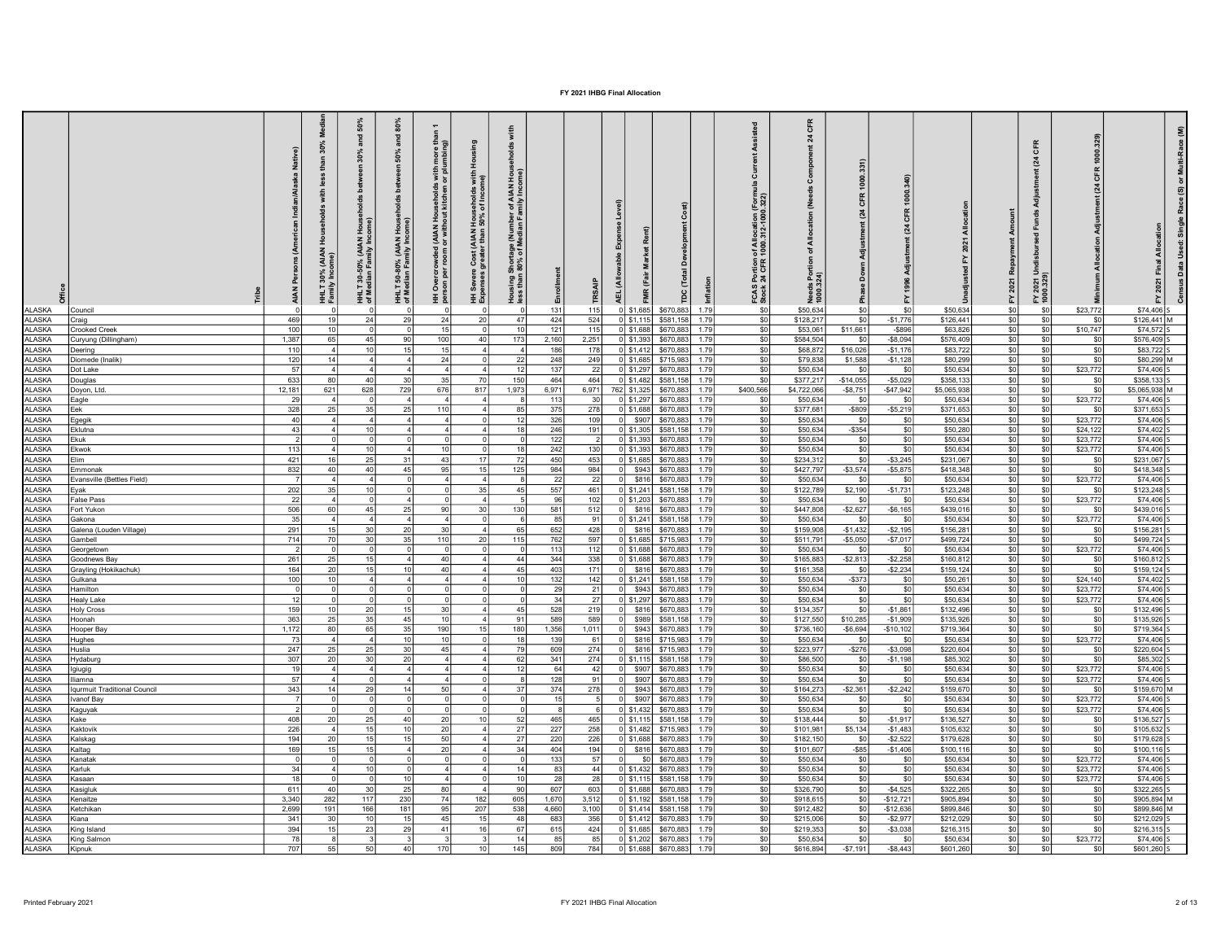# FY 2021 IHBG Final Allocation

| Office | Tribe | AIAN Persons (American Indian/Alaska Native) | HHLT 30% (AIAN Households with less than 30% Median Family Income) | HHLT 30-50% (AIAN Households between 30% and 50% of Median Family Income) | HHLT 50-80% (AIAN Households between 50% and 80% of Median Family Income) | HH Overcrowded (AIAN Households with more than 1 person per room or without kitchen or plumbing) | HH Severe Cost (AIAN Households with Housing Expenses greater than 50% of Income) | Housing Shortage (Number of AIAN Households with less than 80% of Median Family Income) | Enrollment | TRSAIP | AEL (Allowable Expense Level) | FMR (Fair Market Rent) | TDC (Total Development Cost) | Inflation | FCAS Portion of Allocation (Formula Current Assisted Stock 24 CFR 1000.312-1000.322) | Needs Portion of Allocation (Needs Component 24 CFR 1000.324) | Phase Down Adjustment (24 CFR 1000.331) | FY 1996 Adjustment (24 CFR 1000.340) | Unadjusted FY 2021 Allocation | FY 2021 Repayment Amount | FY 2021 Undisbursed Funds Adjustment (24 CFR 1000.329) | Minimum Allocation Adjustment (24 CFR 1000.329) | FY 2021 Final Allocation | Census Data Used: Single Race (S) or Multi-Race (M) |
|---|---|---|---|---|---|---|---|---|---|---|---|---|---|---|---|---|---|---|---|---|---|---|---|---|
| ALASKA | Council | 0 | 0 | 0 | 0 | 0 | 0 | 0 | 131 | 115 | 0 | $1,685 | $670,883 | 1.79 | $0 | $50,634 | $0 | $0 | $50,634 | $0 | $0 | $23,772 | $74,406 | S |
| ALASKA | Craig | 469 | 19 | 24 | 29 | 24 | 20 | 47 | 424 | 524 | 0 | $1,115 | $581,158 | 1.79 | $0 | $128,217 | $0 | -$1,776 | $126,441 | $0 | $0 | $0 | $126,441 | M |
| ALASKA | Crooked Creek | 100 | 10 | 0 | 0 | 15 | 0 | 10 | 121 | 115 | 0 | $1,688 | $670,883 | 1.79 | $0 | $53,061 | $11,661 | -$896 | $63,826 | $0 | $0 | $10,747 | $74,572 | S |
| ALASKA | Curyung (Dillingham) | 1,387 | 65 | 45 | 90 | 100 | 40 | 173 | 2,160 | 2,251 | 0 | $1,393 | $670,883 | 1.79 | $0 | $584,504 | $0 | -$8,094 | $576,409 | $0 | $0 | $0 | $576,409 | S |
| ALASKA | Deering | 110 | 4 | 10 | 15 | 15 | 4 | 4 | 186 | 178 | 0 | $1,412 | $670,883 | 1.79 | $0 | $68,872 | $16,026 | -$1,176 | $83,722 | $0 | $0 | $0 | $83,722 | S |
| ALASKA | Diomede (Inalik) | 120 | 14 | 4 | 4 | 24 | 0 | 22 | 248 | 249 | 0 | $1,685 | $715,983 | 1.79 | $0 | $79,838 | $1,588 | -$1,128 | $80,299 | $0 | $0 | $0 | $80,299 | M |
| ALASKA | Dot Lake | 57 | 4 | 4 | 4 | 4 | 4 | 12 | 137 | 22 | 0 | $1,297 | $670,883 | 1.79 | $0 | $50,634 | $0 | $0 | $50,634 | $0 | $0 | $23,772 | $74,406 | S |
| ALASKA | Douglas | 633 | 80 | 40 | 30 | 35 | 70 | 150 | 464 | 464 | 0 | $1,482 | $581,158 | 1.79 | $0 | $377,217 | -$14,055 | -$5,029 | $358,133 | $0 | $0 | $0 | $358,133 | S |
| ALASKA | Doyon, Ltd. | 12,181 | 621 | 628 | 729 | 676 | 817 | 1,973 | 6,971 | 6,971 | 762 | $1,325 | $670,883 | 1.79 | $400,566 | $4,722,066 | -$8,751 | -$47,942 | $5,065,938 | $0 | $0 | $0 | $5,065,938 | M |
| ALASKA | Eagle | 29 | 4 | 0 | 4 | 4 | 4 | 8 | 113 | 30 | 0 | $1,297 | $670,883 | 1.79 | $0 | $50,634 | $0 | $0 | $50,634 | $0 | $0 | $23,772 | $74,406 | S |
| ALASKA | Eek | 328 | 25 | 35 | 25 | 110 | 4 | 85 | 375 | 278 | 0 | $1,688 | $670,883 | 1.79 | $0 | $377,681 | -$809 | -$5,219 | $371,653 | $0 | $0 | $0 | $371,653 | S |
| ALASKA | Egegik | 40 | 4 | 4 | 4 | 4 | 0 | 12 | 326 | 109 | 0 | $907 | $670,883 | 1.79 | $0 | $50,634 | $0 | $0 | $50,634 | $0 | $0 | $23,772 | $74,406 | S |
| ALASKA | Eklutna | 43 | 4 | 10 | 4 | 4 | 4 | 18 | 246 | 191 | 0 | $1,305 | $581,158 | 1.79 | $0 | $50,634 | -$354 | $0 | $50,280 | $0 | $0 | $24,122 | $74,402 | S |
| ALASKA | Ekuk | 2 | 0 | 0 | 0 | 0 | 0 | 0 | 122 | 2 | 0 | $1,393 | $670,883 | 1.79 | $0 | $50,634 | $0 | $0 | $50,634 | $0 | $0 | $23,772 | $74,406 | S |
| ALASKA | Ekwok | 113 | 4 | 10 | 4 | 10 | 0 | 18 | 242 | 130 | 0 | $1,393 | $670,883 | 1.79 | $0 | $50,634 | $0 | $0 | $50,634 | $0 | $0 | $23,772 | $74,406 | S |
| ALASKA | Elim | 421 | 16 | 25 | 31 | 43 | 17 | 72 | 450 | 453 | 0 | $1,685 | $670,883 | 1.79 | $0 | $234,312 | $0 | -$3,245 | $231,067 | $0 | $0 | $0 | $231,067 | S |
| ALASKA | Emmonak | 832 | 40 | 40 | 45 | 95 | 15 | 125 | 984 | 984 | 0 | $943 | $670,883 | 1.79 | $0 | $427,797 | -$3,574 | -$5,875 | $418,348 | $0 | $0 | $0 | $418,348 | S |
| ALASKA | Evansville (Bettles Field) | 7 | 4 | 4 | 0 | 4 | 4 | 8 | 22 | 22 | 0 | $816 | $670,883 | 1.79 | $0 | $50,634 | $0 | $0 | $50,634 | $0 | $0 | $23,772 | $74,406 | S |
| ALASKA | Eyak | 202 | 35 | 10 | 0 | 0 | 35 | 45 | 557 | 461 | 0 | $1,241 | $581,158 | 1.79 | $0 | $122,789 | $2,190 | -$1,731 | $123,248 | $0 | $0 | $0 | $123,248 | S |
| ALASKA | False Pass | 22 | 4 | 0 | 4 | 0 | 4 | 5 | 96 | 102 | 0 | $1,203 | $670,883 | 1.79 | $0 | $50,634 | $0 | $0 | $50,634 | $0 | $0 | $23,772 | $74,406 | S |
| ALASKA | Fort Yukon | 506 | 60 | 45 | 25 | 90 | 30 | 130 | 581 | 512 | 0 | $816 | $670,883 | 1.79 | $0 | $447,808 | -$2,627 | -$6,165 | $439,016 | $0 | $0 | $0 | $439,016 | S |
| ALASKA | Gakona | 35 | 4 | 4 | 4 | 4 | 0 | 6 | 85 | 91 | 0 | $1,241 | $581,158 | 1.79 | $0 | $50,634 | $0 | $0 | $50,634 | $0 | $0 | $23,772 | $74,406 | S |
| ALASKA | Galena (Louden Village) | 291 | 15 | 30 | 20 | 30 | 4 | 65 | 652 | 428 | 0 | $816 | $670,883 | 1.79 | $0 | $159,908 | -$1,432 | -$2,195 | $156,281 | $0 | $0 | $0 | $156,281 | S |
| ALASKA | Gambell | 714 | 70 | 30 | 35 | 110 | 20 | 115 | 762 | 597 | 0 | $1,685 | $715,983 | 1.79 | $0 | $511,791 | -$5,050 | -$7,017 | $499,724 | $0 | $0 | $0 | $499,724 | S |
| ALASKA | Georgetown | 2 | 0 | 0 | 0 | 0 | 0 | 0 | 113 | 112 | 0 | $1,688 | $670,883 | 1.79 | $0 | $50,634 | $0 | $0 | $50,634 | $0 | $0 | $23,772 | $74,406 | S |
| ALASKA | Goodnews Bay | 261 | 25 | 15 | 4 | 40 | 4 | 44 | 344 | 338 | 0 | $1,688 | $670,883 | 1.79 | $0 | $165,883 | -$2,813 | -$2,258 | $160,812 | $0 | $0 | $0 | $160,812 | S |
| ALASKA | Grayling (Hokikachuk) | 164 | 20 | 15 | 10 | 40 | 4 | 45 | 403 | 171 | 0 | $816 | $670,883 | 1.79 | $0 | $161,358 | $0 | -$2,234 | $159,124 | $0 | $0 | $0 | $159,124 | S |
| ALASKA | Gulkana | 100 | 10 | 4 | 4 | 4 | 4 | 10 | 132 | 142 | 0 | $1,241 | $581,158 | 1.79 | $0 | $50,634 | -$373 | $0 | $50,261 | $0 | $0 | $24,140 | $74,402 | S |
| ALASKA | Hamilton | 0 | 0 | 0 | 0 | 0 | 0 | 0 | 29 | 21 | 0 | $943 | $670,883 | 1.79 | $0 | $50,634 | $0 | $0 | $50,634 | $0 | $0 | $23,772 | $74,406 | S |
| ALASKA | Healy Lake | 12 | 0 | 0 | 0 | 0 | 0 | 0 | 34 | 27 | 0 | $1,297 | $670,883 | 1.79 | $0 | $50,634 | $0 | $0 | $50,634 | $0 | $0 | $23,772 | $74,406 | S |
| ALASKA | Holy Cross | 159 | 10 | 20 | 15 | 30 | 4 | 45 | 528 | 219 | 0 | $816 | $670,883 | 1.79 | $0 | $134,357 | $0 | -$1,861 | $132,496 | $0 | $0 | $0 | $132,496 | S |
| ALASKA | Hoonah | 363 | 25 | 35 | 45 | 10 | 4 | 91 | 589 | 589 | 0 | $989 | $581,158 | 1.79 | $0 | $127,550 | $10,285 | -$1,909 | $135,926 | $0 | $0 | $0 | $135,926 | S |
| ALASKA | Hooper Bay | 1,172 | 80 | 65 | 35 | 190 | 15 | 180 | 1,356 | 1,011 | 0 | $943 | $670,883 | 1.79 | $0 | $736,160 | -$6,694 | -$10,102 | $719,364 | $0 | $0 | $0 | $719,364 | S |
| ALASKA | Hughes | 73 | 4 | 4 | 10 | 10 | 0 | 18 | 139 | 61 | 0 | $816 | $715,983 | 1.79 | $0 | $50,634 | $0 | $0 | $50,634 | $0 | $0 | $23,772 | $74,406 | S |
| ALASKA | Huslia | 247 | 25 | 25 | 30 | 45 | 4 | 79 | 609 | 274 | 0 | $816 | $715,983 | 1.79 | $0 | $223,977 | -$276 | -$3,098 | $220,604 | $0 | $0 | $0 | $220,604 | S |
| ALASKA | Hydaburg | 307 | 20 | 30 | 20 | 4 | 4 | 62 | 341 | 274 | 0 | $1,115 | $581,158 | 1.79 | $0 | $86,500 | $0 | -$1,198 | $85,302 | $0 | $0 | $0 | $85,302 | S |
| ALASKA | Igiugig | 19 | 4 | 4 | 4 | 4 | 4 | 12 | 64 | 42 | 0 | $907 | $670,883 | 1.79 | $0 | $50,634 | $0 | $0 | $50,634 | $0 | $0 | $23,772 | $74,406 | S |
| ALASKA | Iliamna | 57 | 4 | 0 | 4 | 4 | 0 | 8 | 128 | 91 | 0 | $907 | $670,883 | 1.79 | $0 | $50,634 | $0 | $0 | $50,634 | $0 | $0 | $23,772 | $74,406 | S |
| ALASKA | Iqurmuit Traditional Council | 343 | 14 | 29 | 14 | 50 | 4 | 37 | 374 | 278 | 0 | $943 | $670,883 | 1.79 | $0 | $164,273 | -$2,361 | -$2,242 | $159,670 | $0 | $0 | $0 | $159,670 | M |
| ALASKA | Ivanof Bay | 7 | 0 | 0 | 0 | 0 | 0 | 0 | 15 | 5 | 0 | $907 | $670,883 | 1.79 | $0 | $50,634 | $0 | $0 | $50,634 | $0 | $0 | $23,772 | $74,406 | S |
| ALASKA | Kaguyak | 2 | 0 | 0 | 0 | 0 | 0 | 0 | 8 | 6 | 0 | $1,432 | $670,883 | 1.79 | $0 | $50,634 | $0 | $0 | $50,634 | $0 | $0 | $23,772 | $74,406 | S |
| ALASKA | Kake | 408 | 20 | 25 | 40 | 20 | 10 | 52 | 465 | 465 | 0 | $1,115 | $581,158 | 1.79 | $0 | $138,444 | $0 | -$1,917 | $136,527 | $0 | $0 | $0 | $136,527 | S |
| ALASKA | Kaktovik | 226 | 4 | 15 | 10 | 20 | 4 | 27 | 227 | 258 | 0 | $1,482 | $715,983 | 1.79 | $0 | $101,981 | $5,134 | -$1,483 | $105,632 | $0 | $0 | $0 | $105,632 | S |
| ALASKA | Kalskag | 194 | 20 | 15 | 15 | 50 | 4 | 27 | 220 | 226 | 0 | $1,688 | $670,883 | 1.79 | $0 | $182,150 | $0 | -$2,522 | $179,628 | $0 | $0 | $0 | $179,628 | S |
| ALASKA | Kaltag | 169 | 15 | 15 | 4 | 20 | 4 | 34 | 404 | 194 | 0 | $816 | $670,883 | 1.79 | $0 | $101,607 | -$85 | -$1,406 | $100,116 | $0 | $0 | $0 | $100,116 | S |
| ALASKA | Kanatak | 0 | 0 | 0 | 0 | 0 | 0 | 0 | 133 | 57 | 0 | $0 | $670,883 | 1.79 | $0 | $50,634 | $0 | $0 | $50,634 | $0 | $0 | $23,772 | $74,406 | S |
| ALASKA | Karluk | 34 | 4 | 10 | 0 | 4 | 4 | 14 | 83 | 44 | 0 | $1,432 | $670,883 | 1.79 | $0 | $50,634 | $0 | $0 | $50,634 | $0 | $0 | $23,772 | $74,406 | S |
| ALASKA | Kasaan | 18 | 0 | 0 | 10 | 4 | 0 | 10 | 28 | 28 | 0 | $1,115 | $581,158 | 1.79 | $0 | $50,634 | $0 | $0 | $50,634 | $0 | $0 | $23,772 | $74,406 | S |
| ALASKA | Kasigluk | 611 | 40 | 30 | 25 | 80 | 4 | 90 | 607 | 603 | 0 | $1,688 | $670,883 | 1.79 | $0 | $326,790 | $0 | -$4,525 | $322,265 | $0 | $0 | $0 | $322,265 | S |
| ALASKA | Kenaitze | 3,340 | 282 | 117 | 230 | 74 | 182 | 605 | 1,670 | 3,512 | 0 | $1,192 | $581,158 | 1.79 | $0 | $918,615 | $0 | -$12,721 | $905,894 | $0 | $0 | $0 | $905,894 | M |
| ALASKA | Ketchikan | 2,699 | 191 | 166 | 181 | 95 | 207 | 538 | 4,660 | 3,100 | 0 | $1,414 | $581,158 | 1.79 | $0 | $912,482 | $0 | -$12,636 | $899,846 | $0 | $0 | $0 | $899,846 | M |
| ALASKA | Kiana | 341 | 30 | 10 | 15 | 45 | 15 | 48 | 683 | 356 | 0 | $1,412 | $670,883 | 1.79 | $0 | $215,006 | $0 | -$2,977 | $212,029 | $0 | $0 | $0 | $212,029 | S |
| ALASKA | King Island | 394 | 15 | 23 | 29 | 41 | 16 | 67 | 615 | 424 | 0 | $1,685 | $670,883 | 1.79 | $0 | $219,353 | $0 | -$3,038 | $216,315 | $0 | $0 | $0 | $216,315 | S |
| ALASKA | King Salmon | 78 | 8 | 3 | 3 | 3 | 3 | 14 | 85 | 85 | 0 | $1,202 | $670,883 | 1.79 | $0 | $50,634 | $0 | $0 | $50,634 | $0 | $0 | $23,772 | $74,406 | S |
| ALASKA | Kipnuk | 707 | 55 | 50 | 40 | 170 | 10 | 145 | 809 | 784 | 0 | $1,688 | $670,883 | 1.79 | $0 | $616,894 | -$7,191 | -$8,443 | $601,260 | $0 | $0 | $0 | $601,260 | S |

Printed February 2021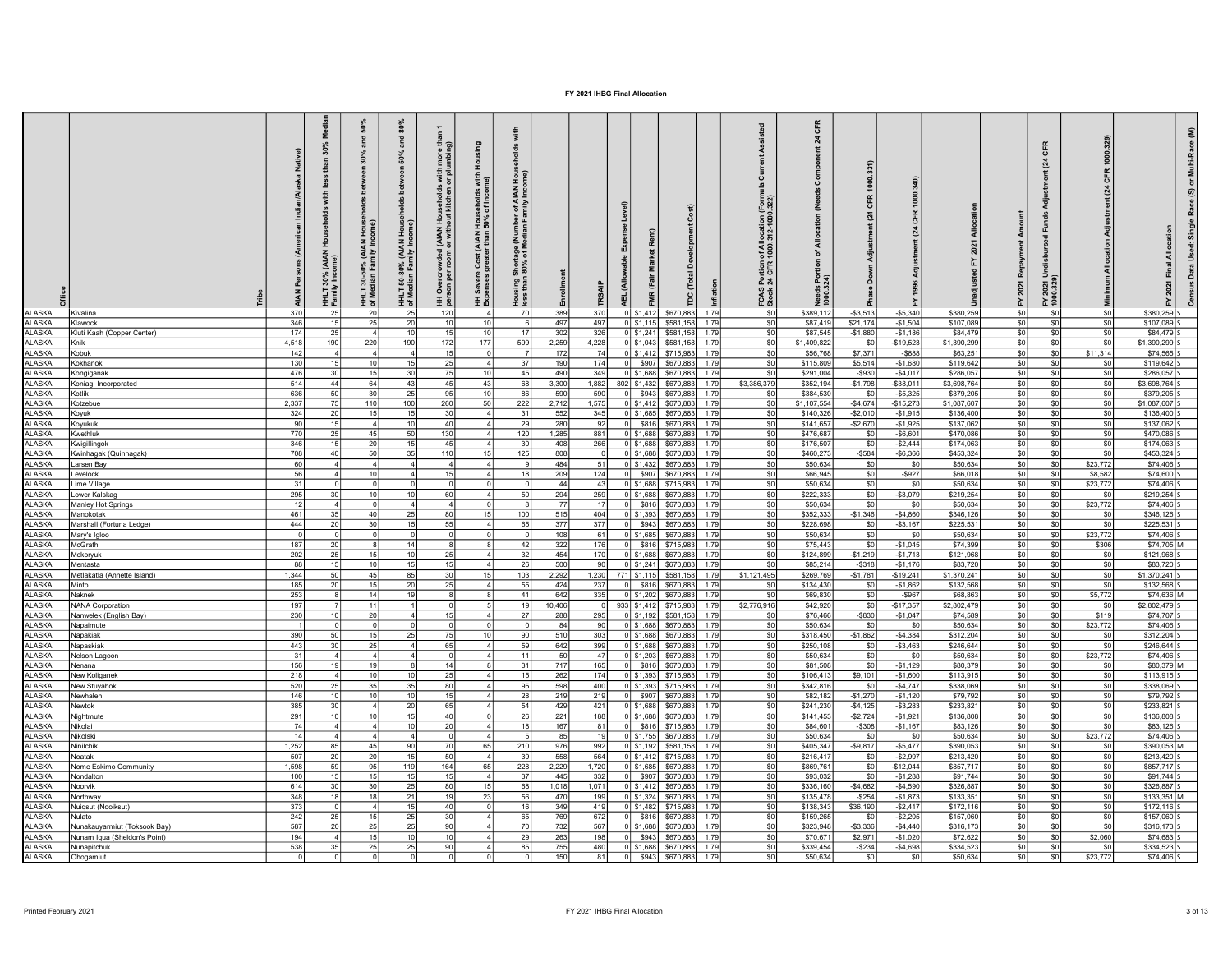# FY 2021 IHBG Final Allocation

| Office | Tribe | AIAN Persons (American Indian/Alaska Native) | HHLT 30% (AIAN Households with less than 30% Median Family Income) | HHLT 30-50% (AIAN Households between 30% and 50% of Median Family Income) | HHLT 50-80% (AIAN Households between 50% and 80% of Median Family Income) | HH Overcrowded (AIAN Households with more than 1 person per room or without kitchen or plumbing) | HH Severe Cost (AIAN Households with Housing Expenses greater than 50% of Income) | Housing Shortage (Number of AIAN Households with less than 80% of Median Family Income) | Enrollment | TRSAIP | AEL (Allowable Expense Level) | FMR (Fair Market Rent) | TDC (Total Development Cost) | Inflation | FCAS Portion of Allocation (Formula Current Assisted Stock 24 CFR 1000.312-1000.322) | Needs Portion of Allocation (Needs Component 24 CFR 1000.324) | Phase Down Adjustment (24 CFR 1000.331) | FY 1996 Adjustment (24 CFR 1000.340) | Unadjusted FY 2021 Allocation | FY 2021 Repayment Amount | FY 2021 Undisbursed Funds Adjustment (24 CFR 1000.329) | Minimum Allocation Adjustment (24 CFR 1000.329) | FY 2021 Final Allocation | Census Data Used: Single Race (S) or Multi-Race (M) |
|---|---|---|---|---|---|---|---|---|---|---|---|---|---|---|---|---|---|---|---|---|---|---|---|---|
| ALASKA | Kivalina | 370 | 25 | 20 | 25 | 120 | 4 | 70 | 389 | 370 | 0 | $1,412 | $670,883 | 1.79 | $0 | $389,112 | -$3,513 | -$5,340 | $380,259 | $0 | $0 | $0 | $380,259 | S |
| ALASKA | Klawock | 346 | 15 | 25 | 20 | 10 | 10 | 6 | 497 | 497 | 0 | $1,115 | $581,158 | 1.79 | $0 | $87,419 | $21,174 | -$1,504 | $107,089 | $0 | $0 | $0 | $107,089 | S |
| ALASKA | Kluti Kaah (Copper Center) | 174 | 25 | 4 | 10 | 15 | 10 | 17 | 302 | 326 | 0 | $1,241 | $581,158 | 1.79 | $0 | $87,545 | -$1,880 | -$1,186 | $84,479 | $0 | $0 | $0 | $84,479 | S |
| ALASKA | Knik | 4,518 | 190 | 220 | 190 | 172 | 177 | 599 | 2,259 | 4,228 | 0 | $1,043 | $581,158 | 1.79 | $0 | $1,409,822 | $0 | -$19,523 | $1,390,299 | $0 | $0 | $0 | $1,390,299 | S |
| ALASKA | Kobuk | 142 | 4 | 4 | 4 | 15 | 0 | 7 | 172 | 74 | 0 | $1,412 | $715,983 | 1.79 | $0 | $56,768 | $7,371 | -$888 | $63,251 | $0 | $0 | $11,314 | $74,565 | S |
| ALASKA | Kokhanok | 130 | 15 | 10 | 15 | 25 | 4 | 37 | 190 | 174 | 0 | $907 | $670,883 | 1.79 | $0 | $115,809 | $5,514 | -$1,680 | $119,642 | $0 | $0 | $0 | $119,642 | S |
| ALASKA | Kongiganak | 476 | 30 | 15 | 30 | 75 | 10 | 45 | 490 | 349 | 0 | $1,688 | $670,883 | 1.79 | $0 | $291,004 | -$930 | -$4,017 | $286,057 | $0 | $0 | $0 | $286,057 | S |
| ALASKA | Koniag, Incorporated | 514 | 44 | 64 | 43 | 45 | 43 | 68 | 3,300 | 1,882 | 802 | $1,432 | $670,883 | 1.79 | $3,386,379 | $352,194 | -$1,798 | -$38,011 | $3,698,764 | $0 | $0 | $0 | $3,698,764 | S |
| ALASKA | Kotlik | 636 | 50 | 30 | 25 | 95 | 10 | 86 | 590 | 590 | 0 | $943 | $670,883 | 1.79 | $0 | $384,530 | $0 | -$5,325 | $379,205 | $0 | $0 | $0 | $379,205 | S |
| ALASKA | Kotzebue | 2,337 | 75 | 110 | 100 | 260 | 50 | 222 | 2,712 | 1,575 | 0 | $1,412 | $670,883 | 1.79 | $0 | $1,107,554 | -$4,674 | -$15,273 | $1,087,607 | $0 | $0 | $0 | $1,087,607 | S |
| ALASKA | Koyuk | 324 | 20 | 15 | 15 | 30 | 4 | 31 | 552 | 345 | 0 | $1,685 | $670,883 | 1.79 | $0 | $140,326 | -$2,010 | -$1,915 | $136,400 | $0 | $0 | $0 | $136,400 | S |
| ALASKA | Koyukuk | 90 | 15 | 4 | 10 | 40 | 4 | 29 | 280 | 92 | 0 | $816 | $670,883 | 1.79 | $0 | $141,657 | -$2,670 | -$1,925 | $137,062 | $0 | $0 | $0 | $137,062 | S |
| ALASKA | Kwethluk | 770 | 25 | 45 | 50 | 130 | 4 | 120 | 1,285 | 881 | 0 | $1,688 | $670,883 | 1.79 | $0 | $476,687 | $0 | -$6,601 | $470,086 | $0 | $0 | $0 | $470,086 | S |
| ALASKA | Kwigillingok | 346 | 15 | 20 | 15 | 45 | 4 | 30 | 408 | 266 | 0 | $1,688 | $670,883 | 1.79 | $0 | $176,507 | $0 | -$2,444 | $174,063 | $0 | $0 | $0 | $174,063 | S |
| ALASKA | Kwinhagak (Quinhagak) | 708 | 40 | 50 | 35 | 110 | 15 | 125 | 808 | 0 | 0 | $1,688 | $670,883 | 1.79 | $0 | $460,273 | -$584 | -$6,366 | $453,324 | $0 | $0 | $0 | $453,324 | S |
| ALASKA | Larsen Bay | 60 | 4 | 4 | 4 | 4 | 4 | 9 | 484 | 51 | 0 | $1,432 | $670,883 | 1.79 | $0 | $50,634 | $0 | $0 | $50,634 | $0 | $0 | $23,772 | $74,406 | S |
| ALASKA | Levelock | 56 | 4 | 10 | 4 | 15 | 4 | 18 | 209 | 124 | 0 | $907 | $670,883 | 1.79 | $0 | $66,945 | $0 | -$927 | $66,018 | $0 | $0 | $8,582 | $74,600 | S |
| ALASKA | Lime Village | 31 | 0 | 0 | 0 | 0 | 0 | 0 | 44 | 43 | 0 | $1,688 | $715,983 | 1.79 | $0 | $50,634 | $0 | $0 | $50,634 | $0 | $0 | $23,772 | $74,406 | S |
| ALASKA | Lower Kalskag | 295 | 30 | 10 | 10 | 60 | 4 | 50 | 294 | 259 | 0 | $1,688 | $670,883 | 1.79 | $0 | $222,333 | $0 | -$3,079 | $219,254 | $0 | $0 | $0 | $219,254 | S |
| ALASKA | Manley Hot Springs | 12 | 4 | 0 | 4 | 4 | 0 | 8 | 77 | 17 | 0 | $816 | $670,883 | 1.79 | $0 | $50,634 | $0 | $0 | $50,634 | $0 | $0 | $23,772 | $74,406 | S |
| ALASKA | Manokotak | 461 | 35 | 40 | 25 | 80 | 15 | 100 | 515 | 404 | 0 | $1,393 | $670,883 | 1.79 | $0 | $352,333 | -$1,346 | -$4,860 | $346,126 | $0 | $0 | $0 | $346,126 | S |
| ALASKA | Marshall (Fortuna Ledge) | 444 | 20 | 30 | 15 | 55 | 4 | 65 | 377 | 377 | 0 | $943 | $670,883 | 1.79 | $0 | $228,698 | $0 | -$3,167 | $225,531 | $0 | $0 | $0 | $225,531 | S |
| ALASKA | Mary's Igloo | 0 | 0 | 0 | 0 | 0 | 0 | 0 | 108 | 61 | 0 | $1,685 | $670,883 | 1.79 | $0 | $50,634 | $0 | $0 | $50,634 | $0 | $0 | $23,772 | $74,406 | S |
| ALASKA | McGrath | 187 | 20 | 8 | 14 | 8 | 8 | 42 | 322 | 176 | 0 | $816 | $715,983 | 1.79 | $0 | $75,443 | $0 | -$1,045 | $74,399 | $0 | $0 | $306 | $74,705 | M |
| ALASKA | Mekoryuk | 202 | 25 | 15 | 10 | 25 | 4 | 32 | 454 | 170 | 0 | $1,688 | $670,883 | 1.79 | $0 | $124,899 | -$1,219 | -$1,713 | $121,968 | $0 | $0 | $0 | $121,968 | S |
| ALASKA | Mentasta | 88 | 15 | 10 | 15 | 15 | 4 | 26 | 500 | 90 | 0 | $1,241 | $670,883 | 1.79 | $0 | $85,214 | -$318 | -$1,176 | $83,720 | $0 | $0 | $0 | $83,720 | S |
| ALASKA | Metlakatla (Annette Island) | 1,344 | 50 | 45 | 85 | 30 | 15 | 103 | 2,292 | 1,230 | 771 | $1,115 | $581,158 | 1.79 | $1,121,495 | $269,769 | -$1,781 | -$19,241 | $1,370,241 | $0 | $0 | $0 | $1,370,241 | S |
| ALASKA | Minto | 185 | 20 | 15 | 20 | 25 | 4 | 55 | 424 | 237 | 0 | $816 | $670,883 | 1.79 | $0 | $134,430 | $0 | -$1,862 | $132,568 | $0 | $0 | $0 | $132,568 | S |
| ALASKA | Naknek | 253 | 8 | 14 | 19 | 8 | 8 | 41 | 642 | 335 | 0 | $1,202 | $670,883 | 1.79 | $0 | $69,830 | $0 | -$967 | $68,863 | $0 | $0 | $5,772 | $74,636 | M |
| ALASKA | NANA Corporation | 197 | 7 | 11 | 1 | 0 | 5 | 19 | 10,406 | 0 | 933 | $1,412 | $715,983 | 1.79 | $2,776,916 | $42,920 | $0 | -$17,357 | $2,802,479 | $0 | $0 | $0 | $2,802,479 | S |
| ALASKA | Nanwelek (English Bay) | 230 | 10 | 20 | 4 | 15 | 4 | 27 | 288 | 295 | 0 | $1,192 | $581,158 | 1.79 | $0 | $76,466 | -$830 | -$1,047 | $74,589 | $0 | $0 | $119 | $74,707 | S |
| ALASKA | Napaimute | 1 | 0 | 0 | 0 | 0 | 0 | 0 | 84 | 90 | 0 | $1,688 | $670,883 | 1.79 | $0 | $50,634 | $0 | $0 | $50,634 | $0 | $0 | $23,772 | $74,406 | S |
| ALASKA | Napakiak | 390 | 50 | 15 | 25 | 75 | 10 | 90 | 510 | 303 | 0 | $1,688 | $670,883 | 1.79 | $0 | $318,450 | -$1,862 | -$4,384 | $312,204 | $0 | $0 | $0 | $312,204 | S |
| ALASKA | Napaskiak | 443 | 30 | 25 | 4 | 65 | 4 | 59 | 642 | 399 | 0 | $1,688 | $670,883 | 1.79 | $0 | $250,108 | $0 | -$3,463 | $246,644 | $0 | $0 | $0 | $246,644 | S |
| ALASKA | Nelson Lagoon | 31 | 4 | 4 | 4 | 0 | 4 | 11 | 50 | 47 | 0 | $1,203 | $670,883 | 1.79 | $0 | $50,634 | $0 | $0 | $50,634 | $0 | $0 | $23,772 | $74,406 | S |
| ALASKA | Nenana | 156 | 19 | 19 | 8 | 14 | 8 | 31 | 717 | 165 | 0 | $816 | $670,883 | 1.79 | $0 | $81,508 | $0 | -$1,129 | $80,379 | $0 | $0 | $0 | $80,379 | M |
| ALASKA | New Koliganek | 218 | 4 | 10 | 10 | 25 | 4 | 15 | 262 | 174 | 0 | $1,393 | $715,983 | 1.79 | $0 | $106,413 | $9,101 | -$1,600 | $113,915 | $0 | $0 | $0 | $113,915 | S |
| ALASKA | New Stuyahok | 520 | 25 | 35 | 35 | 80 | 4 | 95 | 598 | 400 | 0 | $1,393 | $715,983 | 1.79 | $0 | $342,816 | $0 | -$4,747 | $338,069 | $0 | $0 | $0 | $338,069 | S |
| ALASKA | Newhalen | 146 | 10 | 10 | 10 | 15 | 4 | 28 | 219 | 219 | 0 | $907 | $670,883 | 1.79 | $0 | $82,182 | -$1,270 | -$1,120 | $79,792 | $0 | $0 | $0 | $79,792 | S |
| ALASKA | Newtok | 385 | 30 | 4 | 20 | 65 | 4 | 54 | 429 | 421 | 0 | $1,688 | $670,883 | 1.79 | $0 | $241,230 | -$4,125 | -$3,283 | $233,821 | $0 | $0 | $0 | $233,821 | S |
| ALASKA | Nightmute | 291 | 10 | 10 | 15 | 40 | 0 | 26 | 221 | 188 | 0 | $1,688 | $670,883 | 1.79 | $0 | $141,453 | -$2,724 | -$1,921 | $136,808 | $0 | $0 | $0 | $136,808 | S |
| ALASKA | Nikolai | 74 | 4 | 4 | 10 | 20 | 4 | 18 | 167 | 81 | 0 | $816 | $715,983 | 1.79 | $0 | $84,601 | -$308 | -$1,167 | $83,126 | $0 | $0 | $0 | $83,126 | S |
| ALASKA | Nikolski | 14 | 4 | 4 | 4 | 0 | 4 | 5 | 85 | 19 | 0 | $1,755 | $670,883 | 1.79 | $0 | $50,634 | $0 | $0 | $50,634 | $0 | $0 | $23,772 | $74,406 | S |
| ALASKA | Ninilchik | 1,252 | 85 | 45 | 90 | 70 | 65 | 210 | 976 | 992 | 0 | $1,192 | $581,158 | 1.79 | $0 | $405,347 | -$9,817 | -$5,477 | $390,053 | $0 | $0 | $0 | $390,053 | M |
| ALASKA | Noatak | 507 | 20 | 20 | 15 | 50 | 4 | 39 | 558 | 564 | 0 | $1,412 | $715,983 | 1.79 | $0 | $216,417 | $0 | -$2,997 | $213,420 | $0 | $0 | $0 | $213,420 | S |
| ALASKA | Nome Eskimo Community | 1,598 | 59 | 95 | 119 | 164 | 65 | 228 | 2,229 | 1,720 | 0 | $1,685 | $670,883 | 1.79 | $0 | $869,761 | $0 | -$12,044 | $857,717 | $0 | $0 | $0 | $857,717 | S |
| ALASKA | Nondalton | 100 | 15 | 15 | 15 | 15 | 4 | 37 | 445 | 332 | 0 | $907 | $670,883 | 1.79 | $0 | $93,032 | $0 | -$1,288 | $91,744 | $0 | $0 | $0 | $91,744 | S |
| ALASKA | Noorvik | 614 | 30 | 30 | 25 | 80 | 15 | 68 | 1,018 | 1,071 | 0 | $1,412 | $670,883 | 1.79 | $0 | $336,160 | -$4,682 | -$4,590 | $326,887 | $0 | $0 | $0 | $326,887 | S |
| ALASKA | Northway | 348 | 18 | 18 | 21 | 19 | 23 | 56 | 470 | 199 | 0 | $1,324 | $670,883 | 1.79 | $0 | $135,478 | -$254 | -$1,873 | $133,351 | $0 | $0 | $0 | $133,351 | M |
| ALASKA | Nuiqsut (Nooiksut) | 373 | 0 | 4 | 15 | 40 | 0 | 16 | 349 | 419 | 0 | $1,482 | $715,983 | 1.79 | $0 | $138,343 | $36,190 | -$2,417 | $172,116 | $0 | $0 | $0 | $172,116 | S |
| ALASKA | Nulato | 242 | 25 | 15 | 25 | 30 | 4 | 65 | 769 | 672 | 0 | $816 | $670,883 | 1.79 | $0 | $159,265 | $0 | -$2,205 | $157,060 | $0 | $0 | $0 | $157,060 | S |
| ALASKA | Nunakauyarmiut (Toksook Bay) | 587 | 20 | 25 | 25 | 90 | 4 | 70 | 732 | 567 | 0 | $1,688 | $670,883 | 1.79 | $0 | $323,948 | -$3,336 | -$4,440 | $316,173 | $0 | $0 | $0 | $316,173 | S |
| ALASKA | Nunam Iqua (Sheldon's Point) | 194 | 4 | 15 | 10 | 10 | 4 | 29 | 263 | 198 | 0 | $943 | $670,883 | 1.79 | $0 | $70,671 | $2,971 | -$1,020 | $72,622 | $0 | $0 | $2,060 | $74,683 | S |
| ALASKA | Nunapitchuk | 538 | 35 | 25 | 25 | 90 | 4 | 85 | 755 | 480 | 0 | $1,688 | $670,883 | 1.79 | $0 | $339,454 | -$234 | -$4,698 | $334,523 | $0 | $0 | $0 | $334,523 | S |
| ALASKA | Ohogamiut | 0 | 0 | 0 | 0 | 0 | 0 | 0 | 150 | 81 | 0 | $943 | $670,883 | 1.79 | $0 | $50,634 | $0 | $0 | $50,634 | $0 | $0 | $23,772 | $74,406 | S |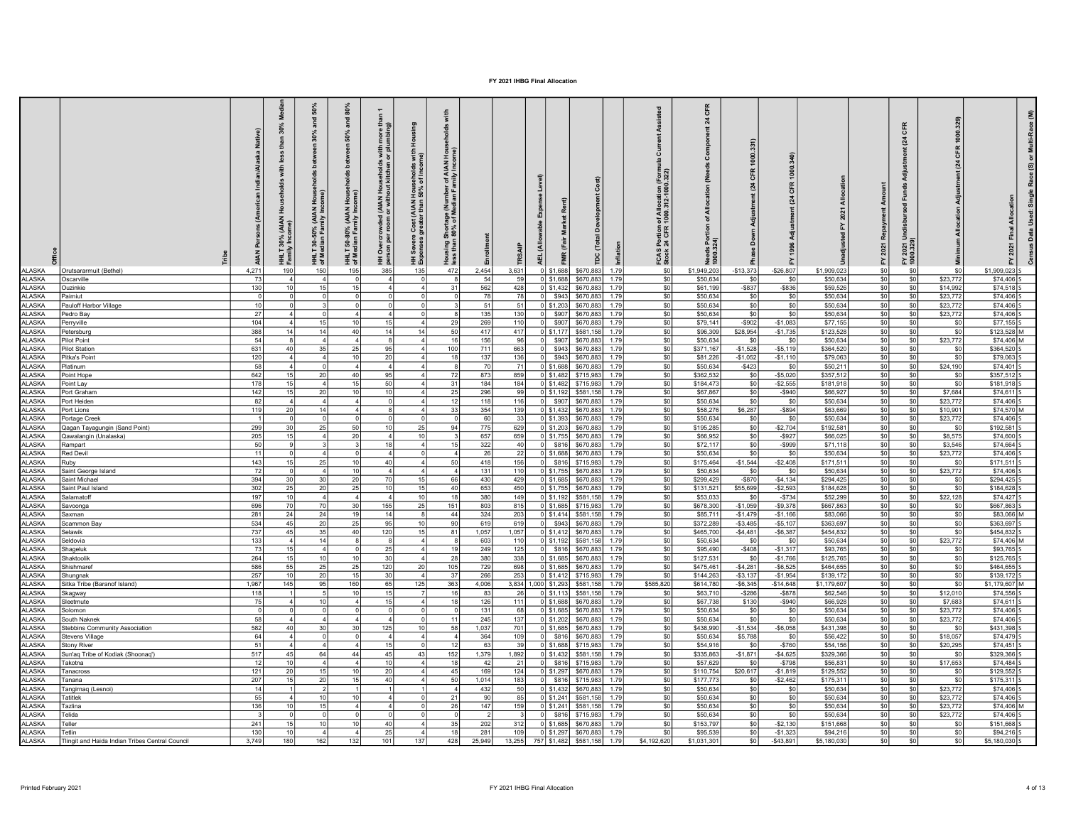# FY 2021 IHBG Final Allocation

| Office | Tribe | AIAN Persons (American Indian/Alaska Native) | HHLT 30% (AIAN Households with less than 30% Median Family Income) | HHLT 30-50% (AIAN Households between 30% and 50% of Median Family Income) | HHLT 50-80% (AIAN Households between 50% and 80% of Median Family Income) | HH Overcrowded (AIAN Households with more than 1 person per room or without kitchen or plumbing) | HH Severe Cost (AIAN Households with Housing Expenses greater than 50% of Income) | Housing Shortage (Number of AIAN Households with less than 80% of Median Family Income) | Enrollment | TRSAIP | AEL (Allowable Expense Level) | FMR (Fair Market Rent) | TDC (Total Development Cost) | Inflation | FCAS Portion of Allocation (Formula Current Assisted Stock 24 CFR 1000.312-1000.322) | Needs Portion of Allocation (Needs Component 24 CFR 1000.324) | Phase Down Adjustment (24 CFR 1000.331) | FY 1996 Adjustment (24 CFR 1000.340) | Unadjusted FY 2021 Allocation | FY 2021 Repayment Amount | FY 2021 Undisbursed Funds Adjustment (24 CFR 1000.329) | Minimum Allocation Adjustment (24 CFR 1000.329) | FY 2021 Final Allocation | Census Data Used: Single Race (S) or Multi-Race (M) |
|---|---|---|---|---|---|---|---|---|---|---|---|---|---|---|---|---|---|---|---|---|---|---|---|---|
| ALASKA | Orutsararmuit (Bethel) | 4,271 | 190 | 150 | 195 | 385 | 135 | 472 | 2,454 | 3,631 | 0 | $1,688 | $670,883 | 1.79 | $0 | $1,949,203 | -$13,373 | -$26,807 | $1,909,023 | $0 | $0 | $0 | $1,909,023 | S |
| ALASKA | Oscarville | 73 | 4 | 4 | 0 | 4 | 0 | 8 | 54 | 59 | 0 | $1,688 | $670,883 | 1.79 | $0 | $50,634 | $0 | $0 | $50,634 | $0 | $0 | $23,772 | $74,406 | S |
| ALASKA | Ouzinkie | 130 | 10 | 15 | 15 | 4 | 4 | 31 | 562 | 428 | 0 | $1,432 | $670,883 | 1.79 | $0 | $61,199 | -$837 | -$836 | $59,526 | $0 | $0 | $14,992 | $74,518 | S |
| ALASKA | Paimiut | 0 | 0 | 0 | 0 | 0 | 0 | 0 | 78 | 78 | 0 | $943 | $670,883 | 1.79 | $0 | $50,634 | $0 | $0 | $50,634 | $0 | $0 | $23,772 | $74,406 | S |
| ALASKA | Pauloff Harbor Village | 10 | 0 | 3 | 0 | 0 | 0 | 3 | 51 | 51 | 0 | $1,203 | $670,883 | 1.79 | $0 | $50,634 | $0 | $0 | $50,634 | $0 | $0 | $23,772 | $74,406 | S |
| ALASKA | Pedro Bay | 27 | 4 | 0 | 4 | 4 | 0 | 8 | 135 | 130 | 0 | $907 | $670,883 | 1.79 | $0 | $50,634 | $0 | $0 | $50,634 | $0 | $0 | $23,772 | $74,406 | S |
| ALASKA | Perryville | 104 | 4 | 15 | 10 | 15 | 4 | 29 | 269 | 110 | 0 | $907 | $670,883 | 1.79 | $0 | $79,141 | -$902 | -$1,083 | $77,155 | $0 | $0 | $0 | $77,155 | S |
| ALASKA | Petersburg | 388 | 14 | 14 | 40 | 14 | 14 | 50 | 417 | 417 | 0 | $1,177 | $581,158 | 1.79 | $0 | $96,309 | $28,954 | -$1,735 | $123,528 | $0 | $0 | $0 | $123,528 | M |
| ALASKA | Pilot Point | 54 | 8 | 4 | 4 | 8 | 4 | 16 | 156 | 96 | 0 | $907 | $670,883 | 1.79 | $0 | $50,634 | $0 | $0 | $50,634 | $0 | $0 | $23,772 | $74,406 | M |
| ALASKA | Pilot Station | 631 | 40 | 35 | 25 | 95 | 4 | 100 | 711 | 663 | 0 | $943 | $670,883 | 1.79 | $0 | $371,167 | -$1,528 | -$5,119 | $364,520 | $0 | $0 | $0 | $364,520 | S |
| ALASKA | Pitka's Point | 120 | 4 | 4 | 10 | 20 | 4 | 18 | 137 | 136 | 0 | $943 | $670,883 | 1.79 | $0 | $81,226 | -$1,052 | -$1,110 | $79,063 | $0 | $0 | $0 | $79,063 | S |
| ALASKA | Platinum | 58 | 4 | 0 | 4 | 4 | 4 | 8 | 70 | 71 | 0 | $1,688 | $670,883 | 1.79 | $0 | $50,634 | -$423 | $0 | $50,211 | $0 | $0 | $24,190 | $74,401 | S |
| ALASKA | Point Hope | 642 | 15 | 20 | 40 | 95 | 4 | 72 | 873 | 859 | 0 | $1,482 | $715,983 | 1.79 | $0 | $362,532 | $0 | -$5,020 | $357,512 | $0 | $0 | $0 | $357,512 | S |
| ALASKA | Point Lay | 178 | 15 | 4 | 15 | 50 | 4 | 31 | 184 | 184 | 0 | $1,482 | $715,983 | 1.79 | $0 | $184,473 | $0 | -$2,555 | $181,918 | $0 | $0 | $0 | $181,918 | S |
| ALASKA | Port Graham | 142 | 15 | 20 | 10 | 10 | 4 | 25 | 296 | 99 | 0 | $1,192 | $581,158 | 1.79 | $0 | $67,867 | $0 | -$940 | $66,927 | $0 | $0 | $7,684 | $74,611 | S |
| ALASKA | Port Heiden | 82 | 4 | 4 | 4 | 0 | 4 | 12 | 118 | 116 | 0 | $907 | $670,883 | 1.79 | $0 | $50,634 | $0 | $0 | $50,634 | $0 | $0 | $23,772 | $74,406 | S |
| ALASKA | Port Lions | 119 | 20 | 14 | 4 | 8 | 4 | 33 | 354 | 139 | 0 | $1,432 | $670,883 | 1.79 | $0 | $58,276 | $6,287 | -$894 | $63,669 | $0 | $0 | $10,901 | $74,570 | M |
| ALASKA | Portage Creek | 1 | 0 | 0 | 0 | 0 | 0 | 0 | 60 | 33 | 0 | $1,393 | $670,883 | 1.79 | $0 | $50,634 | $0 | $0 | $50,634 | $0 | $0 | $23,772 | $74,406 | S |
| ALASKA | Qagan Tayagungin (Sand Point) | 299 | 30 | 25 | 50 | 10 | 25 | 94 | 775 | 629 | 0 | $1,203 | $670,883 | 1.79 | $0 | $195,285 | $0 | -$2,704 | $192,581 | $0 | $0 | $0 | $192,581 | S |
| ALASKA | Qawalangin (Unalaska) | 205 | 15 | 4 | 20 | 4 | 10 | 3 | 657 | 659 | 0 | $1,755 | $670,883 | 1.79 | $0 | $66,952 | $0 | -$927 | $66,025 | $0 | $0 | $8,575 | $74,600 | S |
| ALASKA | Rampart | 50 | 9 | 3 | 3 | 18 | 4 | 15 | 322 | 40 | 0 | $816 | $670,883 | 1.79 | $0 | $72,117 | $0 | -$999 | $71,118 | $0 | $0 | $3,546 | $74,664 | S |
| ALASKA | Red Devil | 11 | 0 | 4 | 0 | 4 | 0 | 4 | 26 | 22 | 0 | $1,688 | $670,883 | 1.79 | $0 | $50,634 | $0 | $0 | $50,634 | $0 | $0 | $23,772 | $74,406 | S |
| ALASKA | Ruby | 143 | 15 | 25 | 10 | 40 | 4 | 50 | 418 | 156 | 0 | $816 | $715,983 | 1.79 | $0 | $175,464 | -$1,544 | -$2,408 | $171,511 | $0 | $0 | $0 | $171,511 | S |
| ALASKA | Saint George Island | 72 | 0 | 4 | 10 | 4 | 4 | 4 | 131 | 110 | 0 | $1,755 | $670,883 | 1.79 | $0 | $50,634 | $0 | $0 | $50,634 | $0 | $0 | $23,772 | $74,406 | S |
| ALASKA | Saint Michael | 394 | 30 | 30 | 20 | 70 | 15 | 66 | 430 | 429 | 0 | $1,685 | $670,883 | 1.79 | $0 | $299,429 | -$870 | -$4,134 | $294,425 | $0 | $0 | $0 | $294,425 | S |
| ALASKA | Saint Paul Island | 302 | 25 | 20 | 25 | 10 | 15 | 40 | 653 | 450 | 0 | $1,755 | $670,883 | 1.79 | $0 | $131,521 | $55,699 | -$2,593 | $184,628 | $0 | $0 | $0 | $184,628 | S |
| ALASKA | Salamatoff | 197 | 10 | 4 | 4 | 4 | 10 | 18 | 380 | 149 | 0 | $1,192 | $581,158 | 1.79 | $0 | $53,033 | $0 | -$734 | $52,299 | $0 | $0 | $22,128 | $74,427 | S |
| ALASKA | Savoonga | 696 | 70 | 70 | 30 | 155 | 25 | 151 | 803 | 815 | 0 | $1,685 | $715,983 | 1.79 | $0 | $678,300 | -$1,059 | -$9,378 | $667,863 | $0 | $0 | $0 | $667,863 | S |
| ALASKA | Saxman | 281 | 24 | 24 | 19 | 14 | 8 | 44 | 324 | 203 | 0 | $1,414 | $581,158 | 1.79 | $0 | $85,711 | -$1,479 | -$1,166 | $83,066 | $0 | $0 | $0 | $83,066 | M |
| ALASKA | Scammon Bay | 534 | 45 | 20 | 25 | 95 | 10 | 90 | 619 | 619 | 0 | $943 | $670,883 | 1.79 | $0 | $372,289 | -$3,485 | -$5,107 | $363,697 | $0 | $0 | $0 | $363,697 | S |
| ALASKA | Selawik | 737 | 45 | 35 | 40 | 120 | 15 | 81 | 1,057 | 1,057 | 0 | $1,412 | $670,883 | 1.79 | $0 | $465,700 | -$4,481 | -$6,387 | $454,832 | $0 | $0 | $0 | $454,832 | S |
| ALASKA | Seldovia | 133 | 4 | 14 | 8 | 8 | 4 | 8 | 603 | 110 | 0 | $1,192 | $581,158 | 1.79 | $0 | $50,634 | $0 | $0 | $50,634 | $0 | $0 | $23,772 | $74,406 | M |
| ALASKA | Shageluk | 73 | 15 | 4 | 0 | 25 | 4 | 19 | 249 | 125 | 0 | $816 | $670,883 | 1.79 | $0 | $95,490 | -$408 | -$1,317 | $93,765 | $0 | $0 | $0 | $93,765 | S |
| ALASKA | Shaktoolik | 264 | 15 | 10 | 10 | 30 | 4 | 28 | 380 | 338 | 0 | $1,685 | $670,883 | 1.79 | $0 | $127,531 | $0 | -$1,766 | $125,765 | $0 | $0 | $0 | $125,765 | S |
| ALASKA | Shishmaref | 586 | 55 | 25 | 25 | 120 | 20 | 105 | 729 | 698 | 0 | $1,685 | $670,883 | 1.79 | $0 | $475,461 | -$4,281 | -$6,525 | $464,655 | $0 | $0 | $0 | $464,655 | S |
| ALASKA | Shungnak | 257 | 10 | 20 | 15 | 30 | 4 | 37 | 266 | 253 | 0 | $1,412 | $715,983 | 1.79 | $0 | $144,263 | -$3,137 | -$1,954 | $139,172 | $0 | $0 | $0 | $139,172 | S |
| ALASKA | Sitka Tribe (Baranof Island) | 1,967 | 145 | 95 | 160 | 65 | 125 | 363 | 4,006 | 3,834 | 1,000 | $1,293 | $581,158 | 1.79 | $585,820 | $614,780 | -$6,345 | -$14,648 | $1,179,607 | $0 | $0 | $0 | $1,179,607 | M |
| ALASKA | Skagway | 118 | 1 | 5 | 10 | 15 | 7 | 16 | 83 | 26 | 0 | $1,113 | $581,158 | 1.79 | $0 | $63,710 | -$286 | -$878 | $62,546 | $0 | $0 | $12,010 | $74,556 | S |
| ALASKA | Sleetmute | 75 | 4 | 10 | 4 | 15 | 4 | 18 | 126 | 111 | 0 | $1,688 | $670,883 | 1.79 | $0 | $67,738 | $130 | -$940 | $66,928 | $0 | $0 | $7,683 | $74,611 | S |
| ALASKA | Solomon | 0 | 0 | 0 | 0 | 0 | 0 | 0 | 131 | 68 | 0 | $1,685 | $670,883 | 1.79 | $0 | $50,634 | $0 | $0 | $50,634 | $0 | $0 | $23,772 | $74,406 | S |
| ALASKA | South Naknek | 58 | 4 | 4 | 4 | 4 | 0 | 11 | 245 | 137 | 0 | $1,202 | $670,883 | 1.79 | $0 | $50,634 | $0 | $0 | $50,634 | $0 | $0 | $23,772 | $74,406 | S |
| ALASKA | Stebbins Community Association | 582 | 40 | 30 | 30 | 125 | 10 | 58 | 1,037 | 701 | 0 | $1,685 | $670,883 | 1.79 | $0 | $438,990 | -$1,534 | -$6,058 | $431,398 | $0 | $0 | $0 | $431,398 | S |
| ALASKA | Stevens Village | 64 | 4 | 0 | 0 | 4 | 4 | 4 | 364 | 109 | 0 | $816 | $670,883 | 1.79 | $0 | $50,634 | $5,788 | $0 | $56,422 | $0 | $0 | $18,057 | $74,479 | S |
| ALASKA | Stony River | 51 | 4 | 4 | 4 | 15 | 0 | 12 | 63 | 39 | 0 | $1,688 | $715,983 | 1.79 | $0 | $54,916 | $0 | -$760 | $54,156 | $0 | $0 | $20,295 | $74,451 | S |
| ALASKA | Sun'aq Tribe of Kodiak (Shoonaq') | 517 | 45 | 64 | 44 | 45 | 43 | 152 | 1,379 | 1,892 | 0 | $1,432 | $581,158 | 1.79 | $0 | $335,863 | -$1,871 | -$4,625 | $329,366 | $0 | $0 | $0 | $329,366 | S |
| ALASKA | Takotna | 12 | 10 | 4 | 4 | 10 | 4 | 18 | 42 | 21 | 0 | $816 | $715,983 | 1.79 | $0 | $57,629 | $0 | -$798 | $56,831 | $0 | $0 | $17,653 | $74,484 | S |
| ALASKA | Tanacross | 121 | 20 | 15 | 10 | 20 | 4 | 45 | 169 | 124 | 0 | $1,297 | $670,883 | 1.79 | $0 | $110,754 | $20,617 | -$1,819 | $129,552 | $0 | $0 | $0 | $129,552 | S |
| ALASKA | Tanana | 207 | 15 | 20 | 15 | 40 | 4 | 50 | 1,014 | 183 | 0 | $816 | $715,983 | 1.79 | $0 | $177,773 | $0 | -$2,462 | $175,311 | $0 | $0 | $0 | $175,311 | S |
| ALASKA | Tangirnaq (Lesnoi) | 14 | 1 | 2 | 1 | 1 | 1 | 4 | 432 | 50 | 0 | $1,432 | $670,883 | 1.79 | $0 | $50,634 | $0 | $0 | $50,634 | $0 | $0 | $23,772 | $74,406 | S |
| ALASKA | Tatitlek | 55 | 4 | 10 | 10 | 4 | 0 | 21 | 90 | 85 | 0 | $1,241 | $581,158 | 1.79 | $0 | $50,634 | $0 | $0 | $50,634 | $0 | $0 | $23,772 | $74,406 | S |
| ALASKA | Tazlina | 136 | 10 | 15 | 4 | 4 | 0 | 26 | 147 | 159 | 0 | $1,241 | $581,158 | 1.79 | $0 | $50,634 | $0 | $0 | $50,634 | $0 | $0 | $23,772 | $74,406 | M |
| ALASKA | Telida | 3 | 0 | 0 | 0 | 0 | 0 | 0 | 2 | 3 | 0 | $816 | $715,983 | 1.79 | $0 | $50,634 | $0 | $0 | $50,634 | $0 | $0 | $23,772 | $74,406 | S |
| ALASKA | Teller | 241 | 15 | 10 | 10 | 40 | 4 | 35 | 202 | 312 | 0 | $1,685 | $670,883 | 1.79 | $0 | $153,797 | $0 | -$2,130 | $151,668 | $0 | $0 | $0 | $151,668 | S |
| ALASKA | Tetlin | 130 | 10 | 4 | 4 | 25 | 4 | 18 | 281 | 109 | 0 | $1,297 | $670,883 | 1.79 | $0 | $95,539 | $0 | -$1,323 | $94,216 | $0 | $0 | $0 | $94,216 | S |
| ALASKA | Tlingit and Haida Indian Tribes Central Council | 3,749 | 180 | 162 | 132 | 101 | 137 | 428 | 25,949 | 13,255 | 757 | $1,482 | $581,158 | 1.79 | $4,192,620 | $1,031,301 | $0 | -$43,891 | $5,180,030 | $0 | $0 | $0 | $5,180,030 | S |

Printed February 2021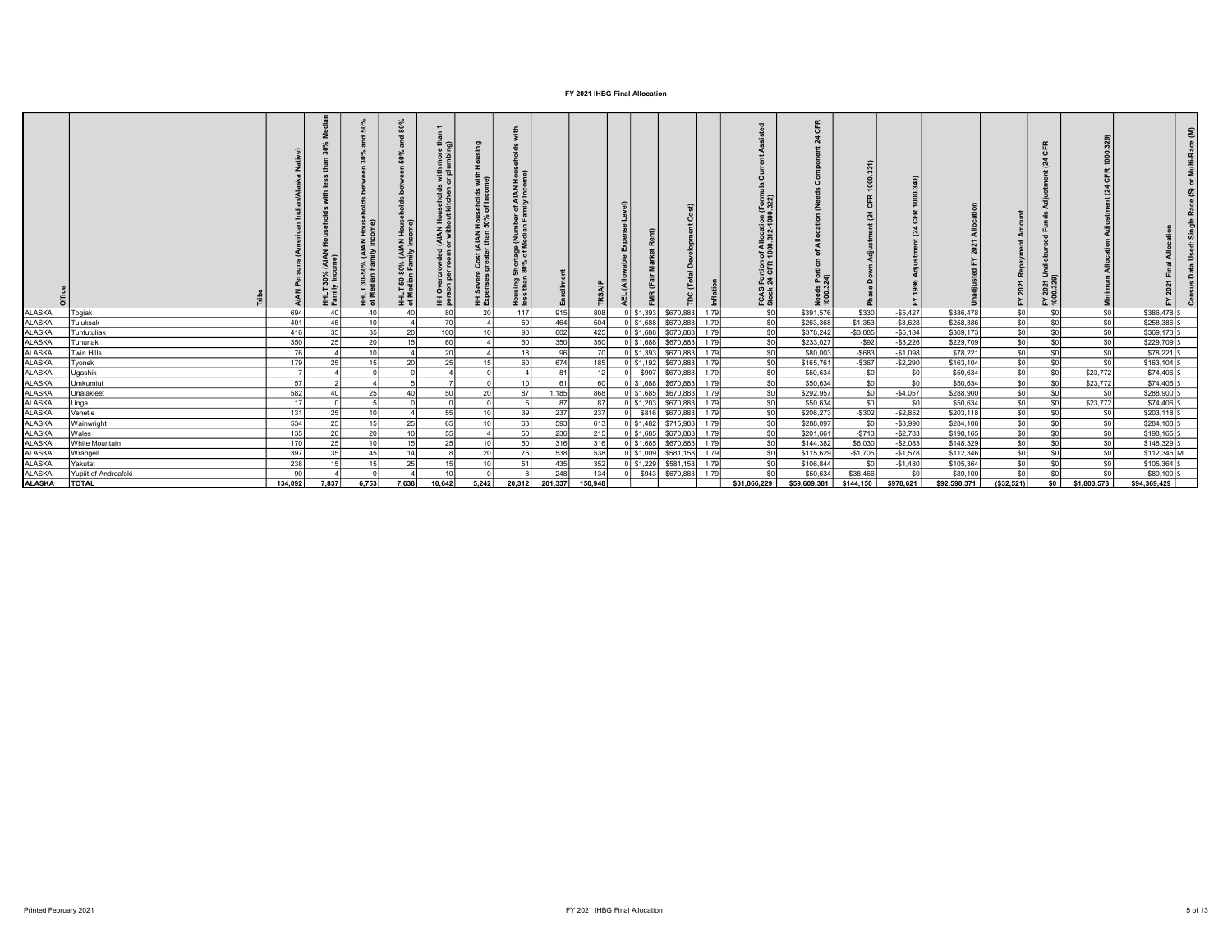# FY 2021 IHBG Final Allocation

| Office | Tribe | AIAN Persons (American Indian/Alaska Native) | HHLT 30% (AIAN Households with less than 30% Median Family Income) | HHLT 30-50% (AIAN Households between 30% and 50% of Median Family Income) | HHLT 50-80% (AIAN Households between 50% and 80% of Median Family Income) | HH Overcrowded (AIAN Households with more than 1 person per room or without kitchen or plumbing) | HH Severe Cost (AIAN Households with Housing Expenses greater than 50% of Income) | Housing Shortage (Number of AIAN Households with less than 80% of Median Family Income) | Enrollment | TRSAIP | AEL (Allowable Expense Level) | FMR (Fair Market Rent) | TDC (Total Development Cost) | Inflation | FCAS Portion of Allocation (Formula Current Assisted Stock 24 CFR 1000.312-1000.322) | Needs Portion of Allocation (Needs Component 24 CFR 1000.324) | Phase Down Adjustment (24 CFR 1000.331) | FY 1996 Adjustment (24 CFR 1000.340) | Unadjusted FY 2021 Allocation | FY 2021 Repayment Amount | FY 2021 Undisbursed Funds Adjustment (24 CFR 1000.329) | Minimum Allocation Adjustment (24 CFR 1000.329) | FY 2021 Final Allocation | Census Data Used: Single Race (S) or Multi-Race (M) |
|---|---|---|---|---|---|---|---|---|---|---|---|---|---|---|---|---|---|---|---|---|---|---|---|---|
| ALASKA | Togiak | 694 | 40 | 40 | 40 | 80 | 20 | 117 | 915 | 808 | 0 | $1,393 | $670,883 | 1.79 | $0 | $391,576 | $330 | -$5,427 | $386,478 | $0 | $0 | $0 | $386,478 | S |
| ALASKA | Tuluksak | 401 | 45 | 10 | 4 | 70 | 4 | 59 | 464 | 504 | 0 | $1,688 | $670,883 | 1.79 | $0 | $263,368 | -$1,353 | -$3,628 | $258,386 | $0 | $0 | $0 | $258,386 | S |
| ALASKA | Tuntutuliak | 416 | 35 | 35 | 20 | 100 | 10 | 90 | 602 | 425 | 0 | $1,688 | $670,883 | 1.79 | $0 | $378,242 | -$3,885 | -$5,184 | $369,173 | $0 | $0 | $0 | $369,173 | S |
| ALASKA | Tununak | 350 | 25 | 20 | 15 | 60 | 4 | 60 | 350 | 350 | 0 | $1,688 | $670,883 | 1.79 | $0 | $233,027 | -$92 | -$3,226 | $229,709 | $0 | $0 | $0 | $229,709 | S |
| ALASKA | Twin Hills | 76 | 4 | 10 | 4 | 20 | 4 | 18 | 96 | 70 | 0 | $1,393 | $670,883 | 1.79 | $0 | $80,003 | -$683 | -$1,098 | $78,221 | $0 | $0 | $0 | $78,221 | S |
| ALASKA | Tyonek | 179 | 25 | 15 | 20 | 25 | 15 | 60 | 674 | 185 | 0 | $1,192 | $670,883 | 1.79 | $0 | $165,761 | -$367 | -$2,290 | $163,104 | $0 | $0 | $0 | $163,104 | S |
| ALASKA | Ugashik | 7 | 4 | 0 | 0 | 4 | 0 | 4 | 81 | 12 | 0 | $907 | $670,883 | 1.79 | $0 | $50,634 | $0 | $0 | $50,634 | $0 | $0 | $23,772 | $74,406 | S |
| ALASKA | Umkumiut | 57 | 2 | 4 | 5 | 7 | 0 | 10 | 61 | 60 | 0 | $1,688 | $670,883 | 1.79 | $0 | $50,634 | $0 | $0 | $50,634 | $0 | $0 | $23,772 | $74,406 | S |
| ALASKA | Unalakleet | 582 | 40 | 25 | 40 | 50 | 20 | 87 | 1,185 | 868 | 0 | $1,685 | $670,883 | 1.79 | $0 | $292,957 | $0 | -$4,057 | $288,900 | $0 | $0 | $0 | $288,900 | S |
| ALASKA | Unga | 17 | 0 | 5 | 0 | 0 | 0 | 5 | 87 | 87 | 0 | $1,203 | $670,883 | 1.79 | $0 | $50,634 | $0 | $0 | $50,634 | $0 | $0 | $23,772 | $74,406 | S |
| ALASKA | Venetie | 131 | 25 | 10 | 4 | 55 | 10 | 39 | 237 | 237 | 0 | $816 | $670,883 | 1.79 | $0 | $206,273 | -$302 | -$2,852 | $203,118 | $0 | $0 | $0 | $203,118 | S |
| ALASKA | Wainwright | 534 | 25 | 15 | 25 | 65 | 10 | 63 | 593 | 613 | 0 | $1,482 | $715,983 | 1.79 | $0 | $288,097 | $0 | -$3,990 | $284,108 | $0 | $0 | $0 | $284,108 | S |
| ALASKA | Wales | 135 | 20 | 20 | 10 | 55 | 4 | 50 | 236 | 215 | 0 | $1,685 | $670,883 | 1.79 | $0 | $201,661 | -$713 | -$2,783 | $198,165 | $0 | $0 | $0 | $198,165 | S |
| ALASKA | White Mountain | 170 | 25 | 10 | 15 | 25 | 10 | 50 | 316 | 316 | 0 | $1,685 | $670,883 | 1.79 | $0 | $144,382 | $6,030 | -$2,083 | $148,329 | $0 | $0 | $0 | $148,329 | S |
| ALASKA | Wrangell | 397 | 35 | 45 | 14 | 8 | 20 | 76 | 538 | 538 | 0 | $1,009 | $581,158 | 1.79 | $0 | $115,629 | -$1,705 | -$1,578 | $112,346 | $0 | $0 | $0 | $112,346 | M |
| ALASKA | Yakutat | 238 | 15 | 15 | 25 | 15 | 10 | 51 | 435 | 352 | 0 | $1,229 | $581,158 | 1.79 | $0 | $106,844 | $0 | -$1,480 | $105,364 | $0 | $0 | $0 | $105,364 | S |
| ALASKA | Yupiit of Andreafski | 90 | 4 | 0 | 4 | 10 | 0 | 8 | 248 | 134 | 0 | $943 | $670,883 | 1.79 | $0 | $50,634 | $38,466 | $0 | $89,100 | $0 | $0 | $0 | $89,100 | S |
| ALASKA | TOTAL | 134,092 | 7,837 | 6,753 | 7,638 | 10,642 | 5,242 | 20,312 | 201,337 | 150,948 | | | | | $31,866,229 | $59,609,381 | $144,150 | $978,621 | $92,598,371 | ($32,521) | $0 | $1,803,578 | $94,369,429 | |

Printed February 2021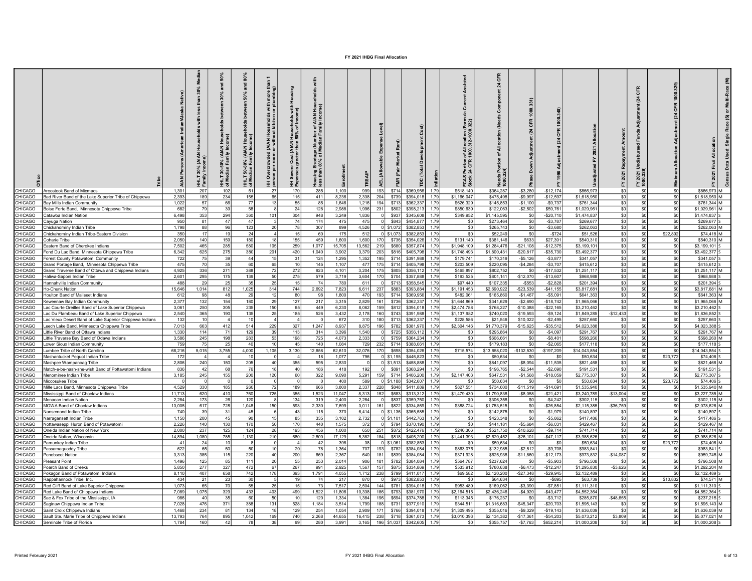# FY 2021 IHBG Final Allocation

| Office | Tribe | AIAN Persons (American Indian/Alaska Native) | HHLT 30% (AIAN Households with less than 30% Median Family Income) | HHLT 30-50% (AIAN Households between 30% and 50% of Median Family Income) | HHLT 50-80% (AIAN Households between 50% and 80% of Median Family Income) | HH Overcrowded (AIAN Households with more than 1 person per room or without kitchen or plumbing) | HH Severe Cost (AIAN Households with Housing Expenses greater than 50% of Income) | Housing Shortage (Number of AIAN Households with less than 80% of Median Family Income) | Enrollment | TRSAIP | AEL (Allowable Expense Level) | FMR (Fair Market Rent) | TDC (Total Development Cost) | Inflation | FCAS Portion of Allocation (Formula Current Assisted Stock 24 CFR 1000.312-1000.322) | Needs Portion of Allocation (Needs Component 24 CFR 1000.324) | Phase Down Adjustment (24 CFR 1000.331) | FY 1996 Adjustment (24 CFR 1000.340) | Unadjusted FY 2021 Allocation | FY 2021 Repayment Amount | FY 2021 Undisbursed Funds Adjustment (24 CFR 1000.329) | Minimum Allocation Adjustment (24 CFR 1000.329) | FY 2021 Final Allocation | Census Data Used: Single Race (S) or Multi-Race (M) |
|---|---|---|---|---|---|---|---|---|---|---|---|---|---|---|---|---|---|---|---|---|---|---|---|---|
| CHICAGO | Aroostook Band of Micmacs | 1,301 | 207 | 102 | 61 | 27 | 170 | 285 | 1,100 | 999 | 193 | $714 | $369,956 | 1.79 | $518,140 | $364,287 | -$3,280 | -$12,174 | $866,973 | $0 | $0 | $0 | $866,973 | M |
| CHICAGO | Bad River Band of the Lake Superior Tribe of Chippewa | 2,393 | 189 | 234 | 155 | 65 | 115 | 411 | 8,236 | 2,338 | 204 | $739 | $394,018 | 1.79 | $1,166,047 | $475,498 | -$9,997 | -$12,597 | $1,618,950 | $0 | $0 | $0 | $1,618,950 | M |
| CHICAGO | Bay Mills Indian Community | 1,022 | 57 | 66 | 77 | 13 | 55 | 85 | 1,646 | 1,216 | 194 | $713 | $362,337 | 1.79 | $626,329 | $145,853 | -$1,100 | -$9,737 | $761,344 | $0 | $0 | $0 | $761,344 | M |
| CHICAGO | Boise Forte Band, Minnesota Chippewa Tribe | 682 | 79 | 39 | 58 | 8 | 24 | 128 | 2,988 | 1,996 | 231 | $802 | $398,213 | 1.79 | $850,639 | $122,063 | -$2,502 | $59,761 | $1,029,961 | $0 | $0 | $0 | $1,029,961 | M |
| CHICAGO | Catawba Indian Nation | 6,498 | 353 | 294 | 360 | 101 | 304 | 948 | 3,249 | 1,836 | 0 | $937 | $345,608 | 1.79 | $349,952 | $1,145,595 | $0 | -$20,710 | $1,474,837 | $0 | $0 | $0 | $1,474,837 | S |
| CHICAGO | Cayuga Nation | 950 | 81 | 47 | 47 | 3 | 74 | 174 | 475 | 475 | 0 | $843 | $454,877 | 1.79 | $0 | $273,464 | $0 | -$3,787 | $269,677 | $0 | $0 | $0 | $269,677 | S |
| CHICAGO | Chickahominy Indian Tribe | 1,798 | 88 | 96 | 123 | 20 | 78 | 307 | 899 | 4,526 | 0 | $1,072 | $382,853 | 1.79 | $0 | $265,743 | $0 | -$3,680 | $262,063 | $0 | $0 | $0 | $262,063 | M |
| CHICAGO | Chickahominy Indian Tribe-Eastern Division | 350 | 17 | 19 | 24 | 4 | 15 | 60 | 175 | 512 | 0 | $1,073 | $382,853 | 1.79 | $0 | $52,249 | $0 | -$724 | $51,526 | $0 | $0 | $22,892 | $74,418 | M |
| CHICAGO | Coharie Tribe | 2,050 | 140 | 159 | 180 | 18 | 155 | 459 | 1,600 | 1,600 | 170 | $736 | $354,026 | 1.79 | $131,140 | $381,146 | $633 | $27,391 | $540,310 | $0 | $0 | $0 | $540,310 | M |
| CHICAGO | Eastern Band of Cherokee Indians | 7,502 | 465 | 285 | 580 | 105 | 259 | 1,077 | 15,705 | 13,562 | 219 | $680 | $357,874 | 1.79 | $1,948,109 | $1,284,476 | -$21,108 | -$12,375 | $3,199,101 | $0 | $0 | $0 | $3,199,101 | S |
| CHICAGO | Fond Du Lac Band, Minnesota Chippewa Tribe | 6,342 | 625 | 275 | 380 | 201 | 420 | 1,040 | 3,902 | 3,379 | 203 | $816 | $405,798 | 1.79 | $1,748,493 | $1,800,431 | -$20,817 | -$35,730 | $3,492,377 | $0 | $0 | $0 | $3,492,377 | S |
| CHICAGO | Forest County Potawatomi Community | 722 | 75 | 39 | 44 | 15 | 31 | 124 | 1,295 | 1,352 | 195 | $714 | $391,988 | 1.79 | $179,741 | $170,319 | -$5,126 | -$3,877 | $341,057 | $0 | $0 | $0 | $341,057 | S |
| CHICAGO | Grand Portage Band, Minnesota Chippewa Tribe | 475 | 70 | 35 | 60 | 65 | 10 | 145 | 1,107 | 477 | 175 | $714 | $405,798 | 1.79 | $203,509 | $220,095 | -$4,284 | -$3,707 | $415,612 | $0 | $0 | $0 | $415,612 | S |
| CHICAGO | Grand Traverse Band of Ottawa and Chippewa Indians | 4,925 | 336 | 271 | 388 | 72 | 272 | 923 | 4,101 | 3,204 | 175 | $805 | $356,112 | 1.79 | $465,897 | $802,752 | $0 | -$17,532 | $1,251,117 | $0 | $0 | $0 | $1,251,117 | M |
| CHICAGO | Haliwa-Saponi Indian Tribe | 2,601 | 295 | 175 | 139 | 50 | 275 | 579 | 3,719 | 3,604 | 170 | $704 | $357,888 | 1.79 | $193,525 | $801,141 | -$12,070 | -$13,607 | $968,988 | $0 | $0 | $0 | $968,988 | S |
| CHICAGO | Hannahville Indian Community | 488 | 29 | 25 | 35 | 25 | 15 | 74 | 780 | 611 | 0 | $713 | $358,545 | 1.79 | $97,440 | $107,335 | -$553 | -$2,828 | $201,394 | $0 | $0 | $0 | $201,394 | S |
| CHICAGO | Ho-Chunk Nation | 15,646 | 1,014 | 812 | 1,025 | 314 | 744 | 2,692 | 7,823 | 6,611 | 237 | $883 | $393,884 | 1.79 | $1,191,453 | $2,690,922 | -$23,539 | -$41,155 | $3,817,681 | $0 | $0 | $0 | $3,817,681 | M |
| CHICAGO | Houlton Band of Maliseet Indians | 612 | 98 | 48 | 29 | 12 | 80 | 98 | 1,800 | 470 | 193 | $714 | $369,956 | 1.79 | $482,061 | $165,860 | -$1,467 | -$5,091 | $641,363 | $0 | $0 | $0 | $641,363 | M |
| CHICAGO | Keweenaw Bay Indian Community | 2,377 | 132 | 154 | 180 | 29 | 127 | 217 | 3,315 | 2,829 | 161 | $736 | $362,337 | 1.79 | $1,644,869 | $341,629 | -$2,690 | -$18,742 | $1,965,066 | $0 | $0 | $0 | $1,965,066 | M |
| CHICAGO | Lac Courte Oreilles Band of Lake Superior Chippewa | 3,061 | 250 | 305 | 235 | 150 | 65 | 449 | 6,230 | 8,062 | 159 | $812 | $394,018 | 1.79 | $2,474,788 | $768,227 | -$10,388 | -$22,165 | $3,210,462 | $0 | $0 | $0 | $3,210,462 | S |
| CHICAGO | Lac Du Flambeau Band of Lake Superior Chippewa | 2,540 | 365 | 190 | 135 | 25 | 185 | 526 | 3,432 | 2,178 | 160 | $743 | $391,988 | 1.79 | $1,137,982 | $740,020 | -$19,593 | -$9,124 | $1,849,285 | -$12,433 | $0 | $0 | $1,836,852 | S |
| CHICAGO | Lac Vieux Desert Band of Lake Superior Chippewa Indians | 132 | 10 | 4 | 10 | 4 | 4 | 0 | 672 | 310 | 180 | $713 | $362,337 | 1.79 | $228,586 | $21,546 | $10,022 | -$2,495 | $257,660 | $0 | $0 | $0 | $257,660 | S |
| CHICAGO | Leech Lake Band, Minnesota Chippewa Tribe | 7,013 | 663 | 412 | 514 | 229 | 327 | 1,247 | 8,937 | 8,875 | 196 | $782 | $381,970 | 1.79 | $2,304,146 | $1,770,379 | -$15,625 | -$35,512 | $4,023,388 | $0 | $0 | $0 | $4,023,388 | S |
| CHICAGO | Little River Band of Ottawa Indians | 1,330 | 114 | 71 | 129 | 39 | 113 | 314 | 3,396 | 1,540 | 0 | $725 | $356,112 | 1.79 | $0 | $295,864 | $0 | -$4,097 | $291,767 | $0 | $0 | $0 | $291,767 | M |
| CHICAGO | Little Traverse Bay Band of Odawa Indians | 3,586 | 245 | 198 | 283 | 53 | 198 | 725 | 4,073 | 2,333 | 0 | $759 | $364,234 | 1.79 | $0 | $606,661 | $0 | -$8,401 | $598,260 | $0 | $0 | $0 | $598,260 | M |
| CHICAGO | Lower Sioux Indian Community | 759 | 75 | 25 | 40 | 10 | 45 | 140 | 1,084 | 729 | 232 | $714 | $386,061 | 1.79 | $0 | $179,183 | $0 | -$2,065 | $177,118 | $0 | $0 | $0 | $177,118 | S |
| CHICAGO | Lumbee Tribe of North Carolina | 68,216 | 5,015 | 3,755 | 4,000 | 1,105 | 3,130 | 12,658 | 62,610 | 32,076 | 170 | $698 | $354,026 | 1.79 | $715,574 | $13,658,020 | -$132,530 | -$197,209 | $14,043,854 | $0 | $0 | $0 | $14,043,854 | S |
| CHICAGO | Mashantucket Pequot Indian Tribe | 172 | 4 | 4 | 10 | 0 | 4 | 18 | 1,077 | 796 | 0 | $1,195 | $446,823 | 1.79 | $0 | $50,634 | $0 | $0 | $50,634 | $0 | $0 | $23,772 | $74,406 | S |
| CHICAGO | Mashpee Wampanoag Tribe | 2,806 | 240 | 150 | 205 | 40 | 355 | 595 | 2,830 | 0 | 0 | $1,513 | $458,888 | 1.79 | $0 | $841,097 | -$8,094 | -$11,535 | $821,468 | $0 | $0 | $0 | $821,468 | M |
| CHICAGO | Match-e-be-nash-she-wish Band of Pottawatomi Indians | 836 | 42 | 68 | 76 | 18 | 40 | 186 | 418 | 192 | 0 | $891 | $368,294 | 1.79 | $0 | $196,765 | -$2,544 | -$2,690 | $191,531 | $0 | $0 | $0 | $191,531 | S |
| CHICAGO | Menominee Indian Tribe | 3,185 | 245 | 155 | 200 | 120 | 60 | 322 | 9,090 | 5,291 | 159 | $714 | $406,200 | 1.79 | $2,147,403 | $647,531 | -$1,568 | -$18,059 | $2,775,307 | $0 | $0 | $0 | $2,775,307 | S |
| CHICAGO | Miccosukee Tribe | 0 | 0 | 0 | 0 | 0 | 0 | 0 | 400 | 589 | 0 | $1,188 | $342,607 | 1.79 | $0 | $50,634 | $0 | $0 | $50,634 | $0 | $0 | $23,772 | $74,406 | S |
| CHICAGO | Mille Lacs Band, Minnesota Chippewa Tribe | 4,529 | 330 | 185 | 260 | 72 | 189 | 666 | 3,800 | 2,337 | 228 | $848 | $411,889 | 1.79 | $827,551 | $734,600 | -$11,519 | -$14,691 | $1,535,940 | $0 | $0 | $0 | $1,535,940 | M |
| CHICAGO | Mississippi Band of Choctaw Indians | 11,713 | 620 | 410 | 760 | 725 | 355 | 1,523 | 11,047 | 8,313 | 152 | $683 | $313,312 | 1.79 | $1,479,430 | $1,790,838 | -$8,058 | -$21,421 | $3,240,789 | -$13,004 | $0 | $0 | $3,227,785 | M |
| CHICAGO | Monacan Indian Nation | 2,284 | 173 | 26 | 120 | 8 | 134 | 319 | 2,400 | 2,284 | 0 | $837 | $359,750 | 1.79 | $0 | $306,358 | $0 | -$4,242 | $302,115 | $0 | $0 | $0 | $302,115 | M |
| CHICAGO | MOWA Band of Choctaw Indians | 13,005 | 617 | 728 | 1,048 | 150 | 593 | 2,330 | 7,699 | 3,011 | 161 | $822 | $334,869 | 1.79 | $388,724 | $1,753,515 | $0 | -$26,854 | $2,115,385 | -$36,759 | $0 | $0 | $2,078,626 | M |
| CHICAGO | Nansemond Indian Tribe | 740 | 39 | 31 | 45 | 6 | 43 | 115 | 370 | 6,414 | 0 | $1,136 | $365,585 | 1.79 | $0 | $142,875 | $0 | -$1,979 | $140,897 | $0 | $0 | $0 | $140,897 | S |
| CHICAGO | Narragansett Indian Tribe | 1,150 | 200 | 45 | 90 | 15 | 85 | 335 | 3,102 | 2,732 | 0 | $1,101 | $442,763 | 1.79 | $0 | $423,348 | $0 | -$5,862 | $417,486 | $0 | $0 | $0 | $417,486 | S |
| CHICAGO | Nottawaseppi Huron Band of Potawatomi | 2,226 | 140 | 130 | 170 | 50 | 170 | 440 | 1,575 | 372 | 0 | $794 | $370,190 | 1.79 | $0 | $441,181 | -$5,684 | -$6,031 | $429,467 | $0 | $0 | $0 | $429,467 | M |
| CHICAGO | Oneida Indian Nation of New York | 2,000 | 237 | 125 | 124 | 28 | 193 | 456 | 1,000 | 650 | 251 | $872 | $422,476 | 1.79 | $240,306 | $521,750 | -$10,628 | -$9,714 | $741,714 | $0 | $0 | $0 | $741,714 | M |
| CHICAGO | Oneida Nation, Wisconsin | 14,894 | 1,080 | 785 | 1,130 | 210 | 680 | 2,800 | 17,129 | 5,382 | 184 | $818 | $406,200 | 1.79 | $1,441,393 | $2,620,452 | -$26,101 | -$47,117 | $3,988,626 | $0 | $0 | $0 | $3,988,626 | M |
| CHICAGO | Pamunkey Indian Tribe | 41 | 24 | 10 | 8 | 0 | 4 | 42 | 398 | 38 | 0 | $1,061 | $382,853 | 1.79 | $0 | $50,634 | $0 | $0 | $50,634 | $0 | $0 | $23,772 | $74,406 | M |
| CHICAGO | Passamaquoddy Tribe | 622 | 65 | 50 | 50 | 10 | 20 | 78 | 1,364 | 707 | 193 | $782 | $384,084 | 1.79 | $863,076 | $132,985 | -$2,512 | -$9,708 | $983,841 | $0 | $0 | $0 | $983,841 | S |
| CHICAGO | Penobscot Nation | 3,313 | 385 | 115 | 220 | 40 | 200 | 669 | 2,367 | 640 | 181 | $839 | $384,084 | 1.79 | $371,928 | $625,938 | -$11,860 | -$12,173 | $973,832 | -$14,087 | $0 | $0 | $959,745 | M |
| CHICAGO | Pleasant Point | 1,496 | 125 | 85 | 111 | 20 | 55 | 253 | 2,014 | 906 | 181 | $782 | $384,084 | 1.79 | $564,787 | $237,624 | $0 | -$5,903 | $796,508 | $0 | $0 | $0 | $796,508 | M |
| CHICAGO | Poarch Band of Creeks | 5,850 | 277 | 327 | 472 | 67 | 267 | 991 | 2,925 | 1,567 | 157 | $875 | $334,869 | 1.79 | $533,912 | $780,638 | -$6,473 | -$12,247 | $1,295,830 | -$3,626 | $0 | $0 | $1,292,204 | M |
| CHICAGO | Pokagon Band of Potawatomi Indians | 8,110 | 407 | 658 | 742 | 178 | 393 | 1,791 | 4,055 | 1,712 | 238 | $799 | $411,017 | 1.79 | $69,582 | $2,120,200 | -$27,348 | -$29,945 | $2,132,489 | $0 | $0 | $0 | $2,132,489 | S |
| CHICAGO | Rappahannock Tribe, Inc. | 434 | 21 | 23 | 30 | 5 | 19 | 74 | 217 | 870 | 0 | $973 | $382,853 | 1.79 | $0 | $64,634 | $0 | -$895 | $63,739 | $0 | $0 | $10,832 | $74,571 | M |
| CHICAGO | Red Cliff Band of Lake Superior Chippewa | 1,073 | 65 | 70 | 55 | 25 | 15 | 73 | 7,517 | 2,504 | 144 | $781 | $394,018 | 1.79 | $953,489 | $169,062 | -$3,390 | -$7,851 | $1,111,310 | $0 | $0 | $0 | $1,111,310 | S |
| CHICAGO | Red Lake Band of Chippewa Indians | 7,089 | 1,075 | 329 | 433 | 403 | 499 | 1,522 | 11,806 | 10,338 | 186 | $793 | $381,970 | 1.79 | $2,164,515 | $2,436,246 | -$4,920 | -$43,477 | $4,552,364 | $0 | $0 | $0 | $4,552,364 | S |
| CHICAGO | Sac & Fox Tribe of the Mississippi, IA | 986 | 40 | 35 | 60 | 50 | 10 | 120 | 1,334 | 1,384 | 196 | $694 | $374,788 | 1.79 | $113,345 | $176,237 | $0 | -$3,712 | $285,870 | -$48,655 | $0 | $0 | $237,215 | S |
| CHICAGO | Saginaw Chippewa Indian Tribe | 7,028 | 476 | 371 | 388 | 131 | 528 | 1,184 | 3,514 | 1,799 | 188 | $731 | $377,910 | 1.79 | $344,511 | $1,316,683 | -$45,347 | -$20,703 | $1,595,143 | $0 | $0 | $0 | $1,595,143 | M |
| CHICAGO | Saint Croix Chippewa Indians | 1,468 | 234 | 81 | 134 | 18 | 129 | 254 | 1,054 | 2,909 | 171 | $766 | $394,018 | 1.79 | $1,309,495 | $355,016 | -$9,329 | -$19,143 | $1,636,039 | $0 | $0 | $0 | $1,636,039 | M |
| CHICAGO | Sault Ste. Marie Tribe of Chippewa Indians | 13,793 | 764 | 895 | 1,042 | 169 | 740 | 2,268 | 44,655 | 16,415 | 238 | $718 | $361,073 | 1.79 | $3,010,393 | $2,134,382 | -$17,361 | -$54,203 | $5,073,212 | $3,809 | $0 | $0 | $5,077,021 | M |
| CHICAGO | Seminole Tribe of Florida | 1,784 | 160 | 42 | 78 | 38 | 99 | 280 | 3,991 | 3,165 | 196 | $1,037 | $342,605 | 1.79 | $0 | $355,757 | -$7,763 | $652,214 | $1,000,208 | $0 | $0 | $0 | $1,000,208 | S |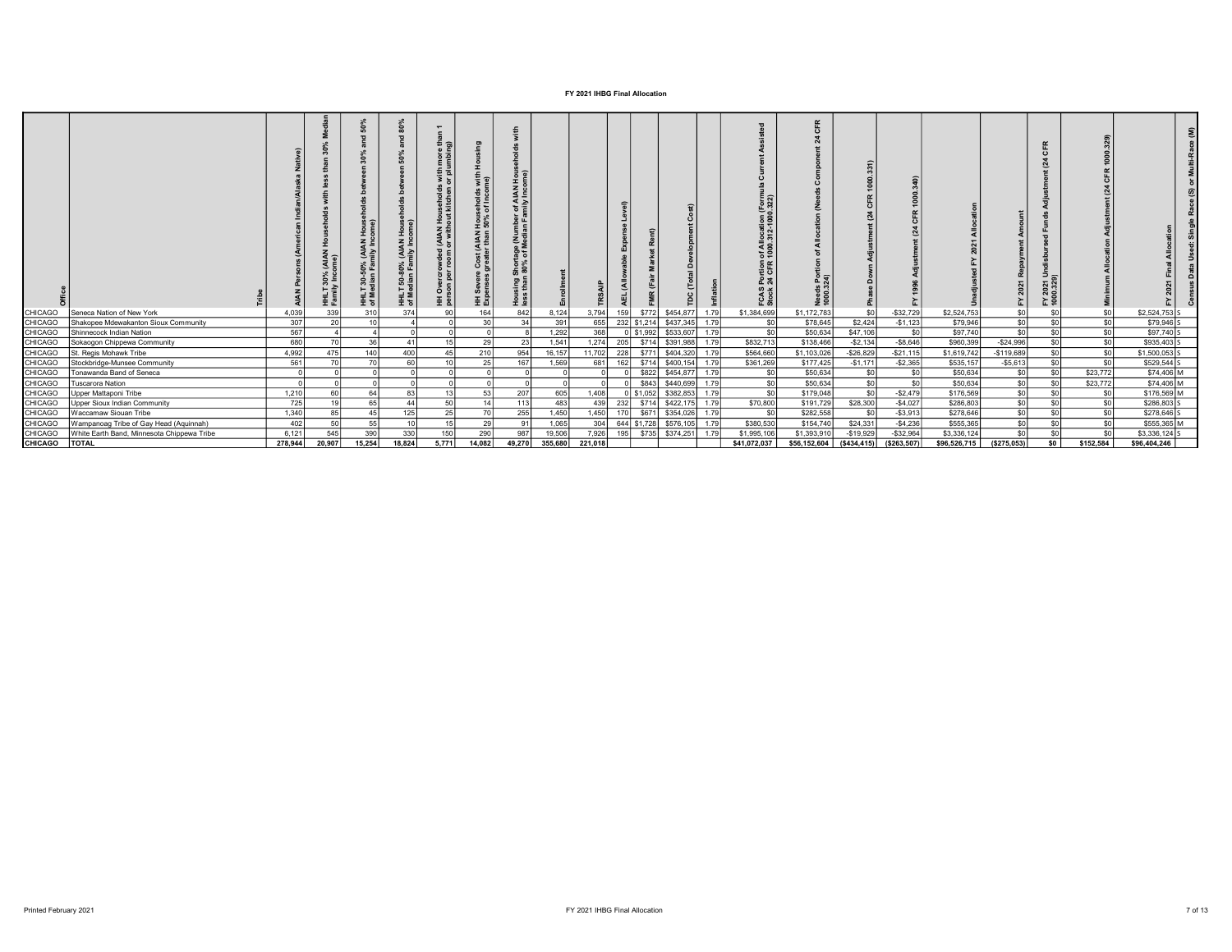# FY 2021 IHBG Final Allocation

| Office | Tribe | AIAN Persons (American Indian/Alaska Native) | HHLT 30% (AIAN Households with less than 30% Median Family Income) | HHLT 30-50% (AIAN Households between 30% and 50% of Median Family Income) | HHLT 50-80% (AIAN Households between 50% and 80% of Median Family Income) | HH Overcrowded (AIAN Households with more than 1 person per room or without kitchen or plumbing) | HH Severe Cost (AIAN Households with Housing Expenses greater than 50% of Income) | Housing Shortage (Number of AIAN Households with less than 80% of Median Family Income) | Enrollment | TRSAIP | AEL (Allowable Expense Level) | FMR (Fair Market Rent) | TDC (Total Development Cost) | Inflation | FCAS Portion of Allocation (Formula Current Assisted Stock 24 CFR 1000.312-1000.322) | Needs Portion of Allocation (Needs Component 24 CFR 1000.324) | Phase Down Adjustment (24 CFR 1000.331) | FY 1996 Adjustment (24 CFR 1000.340) | Unadjusted FY 2021 Allocation | FY 2021 Repayment Amount | FY 2021 Undisbursed Funds Adjustment (24 CFR 1000.329) | Minimum Allocation Adjustment (24 CFR 1000.329) | FY 2021 Final Allocation | Census Data Used: Single Race (S) or Multi-Race (M) |
|---|---|---|---|---|---|---|---|---|---|---|---|---|---|---|---|---|---|---|---|---|---|---|---|---|
| CHICAGO | Seneca Nation of New York | 4,039 | 339 | 310 | 374 | 90 | 164 | 842 | 8,124 | 3,794 | 159 | $772 | $454,877 | 1.79 | $1,384,699 | $1,172,783 | $0 | -$32,729 | $2,524,753 | $0 | $0 | $0 | $2,524,753 | S |
| CHICAGO | Shakopee Mdewakanton Sioux Community | 307 | 20 | 10 | 4 | 0 | 30 | 34 | 391 | 655 | 232 | $1,214 | $437,345 | 1.79 | $0 | $78,645 | $2,424 | -$1,123 | $79,946 | $0 | $0 | $0 | $79,946 | S |
| CHICAGO | Shinnecock Indian Nation | 567 | 4 | 4 | 0 | 0 | 0 | 8 | 1,292 | 368 | 0 | $1,992 | $533,607 | 1.79 | $0 | $50,634 | $47,106 | $0 | $97,740 | $0 | $0 | $0 | $97,740 | S |
| CHICAGO | Sokaogon Chippewa Community | 680 | 70 | 36 | 41 | 15 | 29 | 23 | 1,541 | 1,274 | 205 | $714 | $391,988 | 1.79 | $832,713 | $138,466 | -$2,134 | -$8,646 | $960,399 | -$24,996 | $0 | $0 | $935,403 | S |
| CHICAGO | St. Regis Mohawk Tribe | 4,992 | 475 | 140 | 400 | 45 | 210 | 954 | 16,157 | 11,702 | 228 | $771 | $404,320 | 1.79 | $564,660 | $1,103,026 | -$26,829 | -$21,115 | $1,619,742 | -$119,689 | $0 | $0 | $1,500,053 | S |
| CHICAGO | Stockbridge-Munsee Community | 561 | 70 | 70 | 60 | 10 | 25 | 167 | 1,569 | 681 | 162 | $714 | $400,154 | 1.79 | $361,269 | $177,425 | -$1,171 | -$2,365 | $535,157 | -$5,613 | $0 | $0 | $529,544 | S |
| CHICAGO | Tonawanda Band of Seneca | 0 | 0 | 0 | 0 | 0 | 0 | 0 | 0 | 0 | 0 | $822 | $454,877 | 1.79 | $0 | $50,634 | $0 | $0 | $50,634 | $0 | $0 | $23,772 | $74,406 | M |
| CHICAGO | Tuscarora Nation | 0 | 0 | 0 | 0 | 0 | 0 | 0 | 0 | 0 | 0 | $843 | $440,699 | 1.79 | $0 | $50,634 | $0 | $0 | $50,634 | $0 | $0 | $23,772 | $74,406 | M |
| CHICAGO | Upper Mattaponi Tribe | 1,210 | 60 | 64 | 83 | 13 | 53 | 207 | 605 | 1,408 | 0 | $1,052 | $382,853 | 1.79 | $0 | $179,048 | $0 | -$2,479 | $176,569 | $0 | $0 | $0 | $176,569 | M |
| CHICAGO | Upper Sioux Indian Community | 725 | 19 | 65 | 44 | 50 | 14 | 113 | 483 | 439 | 232 | $714 | $422,175 | 1.79 | $70,800 | $191,729 | $28,300 | -$4,027 | $286,803 | $0 | $0 | $0 | $286,803 | S |
| CHICAGO | Waccamaw Siouan Tribe | 1,340 | 85 | 45 | 125 | 25 | 70 | 255 | 1,450 | 1,450 | 170 | $671 | $354,026 | 1.79 | $0 | $282,558 | $0 | -$3,913 | $278,646 | $0 | $0 | $0 | $278,646 | S |
| CHICAGO | Wampanoag Tribe of Gay Head (Aquinnah) | 402 | 50 | 55 | 10 | 15 | 29 | 91 | 1,065 | 304 | 644 | $1,728 | $576,105 | 1.79 | $380,530 | $154,740 | $24,331 | -$4,236 | $555,365 | $0 | $0 | $0 | $555,365 | M |
| CHICAGO | White Earth Band, Minnesota Chippewa Tribe | 6,121 | 545 | 390 | 330 | 150 | 290 | 987 | 19,506 | 7,926 | 195 | $735 | $374,251 | 1.79 | $1,995,106 | $1,393,910 | -$19,929 | -$32,964 | $3,336,124 | $0 | $0 | $0 | $3,336,124 | S |
| **CHICAGO** | **TOTAL** | **278,944** | **20,907** | **15,254** | **18,824** | **5,771** | **14,082** | **49,270** | **355,680** | **221,018** | | | | | **$41,072,037** | **$56,152,604** | **($434,415)** | **($263,507)** | **$96,526,715** | **($275,053)** | **$0** | **$152,584** | **$96,404,246** | |

Printed February 2021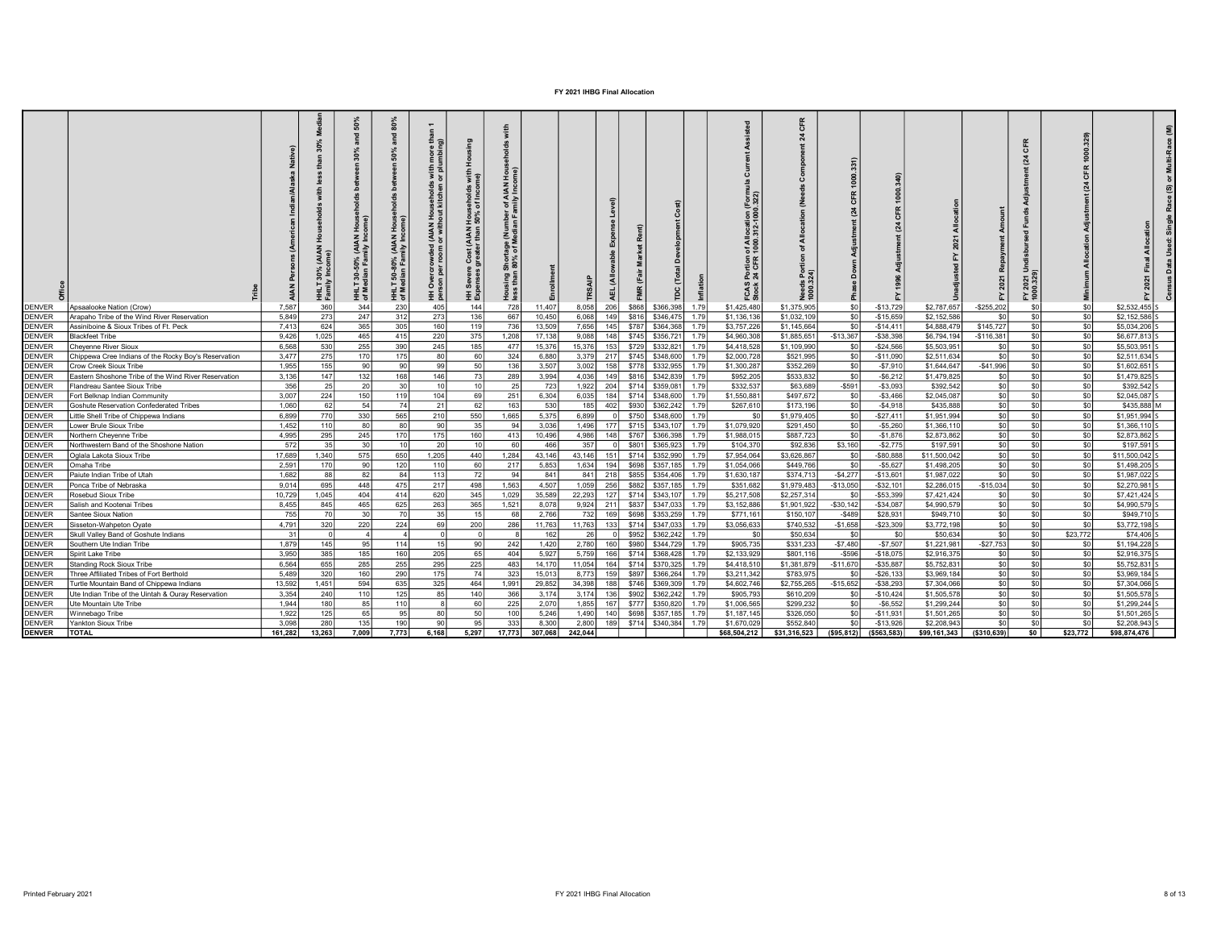# FY 2021 IHBG Final Allocation

| Office | Tribe | AIAN Persons (American Indian/Alaska Native) | HHLT 30% (AIAN Households with less than 30% Median Family Income) | HHLT 30-50% (AIAN Households between 30% and 50% of Median Family Income) | HHLT 50-80% (AIAN Households between 50% and 80% of Median Family Income) | HH Overcrowded (AIAN Households with more than 1 person per room or without kitchen or plumbing) | HH Severe Cost (AIAN Households with Housing Expenses greater than 50% of Income) | Housing Shortage (Number of AIAN Households with less than 80% of Median Family Income) | Enrollment | TRSAIP | AEL (Allowable Expense Level) | FMR (Fair Market Rent) | TDC (Total Development Cost) | Inflation | FCAS Portion of Allocation (Formula Current Assisted Stock 24 CFR 1000.312-1000.322) | Needs Portion of Allocation (Needs Component 24 CFR 1000.324) | Phase Down Adjustment (24 CFR 1000.331) | FY 1996 Adjustment (24 CFR 1000.340) | Unadjusted FY 2021 Allocation | FY 2021 Repayment Amount | FY 2021 Undisbursed Funds Adjustment (24 CFR 1000.329) | Minimum Allocation Adjustment (24 CFR 1000.329) | FY 2021 Final Allocation | Census Data Used: Single Race (S) or Multi-Race (M) |
|---|---|---|---|---|---|---|---|---|---|---|---|---|---|---|---|---|---|---|---|---|---|---|---|---|
| DENVER | Apsaalooke Nation (Crow) | 7,587 | 360 | 344 | 230 | 405 | 144 | 728 | 11,407 | 8,058 | 206 | $868 | $366,398 | 1.79 | $1,425,480 | $1,375,905 | $0 | -$13,729 | $2,787,657 | -$255,202 | $0 | $0 | $2,532,455 | S |
| DENVER | Arapaho Tribe of the Wind River Reservation | 5,849 | 273 | 247 | 312 | 273 | 136 | 667 | 10,450 | 6,068 | 149 | $816 | $346,475 | 1.79 | $1,136,136 | $1,032,109 | $0 | -$15,659 | $2,152,586 | $0 | $0 | $0 | $2,152,586 | S |
| DENVER | Assiniboine & Sioux Tribes of Ft. Peck | 7,413 | 624 | 365 | 305 | 160 | 119 | 736 | 13,509 | 7,656 | 145 | $787 | $364,368 | 1.79 | $3,757,226 | $1,145,664 | $0 | -$14,411 | $4,888,479 | $145,727 | $0 | $0 | $5,034,206 | S |
| DENVER | Blackfeet Tribe | 9,426 | 1,025 | 465 | 415 | 220 | 375 | 1,208 | 17,138 | 9,088 | 148 | $745 | $356,721 | 1.79 | $4,960,308 | $1,885,651 | -$13,367 | -$38,398 | $6,794,194 | -$116,381 | $0 | $0 | $6,677,813 | S |
| DENVER | Cheyenne River Sioux | 6,568 | 530 | 255 | 390 | 245 | 185 | 477 | 15,376 | 15,376 | 153 | $729 | $332,821 | 1.79 | $4,418,528 | $1,109,990 | $0 | -$24,566 | $5,503,951 | $0 | $0 | $0 | $5,503,951 | S |
| DENVER | Chippewa Cree Indians of the Rocky Boy's Reservation | 3,477 | 275 | 170 | 175 | 80 | 60 | 324 | 6,880 | 3,379 | 217 | $745 | $348,600 | 1.79 | $2,000,728 | $521,995 | $0 | -$11,090 | $2,511,634 | $0 | $0 | $0 | $2,511,634 | S |
| DENVER | Crow Creek Sioux Tribe | 1,955 | 155 | 90 | 90 | 99 | 50 | 136 | 3,507 | 3,002 | 158 | $778 | $332,955 | 1.79 | $1,300,287 | $352,269 | $0 | -$7,910 | $1,644,647 | -$41,996 | $0 | $0 | $1,602,651 | S |
| DENVER | Eastern Shoshone Tribe of the Wind River Reservation | 3,136 | 147 | 132 | 168 | 146 | 73 | 289 | 3,994 | 4,036 | 149 | $816 | $342,839 | 1.79 | $952,205 | $533,832 | $0 | -$6,212 | $1,479,825 | $0 | $0 | $0 | $1,479,825 | S |
| DENVER | Flandreau Santee Sioux Tribe | 356 | 25 | 20 | 30 | 10 | 10 | 25 | 723 | 1,922 | 204 | $714 | $359,081 | 1.79 | $332,537 | $63,689 | -$591 | -$3,093 | $392,542 | $0 | $0 | $0 | $392,542 | S |
| DENVER | Fort Belknap Indian Community | 3,007 | 224 | 150 | 119 | 104 | 69 | 251 | 6,304 | 6,035 | 184 | $714 | $348,600 | 1.79 | $1,550,881 | $497,672 | $0 | -$3,466 | $2,045,087 | $0 | $0 | $0 | $2,045,087 | S |
| DENVER | Goshute Reservation Confederated Tribes | 1,060 | 62 | 54 | 74 | 21 | 62 | 163 | 530 | 185 | 402 | $930 | $362,242 | 1.79 | $267,610 | $173,196 | $0 | -$4,918 | $435,888 | $0 | $0 | $0 | $435,888 | M |
| DENVER | Little Shell Tribe of Chippewa Indians | 6,899 | 770 | 330 | 565 | 210 | 550 | 1,665 | 5,375 | 6,899 | 0 | $750 | $348,600 | 1.79 | $0 | $1,979,405 | $0 | -$27,411 | $1,951,994 | $0 | $0 | $0 | $1,951,994 | S |
| DENVER | Lower Brule Sioux Tribe | 1,452 | 110 | 80 | 80 | 90 | 35 | 94 | 3,036 | 1,496 | 177 | $715 | $343,107 | 1.79 | $1,079,920 | $291,450 | $0 | -$5,260 | $1,366,110 | $0 | $0 | $0 | $1,366,110 | S |
| DENVER | Northern Cheyenne Tribe | 4,995 | 295 | 245 | 170 | 175 | 160 | 413 | 10,496 | 4,986 | 148 | $767 | $366,398 | 1.79 | $1,988,015 | $887,723 | $0 | -$1,876 | $2,873,862 | $0 | $0 | $0 | $2,873,862 | S |
| DENVER | Northwestern Band of the Shoshone Nation | 572 | 35 | 30 | 10 | 20 | 10 | 60 | 466 | 357 | 0 | $801 | $365,923 | 1.79 | $104,370 | $92,836 | $3,160 | -$2,775 | $197,591 | $0 | $0 | $0 | $197,591 | S |
| DENVER | Oglala Lakota Sioux Tribe | 17,689 | 1,340 | 575 | 650 | 1,205 | 440 | 1,284 | 43,146 | 43,146 | 151 | $714 | $352,990 | 1.79 | $7,954,064 | $3,626,867 | $0 | -$80,888 | $11,500,042 | $0 | $0 | $0 | $11,500,042 | S |
| DENVER | Omaha Tribe | 2,591 | 170 | 90 | 120 | 110 | 60 | 217 | 5,853 | 1,634 | 194 | $698 | $357,185 | 1.79 | $1,054,066 | $449,766 | $0 | -$5,627 | $1,498,205 | $0 | $0 | $0 | $1,498,205 | S |
| DENVER | Paiute Indian Tribe of Utah | 1,682 | 88 | 82 | 84 | 113 | 72 | 94 | 841 | 841 | 218 | $855 | $354,406 | 1.79 | $1,630,187 | $374,713 | -$4,277 | -$13,601 | $1,987,022 | $0 | $0 | $0 | $1,987,022 | S |
| DENVER | Ponca Tribe of Nebraska | 9,014 | 695 | 448 | 475 | 217 | 498 | 1,563 | 4,507 | 1,059 | 256 | $882 | $357,185 | 1.79 | $351,682 | $1,979,483 | -$13,050 | -$32,101 | $2,286,015 | -$15,034 | $0 | $0 | $2,270,981 | S |
| DENVER | Rosebud Sioux Tribe | 10,729 | 1,045 | 404 | 414 | 620 | 345 | 1,029 | 35,589 | 22,293 | 127 | $714 | $343,107 | 1.79 | $5,217,508 | $2,257,314 | $0 | -$53,399 | $7,421,424 | $0 | $0 | $0 | $7,421,424 | S |
| DENVER | Salish and Kootenai Tribes | 8,455 | 845 | 465 | 625 | 263 | 365 | 1,521 | 8,078 | 9,924 | 211 | $837 | $347,033 | 1.79 | $3,152,886 | $1,901,922 | -$30,142 | -$34,087 | $4,990,579 | $0 | $0 | $0 | $4,990,579 | S |
| DENVER | Santee Sioux Nation | 755 | 70 | 30 | 70 | 35 | 15 | 68 | 2,766 | 732 | 169 | $698 | $353,259 | 1.79 | $771,161 | $150,107 | -$489 | $28,931 | $949,710 | $0 | $0 | $0 | $949,710 | S |
| DENVER | Sisseton-Wahpeton Oyate | 4,791 | 320 | 220 | 224 | 69 | 200 | 286 | 11,763 | 11,763 | 133 | $714 | $347,033 | 1.79 | $3,056,633 | $740,532 | -$1,658 | -$23,309 | $3,772,198 | $0 | $0 | $0 | $3,772,198 | S |
| DENVER | Skull Valley Band of Goshute Indians | 31 | 0 | 4 | 4 | 0 | 0 | 8 | 162 | 26 | 0 | $952 | $362,242 | 1.79 | $0 | $50,634 | $0 | $0 | $50,634 | $0 | $0 | $23,772 | $74,406 | S |
| DENVER | Southern Ute Indian Tribe | 1,879 | 145 | 95 | 114 | 15 | 90 | 242 | 1,420 | 2,780 | 160 | $980 | $344,729 | 1.79 | $905,735 | $331,233 | -$7,480 | -$7,507 | $1,221,981 | -$27,753 | $0 | $0 | $1,194,228 | S |
| DENVER | Spirit Lake Tribe | 3,950 | 385 | 185 | 160 | 205 | 65 | 404 | 5,927 | 5,759 | 166 | $714 | $368,428 | 1.79 | $2,133,929 | $801,116 | -$596 | -$18,075 | $2,916,375 | $0 | $0 | $0 | $2,916,375 | S |
| DENVER | Standing Rock Sioux Tribe | 6,564 | 655 | 285 | 255 | 295 | 225 | 483 | 14,170 | 11,054 | 164 | $714 | $370,325 | 1.79 | $4,418,510 | $1,381,879 | -$11,670 | -$35,887 | $5,752,831 | $0 | $0 | $0 | $5,752,831 | S |
| DENVER | Three Affiliated Tribes of Fort Berthold | 5,489 | 320 | 160 | 290 | 175 | 74 | 323 | 15,013 | 8,773 | 159 | $897 | $366,264 | 1.79 | $3,211,342 | $783,975 | $0 | -$26,133 | $3,969,184 | $0 | $0 | $0 | $3,969,184 | S |
| DENVER | Turtle Mountain Band of Chippewa Indians | 13,592 | 1,451 | 594 | 635 | 325 | 464 | 1,991 | 29,852 | 34,398 | 188 | $746 | $369,309 | 1.79 | $4,602,746 | $2,755,265 | -$15,652 | -$38,293 | $7,304,066 | $0 | $0 | $0 | $7,304,066 | S |
| DENVER | Ute Indian Tribe of the Uintah & Ouray Reservation | 3,354 | 240 | 110 | 125 | 85 | 140 | 366 | 3,174 | 3,174 | 136 | $902 | $362,242 | 1.79 | $905,793 | $610,209 | $0 | -$10,424 | $1,505,578 | $0 | $0 | $0 | $1,505,578 | S |
| DENVER | Ute Mountain Ute Tribe | 1,944 | 180 | 85 | 110 | 8 | 60 | 225 | 2,070 | 1,855 | 167 | $777 | $350,820 | 1.79 | $1,006,565 | $299,232 | $0 | -$6,552 | $1,299,244 | $0 | $0 | $0 | $1,299,244 | S |
| DENVER | Winnebago Tribe | 1,922 | 125 | 65 | 95 | 80 | 50 | 100 | 5,246 | 1,490 | 140 | $698 | $357,185 | 1.79 | $1,187,145 | $326,050 | $0 | -$11,931 | $1,501,265 | $0 | $0 | $0 | $1,501,265 | S |
| DENVER | Yankton Sioux Tribe | 3,098 | 280 | 135 | 190 | 90 | 95 | 333 | 8,300 | 2,800 | 189 | $714 | $340,384 | 1.79 | $1,670,029 | $552,840 | $0 | -$13,926 | $2,208,943 | $0 | $0 | $0 | $2,208,943 | S |
| **DENVER** | **TOTAL** | **161,282** | **13,263** | **7,009** | **7,773** | **6,168** | **5,297** | **17,773** | **307,068** | **242,044** | | | | | **$68,504,212** | **$31,316,523** | **($95,812)** | **($563,583)** | **$99,161,343** | **($310,639)** | **$0** | **$23,772** | **$98,874,476** | |

Printed February 2021 — FY 2021 IHBG Final Allocation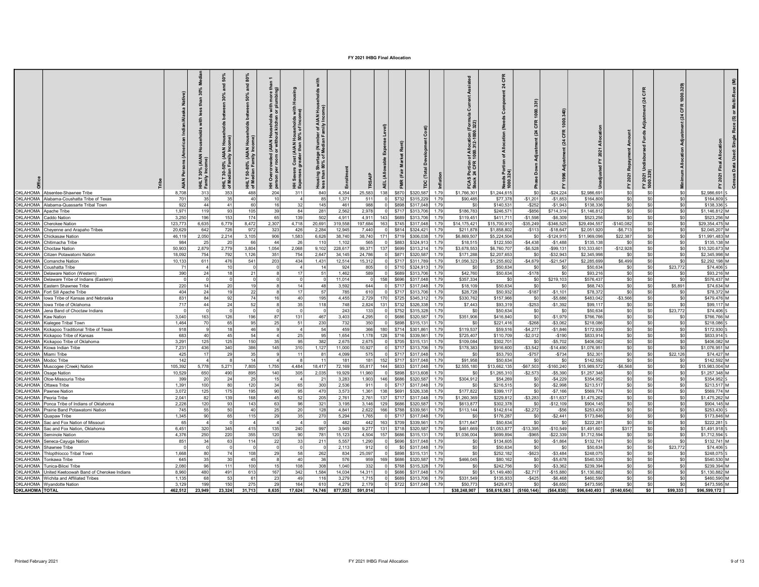# FY 2021 IHBG Final Allocation

| Office | Tribe | AIAN Persons (American Indian/Alaska Native) | HHLT 30% (AIAN Households with less than 30% Median Family Income) | HHLT 30-50% (AIAN Households between 30% and 50% of Median Family Income) | HHLT 50-80% (AIAN Households between 50% and 80% of Median Family Income) | HH Overcrowded (AIAN Households with more than 1 person per room or without kitchen or plumbing) | HH Severe Cost (AIAN Households with Housing Expenses greater than 50% of Income) | Housing Shortage (Number of AIAN Households with less than 80% of Median Family Income) | Enrollment | TRSAIP | AEL (Allowable Expense Level) | FMR (Fair Market Rent) | TDC (Total Development Cost) | Inflation | FCAS Portion of Allocation (Formula Current Assisted Stock 24 CFR 1000.312-1000.322) | Needs Portion of Allocation (Needs Component 24 CFR 1000.324) | Phase Down Adjustment (24 CFR 1000.331) | FY 1996 Adjustment (24 CFR 1000.340) | Unadjusted FY 2021 Allocation | FY 2021 Repayment Amount | FY 2021 Undisbursed Funds Adjustment (24 CFR 1000.329) | Minimum Allocation Adjustment (24 CFR 1000.329) | FY 2021 Final Allocation | Census Data Used: Single Race (S) or Multi-Race (M) |
|---|---|---|---|---|---|---|---|---|---|---|---|---|---|---|---|---|---|---|---|---|---|---|---|---|
| OKLAHOMA | Absentee-Shawnee Tribe | 8,708 | 313 | 353 | 488 | 204 | 311 | 840 | 4,354 | 25,583 | 138 | $870 | $320,587 | 1.79 | $1,766,301 | $1,244,615 | $0 | -$24,224 | $2,986,691 | $0 | $0 | $0 | $2,986,691 | S |
| OKLAHOMA | Alabama-Coushatta Tribe of Texas | 701 | 35 | 35 | 40 | 10 | 4 | 85 | 1,371 | 511 | 0 | $732 | $315,229 | 1.79 | $90,485 | $77,378 | -$1,201 | -$1,853 | $164,809 | $0 | $0 | $0 | $164,809 | S |
| OKLAHOMA | Alabama-Quassarte Tribal Town | 922 | 44 | 41 | 60 | 16 | 32 | 145 | 461 | 988 | 0 | $898 | $317,048 | 1.79 | $0 | $140,531 | -$252 | -$1,943 | $138,336 | $0 | $0 | $0 | $138,336 | S |
| OKLAHOMA | Apache Tribe | 1,971 | 119 | 93 | 105 | 39 | 84 | 281 | 2,562 | 2,978 | 0 | $717 | $313,706 | 1.79 | $186,783 | $246,571 | -$856 | $714,314 | $1,146,812 | $0 | $0 | $0 | $1,146,812 | M |
| OKLAHOMA | Caddo Nation | 3,250 | 196 | 153 | 174 | 65 | 139 | 502 | 4,911 | 4,911 | 143 | $689 | $313,706 | 1.79 | $119,451 | $411,711 | -$1,598 | -$6,309 | $523,256 | $0 | $0 | $0 | $523,256 | M |
| OKLAHOMA | Cherokee Nation | 123,773 | 6,635 | 6,779 | 8,472 | 2,307 | 4,718 | 20,691 | 319,558 | 197,684 | 163 | $745 | $317,048 | 1.79 | $14,175,421 | $15,700,910 | -$35,249 | -$346,525 | $29,494,557 | -$140,082 | $0 | $0 | $29,354,475 | M |
| OKLAHOMA | Cheyenne and Arapaho Tribes | 20,629 | 642 | 726 | 972 | 323 | 426 | 2,284 | 12,945 | 7,440 | 0 | $814 | $324,421 | 1.79 | $211,878 | $1,858,802 | -$113 | -$18,647 | $2,051,920 | -$6,713 | $0 | $0 | $2,045,207 | M |
| OKLAHOMA | Chickasaw Nation | 46,119 | 2,050 | 2,214 | 3,105 | 906 | 1,583 | 6,626 | 38,740 | 38,740 | 171 | $719 | $306,038 | 1.79 | $6,869,507 | $5,224,504 | $0 | -$124,915 | $11,969,096 | $22,387 | $0 | $0 | $11,991,483 | M |
| OKLAHOMA | Chitimacha Tribe | 984 | 25 | 20 | 66 | 44 | 26 | 110 | 1,102 | 565 | 0 | $883 | $324,913 | 1.79 | $18,515 | $122,550 | -$4,438 | -$1,488 | $135,138 | $0 | $0 | $0 | $135,138 | M |
| OKLAHOMA | Choctaw Nation | 50,903 | 2,879 | 2,779 | 3,804 | 1,054 | 2,068 | 9,102 | 228,617 | 99,371 | 137 | $699 | $313,214 | 1.79 | $3,678,553 | $6,760,707 | -$6,528 | -$99,131 | $10,333,601 | -$12,928 | $0 | $0 | $10,320,673 | M |
| OKLAHOMA | Citizen Potawatomi Nation | 18,092 | 754 | 792 | 1,126 | 351 | 754 | 2,647 | 34,145 | 24,786 | 0 | $871 | $320,587 | 1.79 | $171,288 | $2,207,653 | $0 | -$32,943 | $2,345,998 | $0 | $0 | $0 | $2,345,998 | M |
| OKLAHOMA | Comanche Nation | 10,133 | 611 | 476 | 541 | 203 | 434 | 1,431 | 12,514 | 15,312 | 0 | $717 | $311,789 | 1.79 | $1,056,323 | $1,255,602 | -$4,679 | -$21,547 | $2,285,699 | $6,499 | $0 | $0 | $2,292,198 | M |
| OKLAHOMA | Coushatta Tribe | 71 | 4 | 10 | 0 | 0 | 4 | 14 | 924 | 805 | 0 | $710 | $324,913 | 1.79 | $0 | $50,634 | $0 | $0 | $50,634 | $0 | $0 | $23,772 | $74,406 | S |
| OKLAHOMA | Delaware Nation (Western) | 390 | 24 | 18 | 21 | 8 | 17 | 51 | 1,462 | 589 | 0 | $689 | $313,706 | 1.79 | $42,760 | $50,634 | -$178 | $0 | $93,216 | $0 | $0 | $0 | $93,216 | M |
| OKLAHOMA | Delaware Tribe of Indians (Eastern) | 0 | 0 | 0 | 0 | 0 | 0 | 0 | 11,014 | 0 | 158 | $696 | $317,048 | 1.79 | $357,334 | $0 | $0 | $219,103 | $576,437 | $0 | $0 | $0 | $576,437 | M |
| OKLAHOMA | Eastern Shawnee Tribe | 220 | 14 | 20 | 19 | 8 | 14 | 48 | 3,592 | 644 | 0 | $717 | $317,048 | 1.79 | $18,109 | $50,634 | $0 | $0 | $68,743 | $0 | $0 | $5,891 | $74,634 | M |
| OKLAHOMA | Fort Sill Apache Tribe | 404 | 24 | 19 | 22 | 8 | 17 | 57 | 785 | 610 | 0 | $717 | $313,706 | 1.79 | $28,728 | $50,932 | -$187 | -$1,101 | $78,372 | $0 | $0 | $0 | $78,372 | M |
| OKLAHOMA | Iowa Tribe of Kansas and Nebraska | 831 | 84 | 92 | 74 | 16 | 40 | 195 | 4,455 | 2,729 | 170 | $725 | $345,312 | 1.79 | $330,762 | $157,966 | $0 | -$5,686 | $483,042 | -$3,566 | $0 | $0 | $479,476 | M |
| OKLAHOMA | Iowa Tribe of Oklahoma | 717 | 44 | 24 | 52 | 8 | 35 | 118 | 748 | 2,824 | 131 | $732 | $326,338 | 1.79 | $7,443 | $93,319 | -$253 | -$1,392 | $99,117 | $0 | $0 | $0 | $99,117 | M |
| OKLAHOMA | Jena Band of Choctaw Indians | 0 | 0 | 0 | 0 | 0 | 0 | 0 | 243 | 133 | 0 | $752 | $315,328 | 1.79 | $0 | $50,634 | $0 | $0 | $50,634 | $0 | $0 | $23,772 | $74,406 | S |
| OKLAHOMA | Kaw Nation | 3,040 | 163 | 126 | 196 | 87 | 131 | 467 | 3,403 | 4,295 | 0 | $686 | $320,587 | 1.79 | $351,906 | $416,840 | $0 | -$1,979 | $766,766 | $0 | $0 | $0 | $766,766 | M |
| OKLAHOMA | Kialegee Tribal Town | 1,464 | 70 | 65 | 95 | 25 | 51 | 230 | 732 | 350 | 0 | $898 | $315,131 | 1.79 | $0 | $221,416 | -$268 | -$3,062 | $218,086 | $0 | $0 | $0 | $218,086 | S |
| OKLAHOMA | Kickapoo Traditional Tribe of Texas | 918 | 9 | 18 | 46 | 9 | 4 | 54 | 459 | 366 | 180 | $714 | $301,861 | 1.79 | $119,537 | $59,516 | -$4,277 | -$1,846 | $172,930 | $0 | $0 | $0 | $172,930 | S |
| OKLAHOMA | Kickapoo Tribe of Kansas | 683 | 40 | 45 | 54 | 4 | 25 | 95 | 1,654 | 1,178 | 128 | $716 | $339,561 | 1.79 | $725,407 | $110,709 | -$2,012 | -$190 | $833,914 | $0 | $0 | $0 | $833,914 | S |
| OKLAHOMA | Kickapoo Tribe of Oklahoma | 3,291 | 125 | 125 | 150 | 35 | 95 | 382 | 2,675 | 2,675 | 0 | $705 | $315,131 | 1.79 | $109,084 | $302,701 | $0 | -$5,702 | $406,082 | $0 | $0 | $0 | $406,082 | M |
| OKLAHOMA | Kiowa Indian Tribe | 7,231 | 436 | 340 | 386 | 145 | 310 | 1,127 | 11,000 | 10,927 | 0 | $717 | $313,706 | 1.79 | $178,383 | $916,600 | -$3,542 | -$14,490 | $1,076,951 | $0 | $0 | $0 | $1,076,951 | M |
| OKLAHOMA | Miami Tribe | 425 | 17 | 29 | 35 | 9 | 11 | 81 | 4,099 | 575 | 0 | $717 | $317,048 | 1.79 | $0 | $53,793 | -$757 | -$734 | $52,301 | $0 | $0 | $22,126 | $74,427 | M |
| OKLAHOMA | Modoc Tribe | 142 | 4 | 8 | 14 | 4 | 8 | 11 | 181 | 181 | 152 | $717 | $317,048 | 1.79 | $91,958 | $50,634 | $0 | $0 | $142,592 | $0 | $0 | $0 | $142,592 | M |
| OKLAHOMA | Muscogee (Creek) Nation | 105,392 | 5,778 | 5,271 | 7,805 | 1,755 | 4,484 | 18,417 | 72,169 | 55,817 | 144 | $833 | $317,048 | 1.79 | $2,555,180 | $13,662,135 | -$67,503 | -$160,240 | $15,989,572 | -$6,568 | $0 | $0 | $15,983,004 | M |
| OKLAHOMA | Osage Nation | 10,529 | 650 | 490 | 895 | 140 | 305 | 2,035 | 19,929 | 11,960 | 0 | $898 | $313,608 | 1.79 | $0 | $1,265,310 | -$2,573 | -$5,390 | $1,257,348 | $0 | $0 | $0 | $1,257,348 | M |
| OKLAHOMA | Otoe-Missouria Tribe | 399 | 20 | 24 | 25 | 15 | 4 | 21 | 3,283 | 1,903 | 146 | $686 | $320,587 | 1.79 | $304,912 | $54,269 | $0 | -$4,229 | $354,952 | $0 | $0 | $0 | $354,952 | S |
| OKLAHOMA | Ottawa Tribe | 1,391 | 100 | 80 | 120 | 34 | 65 | 300 | 2,536 | 911 | 0 | $717 | $317,048 | 1.79 | $0 | $216,515 | $0 | -$2,998 | $213,517 | $0 | $0 | $0 | $213,517 | M |
| OKLAHOMA | Pawnee Nation | 3,072 | 125 | 175 | 195 | 90 | 95 | 470 | 3,573 | 1,361 | 138 | $691 | $326,338 | 1.79 | $177,822 | $399,117 | $0 | -$7,166 | $569,774 | $0 | $0 | $0 | $569,774 | M |
| OKLAHOMA | Peoria Tribe | 2,041 | 82 | 139 | 168 | 45 | 52 | 205 | 2,761 | 2,761 | 137 | $717 | $317,048 | 1.79 | $1,260,369 | $229,812 | -$3,283 | -$11,637 | $1,475,262 | $0 | $0 | $0 | $1,475,262 | M |
| OKLAHOMA | Ponca Tribe of Indians of Oklahoma | 2,226 | 120 | 93 | 143 | 63 | 96 | 321 | 3,195 | 3,146 | 129 | $686 | $320,587 | 1.79 | $613,877 | $302,378 | $0 | -$12,109 | $904,145 | $0 | $0 | $0 | $904,145 | M |
| OKLAHOMA | Prairie Band Potawatomi Nation | 745 | 55 | 50 | 40 | 25 | 20 | 128 | 4,841 | 2,622 | 166 | $788 | $339,561 | 1.79 | $113,144 | $142,614 | -$2,272 | -$56 | $253,430 | $0 | $0 | $0 | $253,430 | S |
| OKLAHOMA | Quapaw Tribe | 1,345 | 90 | 65 | 115 | 29 | 35 | 270 | 5,294 | 1,765 | 0 | $717 | $317,048 | 1.79 | $0 | $176,287 | $0 | -$2,441 | $173,846 | $0 | $0 | $0 | $173,846 | M |
| OKLAHOMA | Sac and Fox Nation of Missouri | 65 | 4 | 0 | 4 | 4 | 4 | 0 | 482 | 442 | 163 | $709 | $339,561 | 1.79 | $171,647 | $50,634 | $0 | $0 | $222,281 | $0 | $0 | $0 | $222,281 | S |
| OKLAHOMA | Sac and Fox Nation, Oklahoma | 6,451 | 320 | 345 | 415 | 135 | 240 | 997 | 3,949 | 9,277 | 131 | $718 | $320,587 | 1.79 | $461,669 | $1,053,877 | -$13,395 | -$10,549 | $1,491,601 | $317 | $0 | $0 | $1,491,918 | S |
| OKLAHOMA | Seminole Nation | 4,376 | 250 | 220 | 355 | 120 | 90 | 781 | 15,123 | 4,504 | 157 | $686 | $315,131 | 1.79 | $1,036,004 | $699,894 | -$965 | -$22,339 | $1,712,594 | $0 | $0 | $0 | $1,712,594 | S |
| OKLAHOMA | Seneca-Cayuga Nation | 851 | 34 | 63 | 114 | 22 | 33 | 211 | 5,557 | 1,290 | 0 | $696 | $317,048 | 1.79 | $0 | $134,605 | $0 | -$1,864 | $132,741 | $0 | $0 | $0 | $132,741 | M |
| OKLAHOMA | Shawnee Tribe | 0 | 0 | 0 | 0 | 0 | 0 | 0 | 2,113 | 912 | 0 | $0 | $317,048 | 1.79 | $0 | $50,634 | $0 | $0 | $50,634 | $0 | $0 | $23,772 | $74,406 | S |
| OKLAHOMA | Thlopthlocco Tribal Town | 1,668 | 80 | 74 | 108 | 29 | 58 | 262 | 834 | 25,097 | 0 | $898 | $315,131 | 1.79 | $0 | $252,182 | -$623 | -$3,484 | $248,075 | $0 | $0 | $0 | $248,075 | S |
| OKLAHOMA | Tonkawa Tribe | 645 | 35 | 30 | 45 | 8 | 40 | 36 | 576 | 959 | 169 | $686 | $320,587 | 1.79 | $466,045 | $80,162 | $0 | -$5,678 | $540,530 | $0 | $0 | $0 | $540,530 | M |
| OKLAHOMA | Tunica-Biloxi Tribe | 2,080 | 96 | 111 | 100 | 15 | 108 | 308 | 1,040 | 332 | 0 | $768 | $315,328 | 1.79 | $0 | $242,756 | $0 | -$3,362 | $239,394 | $0 | $0 | $0 | $239,394 | M |
| OKLAHOMA | United Keetoowah Band of Cherokee Indians | 8,960 | 480 | 491 | 613 | 167 | 342 | 1,584 | 14,034 | 14,311 | 0 | $686 | $317,048 | 1.79 | $0 | $1,149,480 | -$2,717 | -$15,880 | $1,130,882 | $0 | $0 | $0 | $1,130,882 | M |
| OKLAHOMA | Wichita and Affiliated Tribes | 1,135 | 68 | 53 | 61 | 23 | 49 | 116 | 3,279 | 1,715 | 0 | $689 | $313,706 | 1.79 | $331,549 | $135,933 | -$425 | -$6,468 | $460,590 | $0 | $0 | $0 | $460,590 | M |
| OKLAHOMA | Wyandotte Nation | 3,129 | 199 | 150 | 275 | 29 | 164 | 610 | 4,279 | 2,179 | 0 | $722 | $317,048 | 1.79 | $50,773 | $429,473 | $0 | -$6,650 | $473,595 | $0 | $0 | $0 | $473,595 | M |
| **OKLAHOMA** | **TOTAL** | **462,512** | **23,949** | **23,324** | **31,713** | **8,635** | **17,624** | **74,746** | **877,553** | **591,014** | | | | | **$38,248,907** | **$58,616,563** | **($160,144)** | **($64,830)** | **$96,640,493** | **($140,654)** | **$0** | **$99,333** | **$96,599,172** | |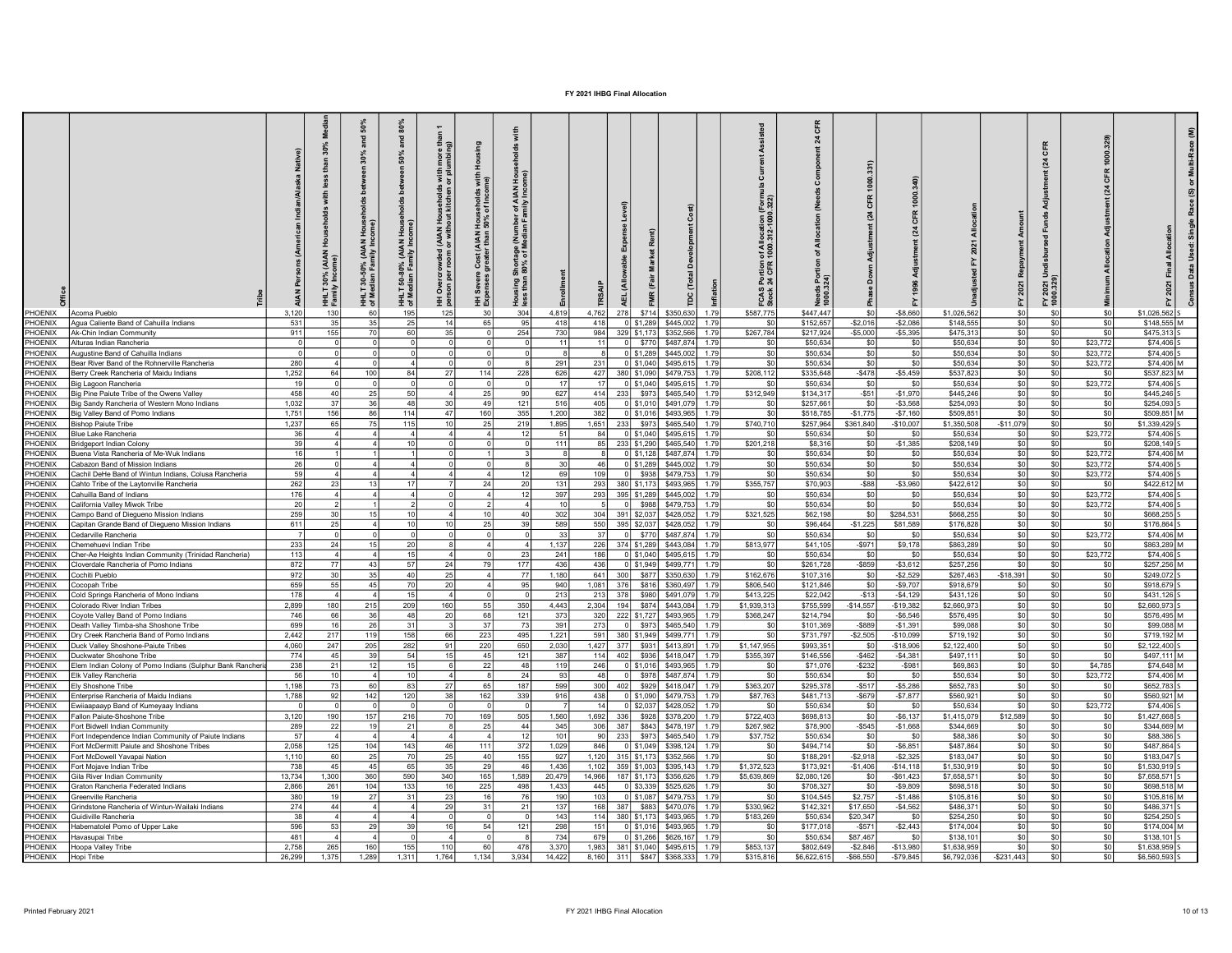# FY 2021 IHBG Final Allocation

| Office | Tribe | AIAN Persons (American Indian/Alaska Native) | HHLT 30% (AIAN Households with less than 30% Median Family Income) | HHLT 30-50% (AIAN Households between 30% and 50% of Median Family Income) | HHLT 50-80% (AIAN Households between 50% and 80% of Median Family Income) | HH Overcrowded (AIAN Households with more than 1 person per room or without kitchen or plumbing) | HH Severe Cost (AIAN Households with Housing Expenses greater than 50% of Income) | Housing Shortage (Number of AIAN Households with less than 80% of Median Family Income) | Enrollment | TRSAIP | AEL (Allowable Expense Level) | FMR (Fair Market Rent) | TDC (Total Development Cost) | Inflation | FCAS Portion of Allocation (Formula Current Assisted Stock 24 CFR 1000.312-1000.322) | Needs Portion of Allocation (Needs Component 24 CFR 1000.324) | Phase Down Adjustment (24 CFR 1000.331) | FY 1996 Adjustment (24 CFR 1000.340) | Unadjusted FY 2021 Allocation | FY 2021 Repayment Amount | FY 2021 Undisbursed Funds Adjustment (24 CFR 1000.329) | Minimum Allocation Adjustment (24 CFR 1000.329) | FY 2021 Final Allocation | Census Data Used: Single Race (S) or Multi-Race (M) |
|---|---|---|---|---|---|---|---|---|---|---|---|---|---|---|---|---|---|---|---|---|---|---|---|---|
| PHOENIX | Acoma Pueblo | 3,120 | 130 | 60 | 195 | 125 | 30 | 304 | 4,819 | 4,762 | 278 | $714 | $350,630 | 1.79 | $587,775 | $447,447 | $0 | -$8,660 | $1,026,562 | $0 | $0 | $0 | $1,026,562 | S |
| PHOENIX | Agua Caliente Band of Cahuilla Indians | 531 | 35 | 35 | 25 | 14 | 65 | 95 | 418 | 418 | 0 | $1,289 | $445,002 | 1.79 | $0 | $152,657 | -$2,016 | -$2,086 | $148,555 | $0 | $0 | $0 | $148,555 | M |
| PHOENIX | Ak-Chin Indian Community | 911 | 155 | 70 | 60 | 35 | 0 | 254 | 730 | 984 | 329 | $1,173 | $352,566 | 1.79 | $267,784 | $217,924 | -$5,000 | -$5,395 | $475,313 | $0 | $0 | $0 | $475,313 | S |
| PHOENIX | Alturas Indian Rancheria | 0 | 0 | 0 | 0 | 0 | 0 | 0 | 11 | 11 | 0 | $770 | $487,874 | 1.79 | $0 | $50,634 | $0 | $0 | $50,634 | $0 | $0 | $23,772 | $74,406 | S |
| PHOENIX | Augustine Band of Cahuilla Indians | 0 | 0 | 0 | 0 | 0 | 0 | 0 | 8 | 8 | 0 | $1,289 | $445,002 | 1.79 | $0 | $50,634 | $0 | $0 | $50,634 | $0 | $0 | $23,772 | $74,406 | S |
| PHOENIX | Bear River Band of the Rohnerville Rancheria | 280 | 4 | 0 | 4 | 0 | 0 | 8 | 291 | 231 | 0 | $1,040 | $495,615 | 1.79 | $0 | $50,634 | $0 | $0 | $50,634 | $0 | $0 | $23,772 | $74,406 | M |
| PHOENIX | Berry Creek Rancheria of Maidu Indians | 1,252 | 64 | 100 | 84 | 27 | 114 | 228 | 626 | 427 | 380 | $1,090 | $479,753 | 1.79 | $208,112 | $335,648 | -$478 | -$5,459 | $537,823 | $0 | $0 | $0 | $537,823 | M |
| PHOENIX | Big Lagoon Rancheria | 19 | 0 | 0 | 0 | 0 | 0 | 0 | 17 | 17 | 0 | $1,040 | $495,615 | 1.79 | $0 | $50,634 | $0 | $0 | $50,634 | $0 | $0 | $23,772 | $74,406 | S |
| PHOENIX | Big Pine Paiute Tribe of the Owens Valley | 458 | 40 | 25 | 50 | 4 | 25 | 90 | 627 | 414 | 233 | $973 | $465,540 | 1.79 | $312,949 | $134,317 | -$51 | -$1,970 | $445,246 | $0 | $0 | $0 | $445,246 | S |
| PHOENIX | Big Sandy Rancheria of Western Mono Indians | 1,032 | 37 | 36 | 48 | 30 | 49 | 121 | 516 | 405 | 0 | $1,010 | $491,079 | 1.79 | $0 | $257,661 | $0 | -$3,568 | $254,093 | $0 | $0 | $0 | $254,093 | S |
| PHOENIX | Big Valley Band of Pomo Indians | 1,751 | 156 | 86 | 114 | 47 | 160 | 355 | 1,200 | 382 | 0 | $1,016 | $493,965 | 1.79 | $0 | $518,785 | -$1,775 | -$7,160 | $509,851 | $0 | $0 | $0 | $509,851 | M |
| PHOENIX | Bishop Paiute Tribe | 1,237 | 65 | 75 | 115 | 10 | 25 | 219 | 1,895 | 1,651 | 233 | $973 | $465,540 | 1.79 | $740,710 | $257,964 | $361,840 | -$10,007 | $1,350,508 | -$11,079 | $0 | $0 | $1,339,429 | S |
| PHOENIX | Blue Lake Rancheria | 36 | 4 | 4 | 4 | 4 | 4 | 12 | 51 | 84 | 0 | $1,040 | $495,615 | 1.79 | $0 | $50,634 | $0 | $0 | $50,634 | $0 | $0 | $23,772 | $74,406 | S |
| PHOENIX | Bridgeport Indian Colony | 39 | 4 | 4 | 10 | 0 | 0 | 0 | 111 | 85 | 233 | $1,290 | $465,540 | 1.79 | $201,218 | $8,316 | $0 | -$1,385 | $208,149 | $0 | $0 | $0 | $208,149 | S |
| PHOENIX | Buena Vista Rancheria of Me-Wuk Indians | 16 | 1 | 1 | 1 | 0 | 1 | 3 | 8 | 8 | 0 | $1,128 | $487,874 | 1.79 | $0 | $50,634 | $0 | $0 | $50,634 | $0 | $0 | $23,772 | $74,406 | M |
| PHOENIX | Cabazon Band of Mission Indians | 26 | 0 | 4 | 4 | 0 | 0 | 8 | 30 | 46 | 0 | $1,289 | $445,002 | 1.79 | $0 | $50,634 | $0 | $0 | $50,634 | $0 | $0 | $23,772 | $74,406 | S |
| PHOENIX | Cachil DeHe Band of Wintun Indians, Colusa Rancheria | 59 | 4 | 4 | 4 | 4 | 4 | 12 | 69 | 109 | 0 | $938 | $479,753 | 1.79 | $0 | $50,634 | $0 | $0 | $50,634 | $0 | $0 | $23,772 | $74,406 | S |
| PHOENIX | Cahto Tribe of the Laytonville Rancheria | 262 | 23 | 13 | 17 | 7 | 24 | 20 | 131 | 293 | 380 | $1,173 | $493,965 | 1.79 | $355,757 | $70,903 | -$88 | -$3,960 | $422,612 | $0 | $0 | $0 | $422,612 | M |
| PHOENIX | Cahuilla Band of Indians | 176 | 4 | 4 | 4 | 0 | 4 | 12 | 397 | 293 | 395 | $1,289 | $445,002 | 1.79 | $0 | $50,634 | $0 | $0 | $50,634 | $0 | $0 | $23,772 | $74,406 | S |
| PHOENIX | California Valley Miwok Tribe | 20 | 2 | 1 | 2 | 0 | 2 | 4 | 10 | 5 | 0 | $988 | $479,753 | 1.79 | $0 | $50,634 | $0 | $0 | $50,634 | $0 | $0 | $23,772 | $74,406 | S |
| PHOENIX | Campo Band of Diegueno Mission Indians | 259 | 30 | 15 | 10 | 4 | 10 | 40 | 302 | 304 | 391 | $2,037 | $428,052 | 1.79 | $321,525 | $62,198 | $0 | $284,531 | $668,255 | $0 | $0 | $0 | $668,255 | S |
| PHOENIX | Capitan Grande Band of Diegueno Mission Indians | 611 | 25 | 4 | 10 | 10 | 25 | 39 | 589 | 550 | 395 | $2,037 | $428,052 | 1.79 | $0 | $96,464 | -$1,225 | $81,589 | $176,828 | $0 | $0 | $0 | $176,864 | S |
| PHOENIX | Cedarville Rancheria | 7 | 0 | 0 | 0 | 0 | 0 | 0 | 33 | 37 | 0 | $770 | $487,874 | 1.79 | $0 | $50,634 | $0 | $0 | $50,634 | $0 | $0 | $23,772 | $74,406 | M |
| PHOENIX | Chemehuevi Indian Tribe | 233 | 24 | 15 | 20 | 8 | 4 | 4 | 1,137 | 226 | 374 | $1,289 | $443,084 | 1.79 | $813,977 | $41,105 | -$971 | $9,178 | $863,289 | $0 | $0 | $0 | $863,289 | M |
| PHOENIX | Cher-Ae Heights Indian Community (Trinidad Rancheria) | 113 | 4 | 4 | 15 | 4 | 0 | 23 | 241 | 186 | 0 | $1,040 | $495,615 | 1.79 | $0 | $50,634 | $0 | $0 | $50,634 | $0 | $0 | $23,772 | $74,406 | S |
| PHOENIX | Cloverdale Rancheria of Pomo Indians | 872 | 77 | 43 | 57 | 24 | 79 | 177 | 436 | 436 | 0 | $1,949 | $499,771 | 1.79 | $0 | $261,728 | -$859 | -$3,612 | $257,256 | $0 | $0 | $0 | $257,256 | M |
| PHOENIX | Cochiti Pueblo | 972 | 30 | 35 | 40 | 25 | 4 | 77 | 1,180 | 641 | 300 | $877 | $350,630 | 1.79 | $162,676 | $107,316 | $0 | -$2,529 | $267,463 | -$18,391 | $0 | $0 | $249,072 | S |
| PHOENIX | Cocopah Tribe | 659 | 55 | 45 | 70 | 20 | 4 | 95 | 940 | 1,081 | 376 | $816 | $360,497 | 1.79 | $806,540 | $121,846 | $0 | -$9,707 | $918,679 | $0 | $0 | $0 | $918,679 | S |
| PHOENIX | Cold Springs Rancheria of Mono Indians | 178 | 4 | 4 | 15 | 4 | 0 | 0 | 213 | 213 | 378 | $980 | $491,079 | 1.79 | $413,225 | $22,042 | -$13 | -$4,129 | $431,126 | $0 | $0 | $0 | $431,126 | S |
| PHOENIX | Colorado River Indian Tribes | 2,899 | 180 | 215 | 209 | 160 | 55 | 350 | 4,443 | 2,304 | 194 | $874 | $443,084 | 1.79 | $1,939,313 | $755,599 | -$14,557 | -$19,382 | $2,660,973 | $0 | $0 | $0 | $2,660,973 | S |
| PHOENIX | Coyote Valley Band of Pomo Indians | 746 | 66 | 36 | 48 | 20 | 68 | 121 | 373 | 320 | 222 | $1,727 | $493,965 | 1.79 | $368,247 | $214,794 | $0 | -$6,546 | $576,495 | $0 | $0 | $0 | $576,495 | M |
| PHOENIX | Death Valley Timba-sha Shoshone Tribe | 699 | 16 | 26 | 31 | 3 | 37 | 73 | 391 | 273 | 0 | $973 | $465,540 | 1.79 | $0 | $101,369 | -$889 | -$1,391 | $99,088 | $0 | $0 | $0 | $99,088 | M |
| PHOENIX | Dry Creek Rancheria Band of Pomo Indians | 2,442 | 217 | 119 | 158 | 66 | 223 | 495 | 1,221 | 591 | 380 | $1,949 | $499,771 | 1.79 | $0 | $731,797 | -$2,505 | -$10,099 | $719,192 | $0 | $0 | $0 | $719,192 | M |
| PHOENIX | Duck Valley Shoshone-Paiute Tribes | 4,060 | 247 | 205 | 282 | 91 | 220 | 650 | 2,030 | 1,427 | 377 | $931 | $413,891 | 1.79 | $1,147,955 | $993,351 | $0 | -$18,906 | $2,122,400 | $0 | $0 | $0 | $2,122,400 | S |
| PHOENIX | Duckwater Shoshone Tribe | 774 | 45 | 39 | 54 | 15 | 45 | 121 | 387 | 114 | 402 | $936 | $418,047 | 1.79 | $355,397 | $146,556 | -$462 | -$4,381 | $497,111 | $0 | $0 | $0 | $497,111 | M |
| PHOENIX | Elem Indian Colony of Pomo Indians (Sulphur Bank Rancheria) | 238 | 21 | 12 | 15 | 6 | 22 | 48 | 119 | 246 | 0 | $1,016 | $493,965 | 1.79 | $0 | $71,076 | -$232 | -$981 | $69,863 | $0 | $0 | $4,785 | $74,648 | M |
| PHOENIX | Elk Valley Rancheria | 56 | 10 | 4 | 10 | 4 | 8 | 24 | 93 | 48 | 0 | $978 | $487,874 | 1.79 | $0 | $50,634 | $0 | $0 | $50,634 | $0 | $0 | $23,772 | $74,406 | M |
| PHOENIX | Ely Shoshone Tribe | 1,198 | 73 | 60 | 83 | 27 | 65 | 187 | 599 | 300 | 402 | $929 | $418,047 | 1.79 | $363,207 | $295,378 | -$517 | -$5,286 | $652,783 | $0 | $0 | $0 | $652,783 | S |
| PHOENIX | Enterprise Rancheria of Maidu Indians | 1,788 | 92 | 142 | 120 | 38 | 162 | 339 | 916 | 438 | 0 | $1,090 | $479,753 | 1.79 | $87,763 | $481,713 | -$679 | -$7,877 | $560,921 | $0 | $0 | $0 | $560,921 | M |
| PHOENIX | Ewiiaapaayp Band of Kumeyaay Indians | 0 | 0 | 0 | 0 | 0 | 0 | 0 | 7 | 14 | 0 | $2,037 | $428,052 | 1.79 | $0 | $50,634 | $0 | $0 | $50,634 | $0 | $0 | $23,772 | $74,406 | S |
| PHOENIX | Fallon Paiute-Shoshone Tribe | 3,120 | 190 | 157 | 216 | 70 | 169 | 505 | 1,560 | 1,692 | 336 | $928 | $378,200 | 1.79 | $722,403 | $698,813 | $0 | -$6,137 | $1,415,079 | $12,589 | $0 | $0 | $1,427,668 | S |
| PHOENIX | Fort Bidwell Indian Community | 289 | 22 | 19 | 21 | 8 | 25 | 44 | 345 | 306 | 387 | $843 | $478,197 | 1.79 | $267,982 | $78,900 | -$545 | -$1,668 | $344,669 | $0 | $0 | $0 | $344,669 | M |
| PHOENIX | Fort Independence Indian Community of Paiute Indians | 57 | 4 | 4 | 4 | 4 | 4 | 12 | 101 | 90 | 233 | $973 | $465,540 | 1.79 | $37,752 | $50,634 | $0 | $0 | $88,386 | $0 | $0 | $0 | $88,386 | S |
| PHOENIX | Fort McDermitt Paiute and Shoshone Tribes | 2,058 | 125 | 104 | 143 | 46 | 111 | 372 | 1,029 | 846 | 0 | $1,049 | $398,124 | 1.79 | $0 | $494,714 | $0 | -$6,851 | $487,864 | $0 | $0 | $0 | $487,864 | S |
| PHOENIX | Fort McDowell Yavapai Nation | 1,110 | 60 | 25 | 70 | 25 | 40 | 155 | 927 | 1,120 | 315 | $1,173 | $352,566 | 1.79 | $0 | $188,291 | -$2,918 | -$2,325 | $183,047 | $0 | $0 | $0 | $183,047 | S |
| PHOENIX | Fort Mojave Indian Tribe | 738 | 45 | 45 | 65 | 35 | 29 | 46 | 1,436 | 1,102 | 359 | $1,003 | $395,143 | 1.79 | $1,372,523 | $173,921 | -$1,406 | -$14,118 | $1,530,919 | $0 | $0 | $0 | $1,530,919 | S |
| PHOENIX | Gila River Indian Community | 13,734 | 1,300 | 360 | 590 | 340 | 165 | 1,589 | 20,479 | 14,966 | 187 | $1,173 | $356,626 | 1.79 | $5,639,869 | $2,080,126 | $0 | -$61,423 | $7,658,571 | $0 | $0 | $0 | $7,658,571 | S |
| PHOENIX | Graton Rancheria Federated Indians | 2,866 | 261 | 104 | 133 | 16 | 225 | 498 | 1,433 | 445 | 0 | $3,339 | $525,626 | 1.79 | $0 | $708,327 | $0 | -$9,809 | $698,518 | $0 | $0 | $0 | $698,518 | M |
| PHOENIX | Greenville Rancheria | 380 | 19 | 27 | 31 | 23 | 16 | 76 | 190 | 103 | 0 | $1,087 | $479,753 | 1.79 | $0 | $104,545 | $2,757 | -$1,486 | $105,816 | $0 | $0 | $0 | $105,816 | M |
| PHOENIX | Grindstone Rancheria of Wintun-Wailaki Indians | 274 | 44 | 4 | 4 | 29 | 31 | 21 | 137 | 168 | 387 | $883 | $470,076 | 1.79 | $330,962 | $142,321 | $17,650 | -$4,562 | $486,371 | $0 | $0 | $0 | $486,371 | S |
| PHOENIX | Guidiville Rancheria | 38 | 4 | 4 | 4 | 0 | 0 | 0 | 143 | 114 | 380 | $1,173 | $493,965 | 1.79 | $183,269 | $50,634 | $20,347 | $0 | $254,250 | $0 | $0 | $0 | $254,250 | S |
| PHOENIX | Habematolel Pomo of Upper Lake | 596 | 53 | 29 | 39 | 16 | 54 | 121 | 298 | 151 | 0 | $1,016 | $493,965 | 1.79 | $0 | $177,018 | -$571 | -$2,443 | $174,004 | $0 | $0 | $0 | $174,004 | M |
| PHOENIX | Havasupai Tribe | 481 | 4 | 4 | 0 | 4 | 0 | 8 | 734 | 679 | 0 | $1,266 | $626,167 | 1.79 | $0 | $50,634 | $87,467 | $0 | $138,101 | $0 | $0 | $0 | $138,101 | S |
| PHOENIX | Hoopa Valley Tribe | 2,758 | 265 | 160 | 155 | 110 | 60 | 478 | 3,370 | 1,983 | 381 | $1,040 | $495,615 | 1.79 | $853,137 | $802,649 | -$2,846 | -$13,980 | $1,638,959 | $0 | $0 | $0 | $1,638,959 | S |
| PHOENIX | Hopi Tribe | 26,299 | 1,375 | 1,289 | 1,311 | 1,764 | 1,134 | 3,934 | 14,422 | 8,160 | 311 | $847 | $368,333 | 1.79 | $315,816 | $6,622,615 | -$66,550 | -$79,845 | $6,792,036 | -$231,443 | $0 | $0 | $6,560,593 | S |

Printed February 2021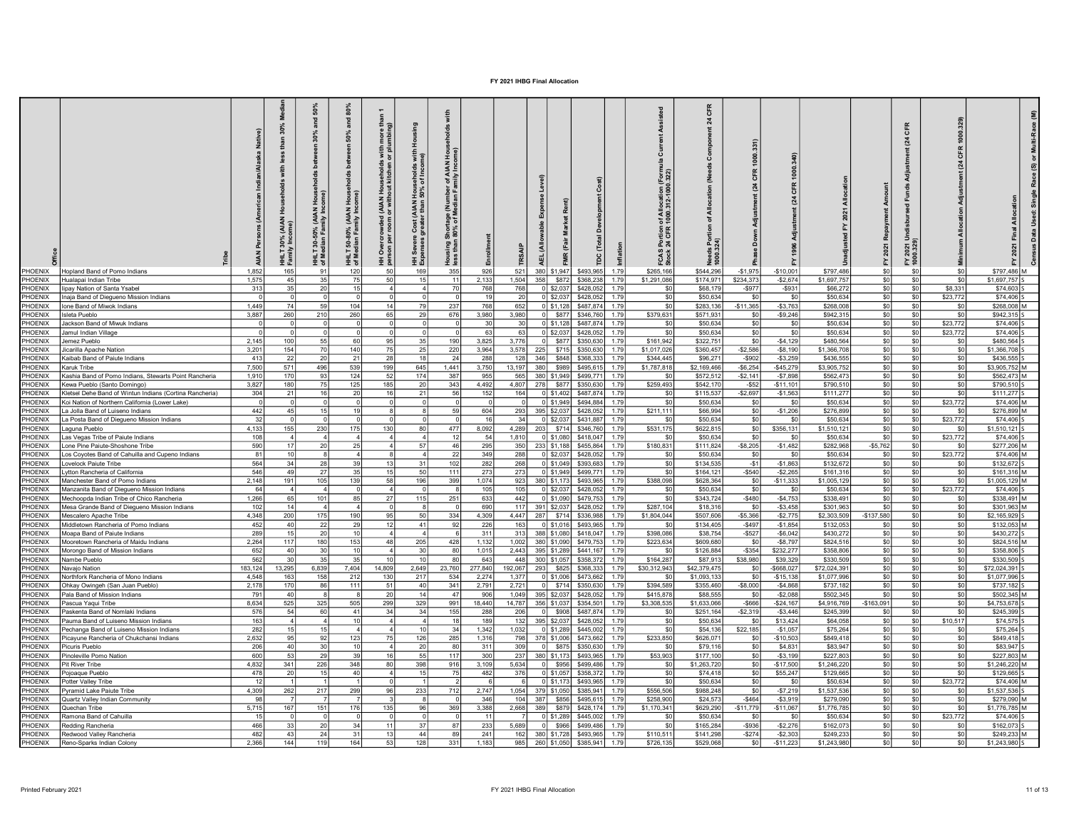# FY 2021 IHBG Final Allocation

| Office | Tribe | AIAN Persons (American Indian/Alaska Native) | HHLT 30% (AIAN Households with less than 30% Median Family Income) | HHLT 30-50% (AIAN Households between 30% and 50% of Median Family Income) | HHLT 50-80% (AIAN Households between 50% and 80% of Median Family Income) | HH Overcrowded (AIAN Households with more than 1 person per room or without kitchen or plumbing) | HH Severe Cost (AIAN Households with Housing Expenses greater than 50% of Income) | Housing Shortage (Number of AIAN Households with less than 80% of Median Family Income) | Enrollment | TRSAIP | AEL (Allowable Expense Level) | FMR (Fair Market Rent) | TDC (Total Development Cost) | Inflation | FCAS Portion of Allocation (Formula Current Assisted Stock 24 CFR 1000.312-1000.322) | Needs Portion of Allocation (Needs Component 24 CFR 1000.324) | Phase Down Adjustment (24 CFR 1000.331) | FY 1996 Adjustment (24 CFR 1000.340) | Unadjusted FY 2021 Allocation | FY 2021 Repayment Amount | FY 2021 Undisbursed Funds Adjustment (24 CFR 1000.329) | Minimum Allocation Adjustment (24 CFR 1000.329) | FY 2021 Final Allocation | Census Data Used: Single Race (S) or Multi-Race (M) |
|---|---|---|---|---|---|---|---|---|---|---|---|---|---|---|---|---|---|---|---|---|---|---|---|---|
| PHOENIX | Hopland Band of Pomo Indians | 1,852 | 165 | 91 | 120 | 50 | 169 | 355 | 926 | 521 | 380 | $1,947 | $493,965 | 1.79 | $265,166 | $544,296 | -$1,975 | -$10,001 | $797,486 | $0 | $0 | $0 | $797,486 | M |
| PHOENIX | Hualapai Indian Tribe | 1,575 | 45 | 35 | 75 | 50 | 15 | 11 | 2,133 | 1,504 | 358 | $872 | $368,238 | 1.79 | $1,291,086 | $174,971 | $234,373 | -$2,674 | $1,697,757 | $0 | $0 | $0 | $1,697,757 | S |
| PHOENIX | Iipay Nation of Santa Ysabel | 313 | 35 | 20 | 15 | 4 | 4 | 70 | 768 | 768 | 0 | $2,037 | $428,052 | 1.79 | $0 | $68,179 | -$977 | -$931 | $66,272 | $0 | $0 | $8,331 | $74,603 | S |
| PHOENIX | Inaja Band of Diegueno Mission Indians | 0 | 0 | 0 | 0 | 0 | 0 | 0 | 19 | 20 | 0 | $2,037 | $428,052 | 1.79 | $0 | $50,634 | $0 | $0 | $50,634 | $0 | $0 | $23,772 | $74,406 | S |
| PHOENIX | Ione Band of Miwok Indians | 1,449 | 74 | 59 | 104 | 14 | 79 | 237 | 768 | 652 | 0 | $1,128 | $487,874 | 1.79 | $0 | $283,136 | -$11,365 | -$3,763 | $268,008 | $0 | $0 | $0 | $268,008 | M |
| PHOENIX | Isleta Pueblo | 3,887 | 260 | 210 | 260 | 65 | 29 | 676 | 3,980 | 3,980 | 0 | $877 | $346,760 | 1.79 | $379,631 | $571,931 | $0 | -$9,246 | $942,315 | $0 | $0 | $0 | $942,315 | S |
| PHOENIX | Jackson Band of Miwuk Indians | 0 | 0 | 0 | 0 | 0 | 0 | 0 | 30 | 30 | 0 | $1,128 | $487,874 | 1.79 | $0 | $50,634 | $0 | $0 | $50,634 | $0 | $0 | $23,772 | $74,406 | S |
| PHOENIX | Jamul Indian Village | 0 | 0 | 0 | 0 | 0 | 0 | 0 | 63 | 63 | 0 | $2,037 | $428,052 | 1.79 | $0 | $50,634 | $0 | $0 | $50,634 | $0 | $0 | $23,772 | $74,406 | S |
| PHOENIX | Jemez Pueblo | 2,145 | 100 | 55 | 60 | 95 | 35 | 190 | 3,825 | 3,776 | 0 | $877 | $350,630 | 1.79 | $161,942 | $322,751 | $0 | -$4,129 | $480,564 | $0 | $0 | $0 | $480,564 | S |
| PHOENIX | Jicarilla Apache Nation | 3,201 | 154 | 70 | 140 | 75 | 25 | 220 | 3,964 | 3,578 | 225 | $715 | $350,630 | 1.79 | $1,017,026 | $360,457 | -$2,586 | -$8,190 | $1,366,708 | $0 | $0 | $0 | $1,366,708 | S |
| PHOENIX | Kaibab Band of Paiute Indians | 413 | 22 | 20 | 21 | 28 | 18 | 24 | 288 | 128 | 346 | $848 | $368,333 | 1.79 | $344,445 | $96,271 | -$902 | -$3,259 | $436,555 | $0 | $0 | $0 | $436,555 | S |
| PHOENIX | Karuk Tribe | 7,500 | 571 | 496 | 539 | 199 | 645 | 1,441 | 3,750 | 13,197 | 380 | $989 | $495,615 | 1.79 | $1,787,818 | $2,169,466 | -$6,254 | -$45,279 | $3,905,752 | $0 | $0 | $0 | $3,905,752 | M |
| PHOENIX | Kashia Band of Pomo Indians, Stewarts Point Rancheria | 1,910 | 170 | 93 | 124 | 52 | 174 | 387 | 955 | 565 | 380 | $1,949 | $499,771 | 1.79 | $0 | $572,512 | -$2,141 | -$7,898 | $562,473 | $0 | $0 | $0 | $562,473 | M |
| PHOENIX | Kewa Pueblo (Santo Domingo) | 3,827 | 180 | 75 | 125 | 185 | 20 | 343 | 4,492 | 4,807 | 278 | $877 | $350,630 | 1.79 | $259,493 | $542,170 | -$52 | -$11,101 | $790,510 | $0 | $0 | $0 | $790,510 | S |
| PHOENIX | Kletsel Dehe Band of Wintun Indians (Cortina Rancheria) | 304 | 21 | 16 | 20 | 16 | 21 | 56 | 152 | 164 | 0 | $1,402 | $487,874 | 1.79 | $0 | $115,537 | -$2,697 | -$1,563 | $111,277 | $0 | $0 | $0 | $111,277 | S |
| PHOENIX | Koi Nation of Northern California (Lower Lake) | 0 | 0 | 0 | 0 | 0 | 0 | 0 | 0 | 0 | 0 | $1,949 | $494,884 | 1.79 | $0 | $50,634 | $0 | $0 | $50,634 | $0 | $0 | $23,772 | $74,406 | M |
| PHOENIX | La Jolla Band of Luiseno Indians | 442 | 45 | 15 | 19 | 8 | 8 | 59 | 604 | 293 | 395 | $2,037 | $428,052 | 1.79 | $211,111 | $66,994 | $0 | -$1,206 | $276,899 | $0 | $0 | $0 | $276,899 | M |
| PHOENIX | La Posta Band of Diegueno Mission Indians | 32 | 0 | 0 | 0 | 0 | 0 | 0 | 16 | 34 | 0 | $2,037 | $431,887 | 1.79 | $0 | $50,634 | $0 | $0 | $50,634 | $0 | $0 | $23,772 | $74,406 | S |
| PHOENIX | Laguna Pueblo | 4,133 | 155 | 230 | 175 | 130 | 80 | 477 | 8,092 | 4,289 | 203 | $714 | $346,760 | 1.79 | $531,175 | $622,815 | $0 | $356,131 | $1,510,121 | $0 | $0 | $0 | $1,510,121 | S |
| PHOENIX | Las Vegas Tribe of Paiute Indians | 108 | 4 | 4 | 4 | 4 | 4 | 12 | 54 | 1,810 | 0 | $1,080 | $418,047 | 1.79 | $0 | $50,634 | $0 | $0 | $50,634 | $0 | $0 | $23,772 | $74,406 | S |
| PHOENIX | Lone Pine Paiute-Shoshone Tribe | 590 | 17 | 20 | 25 | 4 | 57 | 46 | 295 | 350 | 233 | $1,188 | $455,864 | 1.79 | $180,831 | $111,824 | -$8,205 | -$1,482 | $282,968 | -$5,762 | $0 | $0 | $277,206 | M |
| PHOENIX | Los Coyotes Band of Cahuilla and Cupeno Indians | 81 | 10 | 8 | 4 | 8 | 4 | 22 | 349 | 288 | 0 | $2,037 | $428,052 | 1.79 | $0 | $50,634 | $0 | $0 | $50,634 | $0 | $0 | $23,772 | $74,406 | M |
| PHOENIX | Lovelock Paiute Tribe | 564 | 34 | 28 | 39 | 13 | 31 | 102 | 282 | 268 | 0 | $1,049 | $393,683 | 1.79 | $0 | $134,535 | -$1 | -$1,863 | $132,672 | $0 | $0 | $0 | $132,672 | S |
| PHOENIX | Lytton Rancheria of California | 546 | 49 | 27 | 35 | 15 | 50 | 111 | 273 | 273 | 0 | $1,949 | $499,771 | 1.79 | $0 | $164,121 | -$540 | -$2,265 | $161,316 | $0 | $0 | $0 | $161,316 | M |
| PHOENIX | Manchester Band of Pomo Indians | 2,148 | 191 | 105 | 139 | 58 | 196 | 399 | 1,074 | 923 | 380 | $1,173 | $493,965 | 1.79 | $388,098 | $628,364 | $0 | -$11,333 | $1,005,129 | $0 | $0 | $0 | $1,005,129 | M |
| PHOENIX | Manzanita Band of Diegueno Mission Indians | 64 | 4 | 4 | 0 | 4 | 0 | 8 | 105 | 105 | 0 | $2,037 | $428,052 | 1.79 | $0 | $50,634 | $0 | $0 | $50,634 | $0 | $0 | $23,772 | $74,406 | S |
| PHOENIX | Mechoopda Indian Tribe of Chico Rancheria | 1,266 | 65 | 101 | 85 | 27 | 115 | 251 | 633 | 442 | 0 | $1,090 | $479,753 | 1.79 | $0 | $343,724 | -$480 | -$4,753 | $338,491 | $0 | $0 | $0 | $338,491 | M |
| PHOENIX | Mesa Grande Band of Diegueno Mission Indians | 102 | 14 | 4 | 4 | 0 | 8 | 0 | 690 | 117 | 391 | $2,037 | $428,052 | 1.79 | $287,104 | $18,316 | $0 | -$3,458 | $301,963 | $0 | $0 | $0 | $301,963 | M |
| PHOENIX | Mescalero Apache Tribe | 4,348 | 200 | 175 | 190 | 95 | 50 | 334 | 4,309 | 4,447 | 287 | $714 | $336,988 | 1.79 | $1,804,044 | $507,606 | -$5,366 | -$2,775 | $2,303,509 | -$137,580 | $0 | $0 | $2,165,929 | S |
| PHOENIX | Middletown Rancheria of Pomo Indians | 452 | 40 | 22 | 29 | 12 | 41 | 92 | 226 | 163 | 0 | $1,016 | $493,965 | 1.79 | $0 | $134,405 | -$497 | -$1,854 | $132,053 | $0 | $0 | $0 | $132,053 | M |
| PHOENIX | Moapa Band of Paiute Indians | 289 | 15 | 20 | 10 | 4 | 4 | 6 | 311 | 313 | 388 | $1,080 | $418,047 | 1.79 | $398,086 | $38,754 | -$527 | -$6,042 | $430,272 | $0 | $0 | $0 | $430,272 | S |
| PHOENIX | Mooretown Rancheria of Maidu Indians | 2,264 | 117 | 180 | 153 | 48 | 205 | 428 | 1,132 | 1,002 | 380 | $1,090 | $479,753 | 1.79 | $223,634 | $609,680 | $0 | -$8,797 | $824,516 | $0 | $0 | $0 | $824,516 | M |
| PHOENIX | Morongo Band of Mission Indians | 652 | 40 | 30 | 10 | 4 | 30 | 80 | 1,015 | 2,443 | 395 | $1,289 | $441,167 | 1.79 | $0 | $126,884 | -$354 | $232,277 | $358,806 | $0 | $0 | $0 | $358,806 | S |
| PHOENIX | Nambe Pueblo | 562 | 30 | 35 | 35 | 10 | 10 | 80 | 643 | 448 | 300 | $1,057 | $358,372 | 1.79 | $164,287 | $87,913 | $38,980 | $39,329 | $330,509 | $0 | $0 | $0 | $330,509 | S |
| PHOENIX | Navajo Nation | 183,124 | 13,295 | 6,839 | 7,404 | 14,809 | 2,649 | 23,760 | 277,840 | 192,067 | 293 | $825 | $368,333 | 1.79 | $30,312,943 | $42,379,475 | $0 | -$668,027 | $72,024,391 | $0 | $0 | $0 | $72,024,391 | S |
| PHOENIX | Northfork Rancheria of Mono Indians | 4,548 | 163 | 158 | 212 | 130 | 217 | 534 | 2,274 | 1,377 | 0 | $1,006 | $473,662 | 1.79 | $0 | $1,093,133 | $0 | -$15,138 | $1,077,996 | $0 | $0 | $0 | $1,077,996 | S |
| PHOENIX | Ohkay Owingeh (San Juan Pueblo) | 2,178 | 170 | 86 | 111 | 51 | 40 | 341 | 2,791 | 2,721 | 0 | $714 | $350,630 | 1.79 | $394,589 | $355,460 | -$8,000 | -$4,868 | $737,182 | $0 | $0 | $0 | $737,182 | S |
| PHOENIX | Pala Band of Mission Indians | 791 | 40 | 8 | 8 | 20 | 14 | 47 | 906 | 1,049 | 395 | $2,037 | $428,052 | 1.79 | $415,878 | $88,555 | $0 | -$2,088 | $502,345 | $0 | $0 | $0 | $502,345 | M |
| PHOENIX | Pascua Yaqui Tribe | 8,634 | 525 | 325 | 505 | 299 | 329 | 991 | 18,440 | 14,787 | 356 | $1,037 | $354,501 | 1.79 | $3,308,535 | $1,633,066 | -$666 | -$24,167 | $4,916,769 | -$163,091 | $0 | $0 | $4,753,678 | S |
| PHOENIX | Paskenta Band of Nomlaki Indians | 576 | 54 | 60 | 41 | 34 | 34 | 155 | 288 | 206 | 0 | $908 | $487,874 | 1.79 | $0 | $251,164 | -$2,319 | -$3,446 | $245,399 | $0 | $0 | $0 | $245,399 | S |
| PHOENIX | Pauma Band of Luiseno Mission Indians | 163 | 4 | 4 | 10 | 4 | 4 | 18 | 189 | 132 | 395 | $2,037 | $428,052 | 1.79 | $0 | $50,634 | $0 | $13,424 | $64,058 | $0 | $0 | $10,517 | $74,575 | S |
| PHOENIX | Pechanga Band of Luiseno Mission Indians | 282 | 15 | 15 | 4 | 4 | 10 | 34 | 1,342 | 1,032 | 0 | $1,289 | $445,002 | 1.79 | $0 | $54,136 | $22,185 | -$1,057 | $75,264 | $0 | $0 | $0 | $75,264 | S |
| PHOENIX | Picayune Rancheria of Chukchansi Indians | 2,632 | 95 | 92 | 123 | 75 | 126 | 285 | 1,316 | 798 | 378 | $1,006 | $473,662 | 1.79 | $233,850 | $626,071 | $0 | -$10,503 | $849,418 | $0 | $0 | $0 | $849,418 | S |
| PHOENIX | Picuris Pueblo | 206 | 40 | 30 | 10 | 4 | 20 | 80 | 311 | 309 | 0 | $875 | $350,630 | 1.79 | $0 | $79,116 | $0 | $4,831 | $83,947 | $0 | $0 | $0 | $83,947 | S |
| PHOENIX | Pinoleville Pomo Nation | 600 | 53 | 29 | 39 | 16 | 55 | 117 | 300 | 237 | 380 | $1,173 | $493,965 | 1.79 | $53,903 | $177,100 | $0 | -$3,199 | $227,803 | $0 | $0 | $0 | $227,803 | M |
| PHOENIX | Pit River Tribe | 4,832 | 341 | 226 | 348 | 80 | 398 | 916 | 3,109 | 5,634 | 0 | $956 | $499,486 | 1.79 | $0 | $1,263,720 | $0 | -$17,500 | $1,246,220 | $0 | $0 | $0 | $1,246,220 | M |
| PHOENIX | Pojoaque Pueblo | 478 | 20 | 15 | 40 | 4 | 15 | 75 | 482 | 376 | 0 | $1,057 | $358,372 | 1.79 | $0 | $74,418 | $0 | $55,247 | $129,665 | $0 | $0 | $0 | $129,665 | S |
| PHOENIX | Potter Valley Tribe | 12 | 1 | 1 | 1 | 0 | 1 | 2 | 6 | 6 | 0 | $1,173 | $493,965 | 1.79 | $0 | $50,634 | $0 | $0 | $50,634 | $0 | $0 | $23,772 | $74,406 | M |
| PHOENIX | Pyramid Lake Paiute Tribe | 4,309 | 262 | 217 | 299 | 96 | 233 | 712 | 2,747 | 1,054 | 379 | $1,050 | $385,941 | 1.79 | $556,506 | $988,248 | $0 | -$7,219 | $1,537,536 | $0 | $0 | $0 | $1,537,536 | S |
| PHOENIX | Quartz Valley Indian Community | 98 | 7 | 7 | 7 | 3 | 8 | 0 | 346 | 104 | 387 | $856 | $495,615 | 1.79 | $258,900 | $24,573 | -$464 | -$3,919 | $279,090 | $0 | $0 | $0 | $279,090 | M |
| PHOENIX | Quechan Tribe | 5,715 | 167 | 151 | 176 | 135 | 96 | 369 | 3,388 | 2,668 | 389 | $879 | $428,174 | 1.79 | $1,170,341 | $629,290 | -$11,779 | -$11,067 | $1,776,785 | $0 | $0 | $0 | $1,776,785 | M |
| PHOENIX | Ramona Band of Cahuilla | 15 | 0 | 0 | 0 | 0 | 0 | 0 | 11 | 7 | 0 | $1,289 | $445,002 | 1.79 | $0 | $50,634 | $0 | $0 | $50,634 | $0 | $0 | $23,772 | $74,406 | S |
| PHOENIX | Redding Rancheria | 466 | 33 | 20 | 34 | 11 | 37 | 87 | 233 | 5,689 | 0 | $966 | $499,486 | 1.79 | $0 | $165,284 | -$936 | -$2,276 | $162,073 | $0 | $0 | $0 | $162,073 | S |
| PHOENIX | Redwood Valley Rancheria | 482 | 43 | 24 | 31 | 13 | 44 | 89 | 241 | 162 | 380 | $1,728 | $493,965 | 1.79 | $110,511 | $141,298 | -$274 | -$2,303 | $249,233 | $0 | $0 | $0 | $249,233 | M |
| PHOENIX | Reno-Sparks Indian Colony | 2,366 | 144 | 119 | 164 | 53 | 128 | 331 | 1,183 | 985 | 260 | $1,050 | $385,941 | 1.79 | $726,135 | $529,068 | $0 | -$11,223 | $1,243,980 | $0 | $0 | $0 | $1,243,980 | S |

Printed February 2021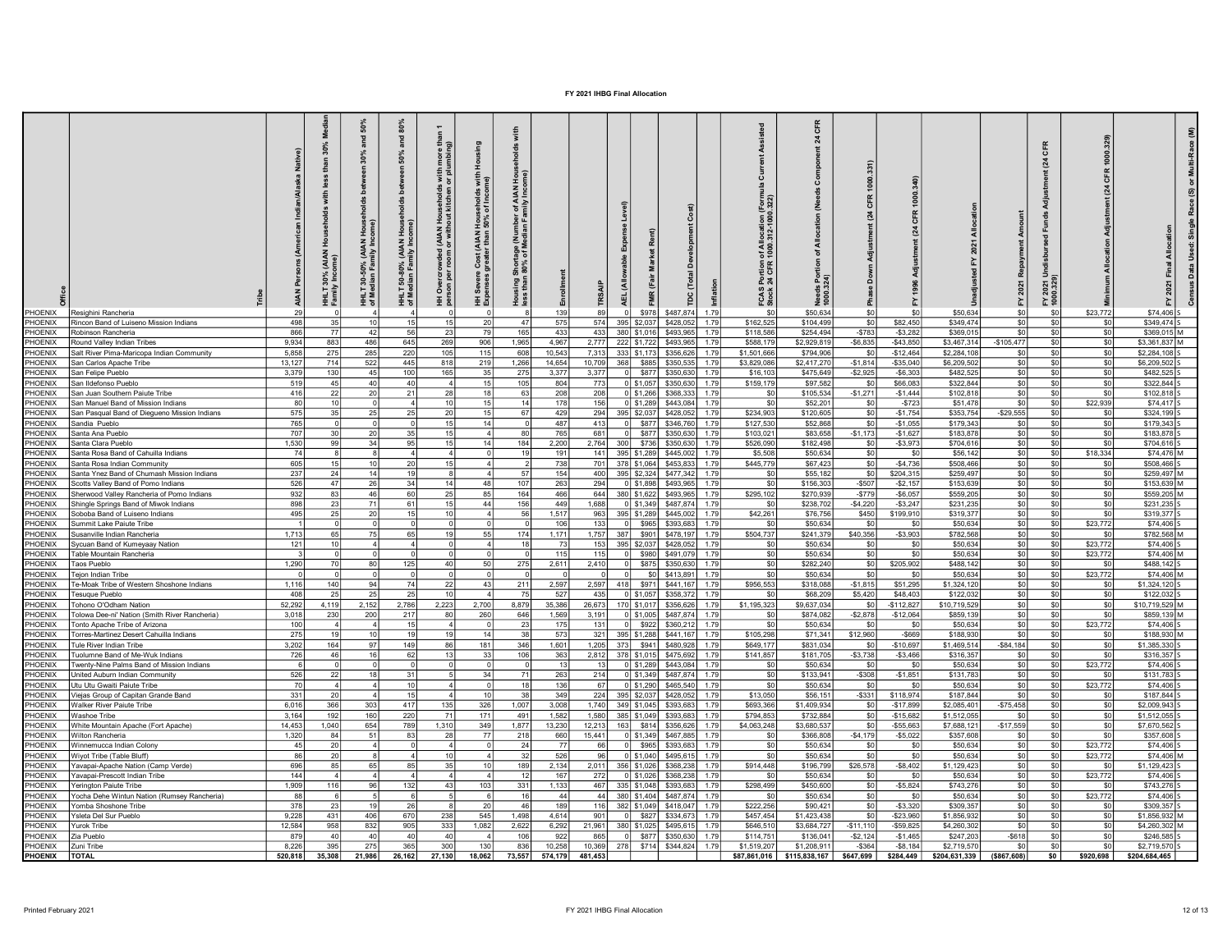# FY 2021 IHBG Final Allocation

| Office | Tribe | AIAN Persons (American Indian/Alaska Native) | HHLT 30% (AIAN Households with less than 30% Median Family Income) | HHLT 30-50% (AIAN Households between 30% and 50% of Median Family Income) | HHLT 50-80% (AIAN Households between 50% and 80% of Median Family Income) | HH Overcrowded (AIAN Households with more than 1 person per room or without kitchen or plumbing) | HH Severe Cost (AIAN Households with Housing Expenses greater than 50% of Income) | Housing Shortage (Number of AIAN Households with less than 80% of Median Family Income) | Enrollment | TRSAIP | AEL (Allowable Expense Level) | FMR (Fair Market Rent) | TDC (Total Development Cost) | Inflation | FCAS Portion of Allocation (Formula Current Assisted Stock 24 CFR 1000.312-1000.322) | Needs Portion of Allocation (Needs Component 24 CFR 1000.324) | Phase Down Adjustment (24 CFR 1000.331) | FY 1996 Adjustment (24 CFR 1000.340) | Unadjusted FY 2021 Allocation | FY 2021 Repayment Amount | FY 2021 Undisbursed Funds Adjustment (24 CFR 1000.329) | Minimum Allocation Adjustment (24 CFR 1000.329) | FY 2021 Final Allocation | Census Data Used: Single Race (S) or Multi-Race (M) |
|---|---|---|---|---|---|---|---|---|---|---|---|---|---|---|---|---|---|---|---|---|---|---|---|---|
| PHOENIX | Resighini Rancheria | 29 | 0 | 4 | 4 | 0 | 0 | 8 | 139 | 89 | 0 | $978 | $487,874 | 1.79 | $0 | $50,634 | $0 | $0 | $50,634 | $0 | $0 | $23,772 | $74,406 | S |
| PHOENIX | Rincon Band of Luiseno Mission Indians | 498 | 35 | 10 | 15 | 15 | 20 | 47 | 575 | 574 | 395 | $2,037 | $428,052 | 1.79 | $162,525 | $104,499 | $0 | $82,450 | $349,474 | $0 | $0 | $0 | $349,474 | S |
| PHOENIX | Robinson Rancheria | 866 | 77 | 42 | 56 | 23 | 79 | 165 | 433 | 433 | 380 | $1,016 | $493,965 | 1.79 | $118,586 | $254,494 | -$783 | -$3,282 | $369,015 | $0 | $0 | $0 | $369,015 | M |
| PHOENIX | Round Valley Indian Tribes | 9,934 | 883 | 486 | 645 | 269 | 906 | 1,965 | 4,967 | 2,777 | 222 | $1,722 | $493,965 | 1.79 | $588,179 | $2,929,819 | -$6,835 | -$43,850 | $3,467,314 | -$105,477 | $0 | $0 | $3,361,837 | M |
| PHOENIX | Salt River Pima-Maricopa Indian Community | 5,858 | 275 | 285 | 220 | 105 | 115 | 608 | 10,543 | 7,313 | 333 | $1,173 | $356,626 | 1.79 | $1,501,666 | $794,906 | $0 | -$12,464 | $2,284,108 | $0 | $0 | $0 | $2,284,108 | S |
| PHOENIX | San Carlos Apache Tribe | 13,127 | 714 | 522 | 445 | 818 | 219 | 1,266 | 14,654 | 10,709 | 368 | $885 | $350,535 | 1.79 | $3,829,086 | $2,417,270 | -$1,814 | -$35,040 | $6,209,502 | $0 | $0 | $0 | $6,209,502 | S |
| PHOENIX | San Felipe Pueblo | 3,379 | 130 | 45 | 100 | 165 | 35 | 275 | 3,377 | 3,377 | 0 | $877 | $350,630 | 1.79 | $16,103 | $475,649 | -$2,925 | -$6,303 | $482,525 | $0 | $0 | $0 | $482,525 | S |
| PHOENIX | San Ildefonso Pueblo | 519 | 45 | 40 | 40 | 4 | 15 | 105 | 804 | 773 | 0 | $1,057 | $350,630 | 1.79 | $159,179 | $97,582 | $0 | $66,083 | $322,844 | $0 | $0 | $0 | $322,844 | S |
| PHOENIX | San Juan Southern Paiute Tribe | 416 | 22 | 20 | 21 | 28 | 18 | 63 | 208 | 208 | 0 | $1,266 | $368,333 | 1.79 | $0 | $105,534 | -$1,271 | -$1,444 | $102,818 | $0 | $0 | $0 | $102,818 | S |
| PHOENIX | San Manuel Band of Mission Indians | 80 | 10 | 0 | 4 | 10 | 15 | 14 | 178 | 156 | 0 | $1,289 | $443,084 | 1.79 | $0 | $52,201 | $0 | -$723 | $51,478 | $0 | $0 | $22,939 | $74,417 | S |
| PHOENIX | San Pasqual Band of Diegueno Mission Indians | 575 | 35 | 25 | 25 | 20 | 15 | 67 | 429 | 294 | 395 | $2,037 | $428,052 | 1.79 | $234,903 | $120,605 | $0 | -$1,754 | $353,754 | -$29,555 | $0 | $0 | $324,199 | S |
| PHOENIX | Sandia Pueblo | 765 | 0 | 0 | 0 | 15 | 14 | 0 | 487 | 413 | 0 | $877 | $346,760 | 1.79 | $127,530 | $52,868 | $0 | -$1,055 | $179,343 | $0 | $0 | $0 | $179,343 | S |
| PHOENIX | Santa Ana Pueblo | 707 | 30 | 20 | 35 | 15 | 4 | 80 | 765 | 681 | 0 | $877 | $350,630 | 1.79 | $103,021 | $83,658 | -$1,173 | -$1,627 | $183,878 | $0 | $0 | $0 | $183,878 | S |
| PHOENIX | Santa Clara Pueblo | 1,530 | 99 | 34 | 95 | 15 | 14 | 184 | 2,200 | 2,764 | 300 | $736 | $350,630 | 1.79 | $526,090 | $182,498 | $0 | -$3,973 | $704,616 | $0 | $0 | $0 | $704,616 | S |
| PHOENIX | Santa Rosa Band of Cahuilla Indians | 74 | 8 | 8 | 4 | 4 | 0 | 19 | 191 | 141 | 395 | $1,289 | $445,002 | 1.79 | $5,508 | $50,634 | $0 | $0 | $56,142 | $0 | $0 | $18,334 | $74,476 | M |
| PHOENIX | Santa Rosa Indian Community | 605 | 15 | 10 | 20 | 15 | 4 | 2 | 738 | 701 | 378 | $1,064 | $453,833 | 1.79 | $445,779 | $67,423 | $0 | -$4,736 | $508,466 | $0 | $0 | $0 | $508,466 | S |
| PHOENIX | Santa Ynez Band of Chumash Mission Indians | 237 | 24 | 14 | 19 | 8 | 4 | 57 | 154 | 400 | 395 | $2,324 | $477,342 | 1.79 | $0 | $55,182 | $0 | $204,315 | $259,497 | $0 | $0 | $0 | $259,497 | M |
| PHOENIX | Scotts Valley Band of Pomo Indians | 526 | 47 | 26 | 34 | 14 | 48 | 107 | 263 | 294 | 0 | $1,898 | $493,965 | 1.79 | $0 | $156,303 | -$507 | -$2,157 | $153,639 | $0 | $0 | $0 | $153,639 | M |
| PHOENIX | Sherwood Valley Rancheria of Pomo Indians | 932 | 83 | 46 | 60 | 25 | 85 | 164 | 466 | 644 | 380 | $1,622 | $493,965 | 1.79 | $295,102 | $270,939 | -$779 | -$6,057 | $559,205 | $0 | $0 | $0 | $559,205 | M |
| PHOENIX | Shingle Springs Band of Miwok Indians | 898 | 23 | 71 | 61 | 15 | 44 | 156 | 449 | 1,688 | 0 | $1,349 | $487,874 | 1.79 | $0 | $238,702 | -$4,220 | -$3,247 | $231,235 | $0 | $0 | $0 | $231,235 | S |
| PHOENIX | Soboba Band of Luiseno Indians | 495 | 25 | 20 | 15 | 10 | 4 | 56 | 1,517 | 963 | 395 | $1,289 | $445,002 | 1.79 | $42,261 | $76,756 | $450 | $199,910 | $319,377 | $0 | $0 | $0 | $319,377 | S |
| PHOENIX | Summit Lake Paiute Tribe | 1 | 0 | 0 | 0 | 0 | 0 | 0 | 106 | 133 | 0 | $965 | $393,683 | 1.79 | $0 | $50,634 | $0 | $0 | $50,634 | $0 | $0 | $23,772 | $74,406 | S |
| PHOENIX | Susanville Indian Rancheria | 1,713 | 65 | 75 | 65 | 19 | 55 | 174 | 1,171 | 1,757 | 387 | $901 | $478,197 | 1.79 | $504,737 | $241,379 | $40,356 | -$3,903 | $782,568 | $0 | $0 | $0 | $782,568 | M |
| PHOENIX | Sycuan Band of Kumeyaay Nation | 121 | 10 | 4 | 4 | 0 | 4 | 18 | 73 | 153 | 395 | $2,037 | $428,052 | 1.79 | $0 | $50,634 | $0 | $0 | $50,634 | $0 | $0 | $23,772 | $74,406 | S |
| PHOENIX | Table Mountain Rancheria | 3 | 0 | 0 | 0 | 0 | 0 | 0 | 115 | 115 | 0 | $980 | $491,079 | 1.79 | $0 | $50,634 | $0 | $0 | $50,634 | $0 | $0 | $23,772 | $74,406 | M |
| PHOENIX | Taos Pueblo | 1,290 | 70 | 80 | 125 | 40 | 50 | 275 | 2,611 | 2,410 | 0 | $875 | $350,630 | 1.79 | $0 | $282,240 | $0 | $205,902 | $488,142 | $0 | $0 | $0 | $488,142 | S |
| PHOENIX | Tejon Indian Tribe | 0 | 0 | 0 | 0 | 0 | 0 | 0 | 0 | 0 | 0 | $0 | $413,891 | 1.79 | $0 | $50,634 | $0 | $0 | $50,634 | $0 | $0 | $23,772 | $74,406 | M |
| PHOENIX | Te-Moak Tribe of Western Shoshone Indians | 1,116 | 140 | 94 | 74 | 22 | 43 | 211 | 2,597 | 2,597 | 418 | $971 | $441,167 | 1.79 | $956,553 | $318,088 | -$1,815 | $51,295 | $1,324,120 | $0 | $0 | $0 | $1,324,120 | S |
| PHOENIX | Tesuque Pueblo | 408 | 25 | 25 | 25 | 10 | 4 | 75 | 527 | 435 | 0 | $1,057 | $358,372 | 1.79 | $0 | $68,209 | $5,420 | $48,403 | $122,032 | $0 | $0 | $0 | $122,032 | S |
| PHOENIX | Tohono O'Odham Nation | 52,292 | 4,119 | 2,152 | 2,786 | 2,223 | 2,700 | 8,879 | 35,386 | 26,673 | 170 | $1,017 | $356,626 | 1.79 | $1,195,323 | $9,637,034 | $0 | -$112,827 | $10,719,529 | $0 | $0 | $0 | $10,719,529 | M |
| PHOENIX | Tolowa Dee-ni' Nation (Smith River Rancheria) | 3,018 | 230 | 200 | 217 | 80 | 260 | 646 | 1,569 | 3,191 | 0 | $1,005 | $487,874 | 1.79 | $0 | $874,082 | -$2,878 | -$12,064 | $859,139 | $0 | $0 | $0 | $859,139 | M |
| PHOENIX | Tonto Apache Tribe of Arizona | 100 | 4 | 4 | 15 | 4 | 0 | 23 | 175 | 131 | 0 | $922 | $360,212 | 1.79 | $0 | $50,634 | $0 | $0 | $50,634 | $0 | $0 | $23,772 | $74,406 | S |
| PHOENIX | Torres-Martinez Desert Cahuilla Indians | 275 | 19 | 10 | 19 | 19 | 14 | 38 | 573 | 321 | 395 | $1,288 | $441,167 | 1.79 | $105,298 | $71,341 | $12,960 | -$669 | $188,930 | $0 | $0 | $0 | $188,930 | M |
| PHOENIX | Tule River Indian Tribe | 3,202 | 164 | 97 | 149 | 86 | 181 | 346 | 1,601 | 1,205 | 373 | $941 | $480,928 | 1.79 | $649,177 | $831,034 | $0 | -$10,697 | $1,469,514 | -$84,184 | $0 | $0 | $1,385,330 | S |
| PHOENIX | Tuolumne Band of Me-Wuk Indians | 726 | 46 | 16 | 62 | 13 | 33 | 106 | 363 | 2,812 | 378 | $1,015 | $475,692 | 1.79 | $141,857 | $181,705 | -$3,738 | -$3,466 | $316,357 | $0 | $0 | $0 | $316,357 | S |
| PHOENIX | Twenty-Nine Palms Band of Mission Indians | 6 | 0 | 0 | 0 | 0 | 0 | 0 | 13 | 13 | 0 | $1,289 | $443,084 | 1.79 | $0 | $50,634 | $0 | $0 | $50,634 | $0 | $0 | $23,772 | $74,406 | S |
| PHOENIX | United Auburn Indian Community | 526 | 22 | 18 | 31 | 5 | 34 | 71 | 263 | 214 | 0 | $1,349 | $487,874 | 1.79 | $0 | $133,941 | -$308 | -$1,851 | $131,783 | $0 | $0 | $0 | $131,783 | S |
| PHOENIX | Utu Utu Gwaiti Paiute Tribe | 70 | 4 | 4 | 10 | 4 | 0 | 18 | 136 | 67 | 0 | $1,290 | $465,540 | 1.79 | $0 | $50,634 | $0 | $0 | $50,634 | $0 | $0 | $23,772 | $74,406 | S |
| PHOENIX | Viejas Group of Capitan Grande Band | 331 | 20 | 4 | 15 | 4 | 10 | 38 | 349 | 224 | 395 | $2,037 | $428,052 | 1.79 | $13,050 | $56,151 | -$331 | $118,974 | $187,844 | $0 | $0 | $0 | $187,844 | S |
| PHOENIX | Walker River Paiute Tribe | 6,016 | 366 | 303 | 417 | 135 | 326 | 1,007 | 3,008 | 1,740 | 349 | $1,045 | $393,683 | 1.79 | $693,366 | $1,409,934 | $0 | -$17,899 | $2,085,401 | -$75,458 | $0 | $0 | $2,009,943 | S |
| PHOENIX | Washoe Tribe | 3,164 | 192 | 160 | 220 | 71 | 171 | 491 | 1,582 | 1,580 | 385 | $1,049 | $393,683 | 1.79 | $794,853 | $732,884 | $0 | -$15,682 | $1,512,055 | $0 | $0 | $0 | $1,512,055 | S |
| PHOENIX | White Mountain Apache Tribe (Fort Apache) | 14,453 | 1,040 | 654 | 789 | 1,310 | 349 | 1,877 | 13,230 | 12,213 | 163 | $814 | $356,626 | 1.79 | $4,063,248 | $3,680,537 | $0 | -$55,663 | $7,688,121 | -$17,559 | $0 | $0 | $7,670,562 | S |
| PHOENIX | Wilton Rancheria | 1,320 | 84 | 51 | 83 | 28 | 77 | 218 | 660 | 15,441 | 0 | $1,349 | $467,885 | 1.79 | $0 | $366,808 | -$4,179 | -$5,022 | $357,608 | $0 | $0 | $0 | $357,608 | S |
| PHOENIX | Winnemucca Indian Colony | 45 | 20 | 4 | 0 | 4 | 0 | 24 | 77 | 66 | 0 | $965 | $393,683 | 1.79 | $0 | $50,634 | $0 | $0 | $50,634 | $0 | $0 | $23,772 | $74,406 | S |
| PHOENIX | Wiyot Tribe (Table Bluff) | 86 | 20 | 8 | 4 | 10 | 4 | 32 | 526 | 96 | 0 | $1,040 | $495,615 | 1.79 | $0 | $50,634 | $0 | $0 | $50,634 | $0 | $0 | $23,772 | $74,406 | M |
| PHOENIX | Yavapai-Apache Nation (Camp Verde) | 696 | 85 | 65 | 85 | 35 | 10 | 189 | 2,134 | 2,011 | 356 | $1,026 | $368,238 | 1.79 | $914,448 | $196,799 | $26,578 | -$8,402 | $1,129,423 | $0 | $0 | $0 | $1,129,423 | S |
| PHOENIX | Yavapai-Prescott Indian Tribe | 144 | 4 | 4 | 4 | 4 | 4 | 12 | 167 | 272 | 0 | $1,026 | $368,238 | 1.79 | $0 | $50,634 | $0 | $0 | $50,634 | $0 | $0 | $23,772 | $74,406 | S |
| PHOENIX | Yerington Paiute Tribe | 1,909 | 116 | 96 | 132 | 43 | 103 | 331 | 1,133 | 467 | 335 | $1,048 | $393,683 | 1.79 | $298,499 | $450,600 | $0 | -$5,824 | $743,276 | $0 | $0 | $0 | $743,276 | S |
| PHOENIX | Yocha Dehe Wintun Nation (Rumsey Rancheria) | 88 | 6 | 5 | 6 | 5 | 6 | 16 | 44 | 44 | 380 | $1,404 | $487,874 | 1.79 | $0 | $50,634 | $0 | $0 | $50,634 | $0 | $0 | $23,772 | $74,406 | S |
| PHOENIX | Yomba Shoshone Tribe | 378 | 23 | 19 | 26 | 8 | 20 | 46 | 189 | 116 | 382 | $1,049 | $418,047 | 1.79 | $222,256 | $90,421 | $0 | -$3,320 | $309,357 | $0 | $0 | $0 | $309,357 | S |
| PHOENIX | Ysleta Del Sur Pueblo | 9,228 | 431 | 406 | 670 | 238 | 545 | 1,498 | 4,614 | 901 | 0 | $827 | $334,673 | 1.79 | $457,454 | $1,423,438 | $0 | -$23,960 | $1,856,932 | $0 | $0 | $0 | $1,856,932 | M |
| PHOENIX | Yurok Tribe | 12,584 | 958 | 832 | 905 | 333 | 1,082 | 2,622 | 6,292 | 21,961 | 380 | $1,025 | $495,615 | 1.79 | $646,510 | $3,684,727 | -$11,110 | -$59,825 | $4,260,302 | $0 | $0 | $0 | $4,260,302 | M |
| PHOENIX | Zia Pueblo | 879 | 40 | 40 | 40 | 40 | 4 | 106 | 922 | 865 | 0 | $877 | $350,630 | 1.79 | $114,751 | $136,041 | -$2,124 | -$1,465 | $247,203 | -$618 | $0 | $0 | $246,585 | S |
| PHOENIX | Zuni Tribe | 8,226 | 395 | 275 | 365 | 300 | 130 | 836 | 10,258 | 10,369 | 278 | $714 | $344,824 | 1.79 | $1,519,207 | $1,208,911 | -$364 | -$8,184 | $2,719,570 | $0 | $0 | $0 | $2,719,570 | S |
| **PHOENIX** | **TOTAL** | **520,818** | **35,308** | **21,986** | **26,162** | **27,130** | **18,062** | **73,557** | **574,179** | **481,453** | | | | | **$87,861,016** | **$115,838,167** | **$647,699** | **$284,449** | **$204,631,339** | **($867,608)** | **$0** | **$920,698** | **$204,684,465** | |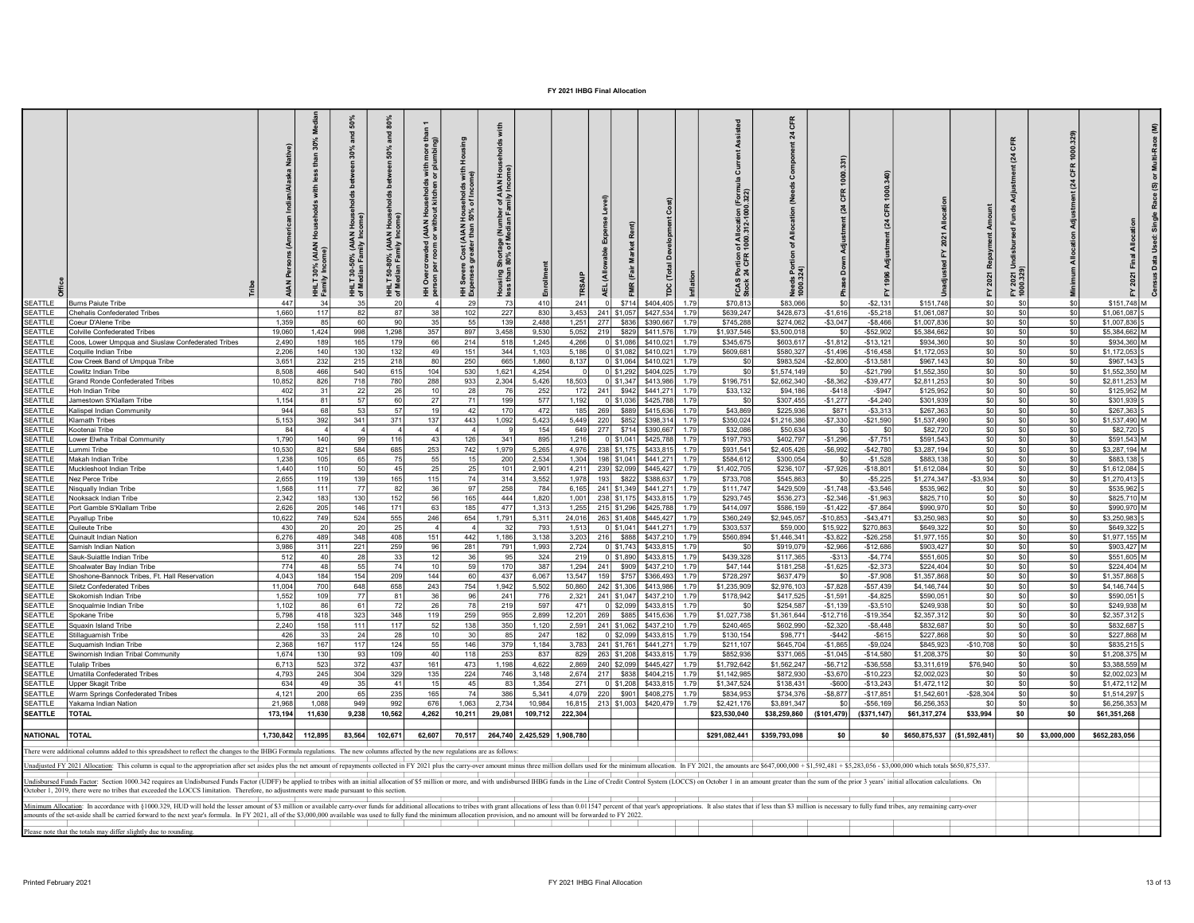# FY 2021 IHBG Final Allocation

| Office | Tribe | AIAN Persons (American Indian/Alaska Native) | HHLT 30% (AIAN Households with less than 30% Median Family Income) | HHLT 30-50% (AIAN Households between 30% and 50% of Median Family Income) | HHLT 50-80% (AIAN Households between 50% and 80% of Median Family Income) | HH Overcrowded (AIAN Households with more than 1 person per room or without kitchen or plumbing) | HH Severe Cost (AIAN Households with Housing Expenses greater than 50% of Income) | Housing Shortage (Number of AIAN Households with less than 80% of Median Family Income) | Enrollment | TRSAIP | AEL (Allowable Expense Level) | FMR (Fair Market Rent) | TDC (Total Development Cost) | Inflation | FCAS Portion of Allocation (Formula Current Assisted Stock 24 CFR 1000.312-1000.322) | Needs Portion of Allocation (Needs Component 24 CFR 1000.324) | Phase Down Adjustment (24 CFR 1000.331) | FY 1996 Adjustment (24 CFR 1000.340) | Unadjusted FY 2021 Allocation | FY 2021 Repayment Amount | FY 2021 Undisbursed Funds Adjustment (24 CFR 1000.329) | Minimum Allocation Adjustment (24 CFR 1000.329) | FY 2021 Final Allocation | Census Data Used: Single Race (S) or Multi-Race (M) |
|---|---|---|---|---|---|---|---|---|---|---|---|---|---|---|---|---|---|---|---|---|---|---|---|---|
| SEATTLE | Burns Paiute Tribe | 447 | 34 | 35 | 20 | 4 | 29 | 73 | 410 | 241 | 0 | $714 | $404,405 | 1.79 | $70,813 | $83,066 | $0 | -$2,131 | $151,748 | $0 | $0 | $0 | $151,748 | M |
| SEATTLE | Chehalis Confederated Tribes | 1,660 | 117 | 82 | 87 | 38 | 102 | 227 | 830 | 3,453 | 241 | $1,057 | $427,534 | 1.79 | $639,247 | $428,673 | -$1,616 | -$5,218 | $1,061,087 | $0 | $0 | $0 | $1,061,087 | S |
| SEATTLE | Coeur D'Alene Tribe | 1,359 | 85 | 60 | 90 | 35 | 55 | 139 | 2,488 | 1,251 | 277 | $836 | $390,667 | 1.79 | $745,288 | $274,062 | -$3,047 | -$8,466 | $1,007,836 | $0 | $0 | $0 | $1,007,836 | S |
| SEATTLE | Colville Confederated Tribes | 19,060 | 1,424 | 998 | 1,298 | 357 | 897 | 3,458 | 9,530 | 5,052 | 219 | $829 | $411,576 | 1.79 | $1,937,546 | $3,500,018 | $0 | -$52,902 | $5,384,662 | $0 | $0 | $0 | $5,384,662 | M |
| SEATTLE | Coos, Lower Umpqua and Siuslaw Confederated Tribes | 2,490 | 189 | 165 | 179 | 66 | 214 | 518 | 1,245 | 4,266 | 0 | $1,086 | $410,021 | 1.79 | $345,675 | $603,617 | -$1,812 | -$13,121 | $934,360 | $0 | $0 | $0 | $934,360 | M |
| SEATTLE | Coquille Indian Tribe | 2,206 | 140 | 130 | 132 | 49 | 151 | 344 | 1,103 | 5,186 | 0 | $1,082 | $410,021 | 1.79 | $609,681 | $580,327 | -$1,496 | -$16,458 | $1,172,053 | $0 | $0 | $0 | $1,172,053 | S |
| SEATTLE | Cow Creek Band of Umpqua Tribe | 3,651 | 232 | 215 | 218 | 80 | 250 | 665 | 1,860 | 8,137 | 0 | $1,064 | $410,021 | 1.79 | $0 | $983,524 | -$2,800 | -$13,581 | $967,143 | $0 | $0 | $0 | $967,143 | S |
| SEATTLE | Cowlitz Indian Tribe | 8,508 | 466 | 540 | 615 | 104 | 530 | 1,621 | 4,254 | 0 | 0 | $1,292 | $404,025 | 1.79 | $0 | $1,574,149 | $0 | -$21,799 | $1,552,350 | $0 | $0 | $0 | $1,552,350 | M |
| SEATTLE | Grand Ronde Confederated Tribes | 10,852 | 826 | 718 | 780 | 288 | 933 | 2,304 | 5,426 | 18,503 | 0 | $1,347 | $413,986 | 1.79 | $196,751 | $2,662,340 | -$8,362 | -$39,477 | $2,811,253 | $0 | $0 | $0 | $2,811,253 | M |
| SEATTLE | Hoh Indian Tribe | 402 | 31 | 22 | 26 | 10 | 28 | 76 | 252 | 172 | 241 | $942 | $441,271 | 1.79 | $33,132 | $94,186 | -$418 | -$947 | $125,952 | $0 | $0 | $0 | $125,952 | M |
| SEATTLE | Jamestown S'Klallam Tribe | 1,154 | 81 | 57 | 60 | 27 | 71 | 199 | 577 | 1,192 | 0 | $1,036 | $425,788 | 1.79 | $0 | $307,455 | -$1,277 | -$4,240 | $301,939 | $0 | $0 | $0 | $301,939 | S |
| SEATTLE | Kalispel Indian Community | 944 | 68 | 53 | 57 | 19 | 42 | 170 | 472 | 185 | 269 | $889 | $415,636 | 1.79 | $43,869 | $225,936 | $871 | -$3,313 | $267,363 | $0 | $0 | $0 | $267,363 | S |
| SEATTLE | Klamath Tribes | 5,153 | 392 | 341 | 371 | 137 | 443 | 1,092 | 5,423 | 5,449 | 220 | $852 | $398,314 | 1.79 | $350,024 | $1,216,386 | -$7,330 | -$21,590 | $1,537,490 | $0 | $0 | $0 | $1,537,490 | M |
| SEATTLE | Kootenai Tribe | 84 | 4 | 4 | 4 | 4 | 4 | 9 | 154 | 649 | 277 | $714 | $390,667 | 1.79 | $32,086 | $50,634 | $0 | $0 | $82,720 | $0 | $0 | $0 | $82,720 | S |
| SEATTLE | Lower Elwha Tribal Community | 1,790 | 140 | 99 | 116 | 43 | 126 | 341 | 895 | 1,216 | 0 | $1,041 | $425,788 | 1.79 | $197,793 | $402,797 | -$1,296 | -$7,751 | $591,543 | $0 | $0 | $0 | $591,543 | M |
| SEATTLE | Lummi Tribe | 10,530 | 821 | 584 | 685 | 253 | 742 | 1,979 | 5,265 | 4,976 | 238 | $1,175 | $433,815 | 1.79 | $931,541 | $2,405,426 | -$6,992 | -$42,780 | $3,287,194 | $0 | $0 | $0 | $3,287,194 | M |
| SEATTLE | Makah Indian Tribe | 1,238 | 105 | 65 | 75 | 55 | 15 | 200 | 2,534 | 1,304 | 198 | $1,041 | $441,271 | 1.79 | $584,612 | $300,054 | $0 | -$1,528 | $883,138 | $0 | $0 | $0 | $883,138 | S |
| SEATTLE | Muckleshoot Indian Tribe | 1,440 | 110 | 50 | 45 | 25 | 25 | 101 | 2,901 | 4,211 | 239 | $2,099 | $445,427 | 1.79 | $1,402,705 | $236,107 | -$7,926 | -$18,801 | $1,612,084 | $0 | $0 | $0 | $1,612,084 | S |
| SEATTLE | Nez Perce Tribe | 2,655 | 119 | 139 | 165 | 115 | 74 | 314 | 3,552 | 1,978 | 193 | $822 | $388,637 | 1.79 | $733,708 | $545,863 | $0 | -$5,225 | $1,274,347 | -$3,934 | $0 | $0 | $1,270,413 | S |
| SEATTLE | Nisqually Indian Tribe | 1,568 | 111 | 77 | 82 | 36 | 97 | 258 | 784 | 6,165 | 241 | $1,349 | $441,271 | 1.79 | $111,747 | $429,509 | -$1,748 | -$3,546 | $535,962 | $0 | $0 | $0 | $535,962 | S |
| SEATTLE | Nooksack Indian Tribe | 2,342 | 183 | 130 | 152 | 56 | 165 | 444 | 1,820 | 1,001 | 238 | $1,175 | $433,815 | 1.79 | $293,745 | $536,273 | -$2,346 | -$1,963 | $825,710 | $0 | $0 | $0 | $825,710 | M |
| SEATTLE | Port Gamble S'Klallam Tribe | 2,626 | 205 | 146 | 171 | 63 | 185 | 477 | 1,313 | 1,255 | 215 | $1,296 | $425,788 | 1.79 | $414,097 | $586,159 | -$1,422 | -$7,864 | $990,970 | $0 | $0 | $0 | $990,970 | M |
| SEATTLE | Puyallup Tribe | 10,622 | 749 | 524 | 555 | 246 | 654 | 1,791 | 5,311 | 24,016 | 263 | $1,408 | $445,427 | 1.79 | $360,249 | $2,945,057 | -$10,853 | -$43,471 | $3,250,983 | $0 | $0 | $0 | $3,250,983 | S |
| SEATTLE | Quileute Tribe | 430 | 20 | 20 | 25 | 4 | 4 | 32 | 793 | 1,513 | 0 | $1,041 | $441,271 | 1.79 | $303,537 | $59,000 | $15,922 | $270,863 | $649,322 | $0 | $0 | $0 | $649,322 | S |
| SEATTLE | Quinault Indian Nation | 6,276 | 489 | 348 | 408 | 151 | 442 | 1,186 | 3,138 | 3,203 | 216 | $888 | $437,210 | 1.79 | $560,894 | $1,446,341 | -$3,822 | -$26,258 | $1,977,155 | $0 | $0 | $0 | $1,977,155 | M |
| SEATTLE | Samish Indian Nation | 3,986 | 311 | 221 | 259 | 96 | 281 | 791 | 1,993 | 2,724 | 0 | $1,743 | $433,815 | 1.79 | $0 | $919,079 | -$2,966 | -$12,686 | $903,427 | $0 | $0 | $0 | $903,427 | M |
| SEATTLE | Sauk-Suiattle Indian Tribe | 512 | 40 | 28 | 33 | 12 | 36 | 95 | 324 | 219 | 0 | $1,890 | $433,815 | 1.79 | $439,328 | $117,365 | -$313 | -$4,774 | $551,605 | $0 | $0 | $0 | $551,605 | M |
| SEATTLE | Shoalwater Bay Indian Tribe | 774 | 48 | 55 | 74 | 10 | 59 | 170 | 387 | 1,294 | 241 | $909 | $437,210 | 1.79 | $47,144 | $181,258 | -$1,625 | -$2,373 | $224,404 | $0 | $0 | $0 | $224,404 | M |
| SEATTLE | Shoshone-Bannock Tribes, Ft. Hall Reservation | 4,043 | 184 | 154 | 209 | 144 | 60 | 437 | 6,067 | 13,547 | 159 | $757 | $366,493 | 1.79 | $728,297 | $637,479 | $0 | -$7,908 | $1,357,868 | $0 | $0 | $0 | $1,357,868 | S |
| SEATTLE | Siletz Confederated Tribes | 11,004 | 700 | 648 | 658 | 243 | 754 | 1,942 | 5,502 | 50,860 | 242 | $1,306 | $413,986 | 1.79 | $1,235,909 | $2,976,103 | -$7,828 | -$57,439 | $4,146,744 | $0 | $0 | $0 | $4,146,744 | S |
| SEATTLE | Skokomish Indian Tribe | 1,552 | 109 | 77 | 81 | 36 | 96 | 241 | 776 | 2,321 | 241 | $1,047 | $437,210 | 1.79 | $178,942 | $417,525 | -$1,591 | -$4,825 | $590,051 | $0 | $0 | $0 | $590,051 | S |
| SEATTLE | Snoqualmie Indian Tribe | 1,102 | 86 | 61 | 72 | 26 | 78 | 219 | 597 | 471 | 0 | $2,099 | $433,815 | 1.79 | $0 | $254,587 | -$1,139 | -$3,510 | $249,938 | $0 | $0 | $0 | $249,938 | M |
| SEATTLE | Spokane Tribe | 5,798 | 418 | 323 | 348 | 119 | 259 | 955 | 2,899 | 12,201 | 269 | $885 | $415,636 | 1.79 | $1,027,738 | $1,361,644 | -$12,716 | -$19,354 | $2,357,312 | $0 | $0 | $0 | $2,357,312 | S |
| SEATTLE | Squaxin Island Tribe | 2,240 | 158 | 111 | 117 | 52 | 138 | 350 | 1,120 | 2,591 | 241 | $1,062 | $437,210 | 1.79 | $240,465 | $602,990 | -$2,320 | -$8,448 | $832,687 | $0 | $0 | $0 | $832,687 | S |
| SEATTLE | Stillaguamish Tribe | 426 | 33 | 24 | 28 | 10 | 30 | 85 | 247 | 182 | 0 | $2,099 | $433,815 | 1.79 | $130,154 | $98,771 | -$442 | -$615 | $227,868 | $0 | $0 | $0 | $227,868 | M |
| SEATTLE | Suquamish Indian Tribe | 2,368 | 167 | 117 | 124 | 55 | 146 | 379 | 1,184 | 3,783 | 241 | $1,761 | $441,271 | 1.79 | $211,107 | $645,704 | -$1,865 | -$9,024 | $845,923 | -$10,708 | $0 | $0 | $835,215 | S |
| SEATTLE | Swinomish Indian Tribal Community | 1,674 | 130 | 93 | 109 | 40 | 118 | 253 | 837 | 829 | 263 | $1,208 | $433,815 | 1.79 | $852,936 | $371,065 | -$1,045 | -$14,580 | $1,208,375 | $0 | $0 | $0 | $1,208,375 | M |
| SEATTLE | Tulalip Tribes | 6,713 | 523 | 372 | 437 | 161 | 473 | 1,198 | 4,622 | 2,869 | 240 | $2,099 | $445,427 | 1.79 | $1,792,642 | $1,562,247 | -$6,712 | -$36,558 | $3,311,619 | $76,940 | $0 | $0 | $3,388,559 | M |
| SEATTLE | Umatilla Confederated Tribes | 4,793 | 245 | 304 | 329 | 135 | 224 | 746 | 3,148 | 2,674 | 217 | $838 | $404,215 | 1.79 | $1,142,985 | $872,930 | -$3,670 | -$10,223 | $2,002,023 | $0 | $0 | $0 | $2,002,023 | M |
| SEATTLE | Upper Skagit Tribe | 634 | 49 | 35 | 41 | 15 | 45 | 83 | 1,354 | 271 | 0 | $1,208 | $433,815 | 1.79 | $1,347,524 | $138,431 | -$600 | -$13,243 | $1,472,112 | $0 | $0 | $0 | $1,472,112 | M |
| SEATTLE | Warm Springs Confederated Tribes | 4,121 | 200 | 65 | 235 | 165 | 74 | 386 | 5,341 | 4,079 | 220 | $901 | $408,275 | 1.79 | $834,953 | $734,376 | -$8,877 | -$17,851 | $1,542,601 | -$28,304 | $0 | $0 | $1,514,297 | S |
| SEATTLE | Yakama Indian Nation | 21,968 | 1,088 | 949 | 992 | 676 | 1,063 | 2,734 | 10,984 | 16,815 | 213 | $1,003 | $420,479 | 1.79 | $2,421,176 | $3,891,347 | $0 | -$56,169 | $6,256,353 | $0 | $0 | $0 | $6,256,353 | M |
| **SEATTLE** | **TOTAL** | **173,194** | **11,630** | **9,238** | **10,562** | **4,262** | **10,211** | **29,081** | **109,712** | **222,304** | | | | | **$23,530,040** | **$38,259,860** | **($101,479)** | **($371,147)** | **$61,317,274** | **$33,994** | **$0** | **$0** | **$61,351,268** | |
| | | | | | | | | | | | | | | | | | | | | | | | | |
| **NATIONAL** | **TOTAL** | **1,730,842** | **112,895** | **83,564** | **102,671** | **62,607** | **70,517** | **264,740** | **2,425,529** | **1,908,780** | | | | | **$291,082,441** | **$359,793,098** | **$0** | **$0** | **$650,875,537** | **($1,592,481)** | **$0** | **$3,000,000** | **$652,283,056** | |

There were additional columns added to this spreadsheet to reflect the changes to the IHBG Formula regulations. The new columns affected by the new regulations are as follows:

Unadjusted FY 2021 Allocation: This column is equal to the appropriation after set asides plus the net amount of repayments collected in FY 2021 plus the carry-over amount minus three million dollars used for the minimum allocation. In FY 2021, the amounts are $647,000,000 + $1,592,481 + $5,283,056 - $3,000,000 which totals $650,875,537.

Undisbursed Funds Factor: Section 1000.342 requires an Undisbursed Funds Factor (UDFF) be applied to tribes with an initial allocation of $5 million or more, and with undisbursed IHBG funds in the Line of Credit Control System (LOCCS) on October 1 in an amount greater than the sum of the prior 3 years' initial allocation calculations. On October 1, 2019, there were no tribes that exceeded the LOCCS limitation. Therefore, no adjustments were made pursuant to this section.

Minimum Allocation: In accordance with §1000.329, HUD will hold the lesser amount of $3 million or available carry-over funds for additional allocations to tribes with grant allocations of less than 0.011547 percent of that year's appropriations. It also states that if less than $3 million is necessary to fully fund tribes, any remaining carry-over amounts of the set-aside shall be carried forward to the next year's formula. In FY 2021, all of the $3,000,000 available was used to fully fund the minimum allocation provision, and no amount will be forwarded to FY 2022.

Please note that the totals may differ slightly due to rounding.